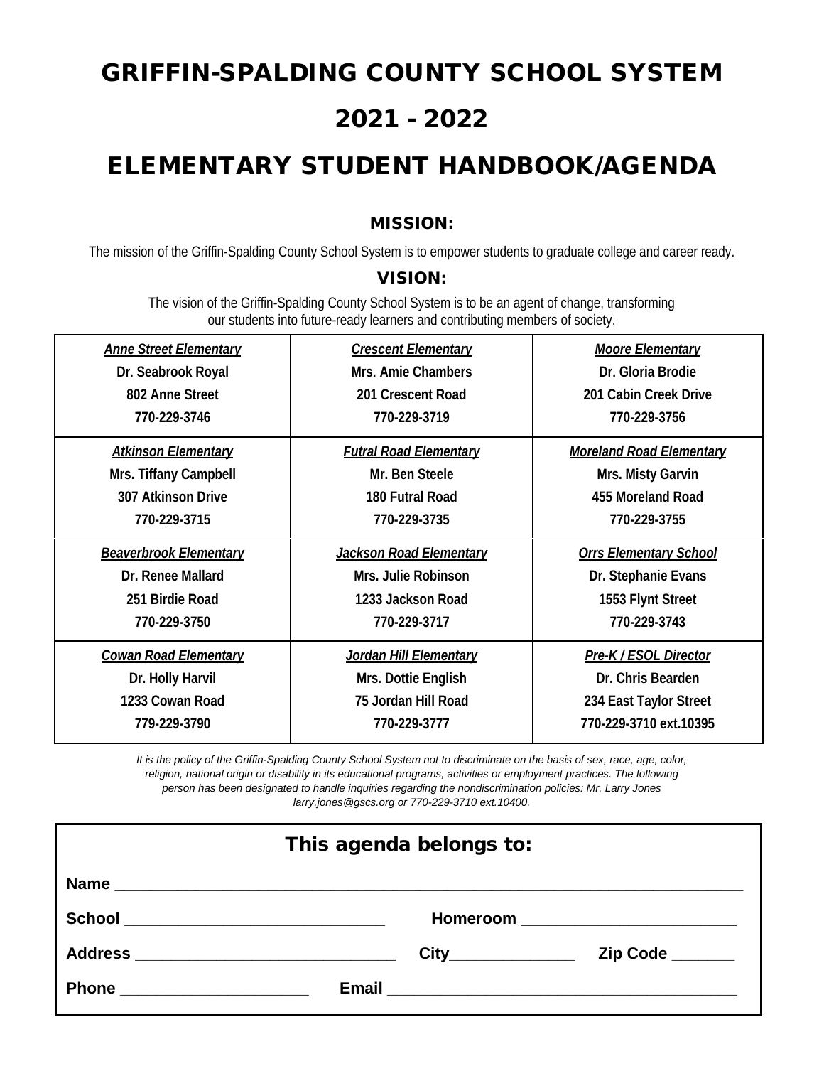# GRIFFIN-SPALDING COUNTY SCHOOL SYSTEM

# 2021 - 2022

# ELEMENTARY STUDENT HANDBOOK/AGENDA

### MISSION:

The mission of the Griffin-Spalding County School System is to empower students to graduate college and career ready.

### VISION:

The vision of the Griffin-Spalding County School System is to be an agent of change, transforming our students into future-ready learners and contributing members of society.

| | | |
|---|---|---|
| ***Anne Street Elementary***<br>**Dr. Seabrook Royal**<br>**802 Anne Street**<br>**770-229-3746** | ***Crescent Elementary***<br>**Mrs. Amie Chambers**<br>**201 Crescent Road**<br>**770-229-3719** | ***Moore Elementary***<br>**Dr. Gloria Brodie**<br>**201 Cabin Creek Drive**<br>**770-229-3756** |
| ***Atkinson Elementary***<br>**Mrs. Tiffany Campbell**<br>**307 Atkinson Drive**<br>**770-229-3715** | ***Futral Road Elementary***<br>**Mr. Ben Steele**<br>**180 Futral Road**<br>**770-229-3735** | ***Moreland Road Elementary***<br>**Mrs. Misty Garvin**<br>**455 Moreland Road**<br>**770-229-3755** |
| ***Beaverbrook Elementary***<br>**Dr. Renee Mallard**<br>**251 Birdie Road**<br>**770-229-3750** | ***Jackson Road Elementary***<br>**Mrs. Julie Robinson**<br>**1233 Jackson Road**<br>**770-229-3717** | ***Orrs Elementary School***<br>**Dr. Stephanie Evans**<br>**1553 Flynt Street**<br>**770-229-3743** |
| ***Cowan Road Elementary***<br>**Dr. Holly Harvil**<br>**1233 Cowan Road**<br>**779-229-3790** | ***Jordan Hill Elementary***<br>**Mrs. Dottie English**<br>**75 Jordan Hill Road**<br>**770-229-3777** | ***Pre-K / ESOL Director***<br>**Dr. Chris Bearden**<br>**234 East Taylor Street**<br>**770-229-3710 ext.10395** |

*It is the policy of the Griffin-Spalding County School System not to discriminate on the basis of sex, race, age, color, religion, national origin or disability in its educational programs, activities or employment practices. The following person has been designated to handle inquiries regarding the nondiscrimination policies: Mr. Larry Jones larry.jones@gscs.org or 770-229-3710 ext.10400.*

### This agenda belongs to:

**Name** ____________________________________________

**School** ______________________ **Homeroom** ______________________

**Address** ______________________ **City**______________ **Zip Code** _______

**Phone** ____________________ **Email** ______________________________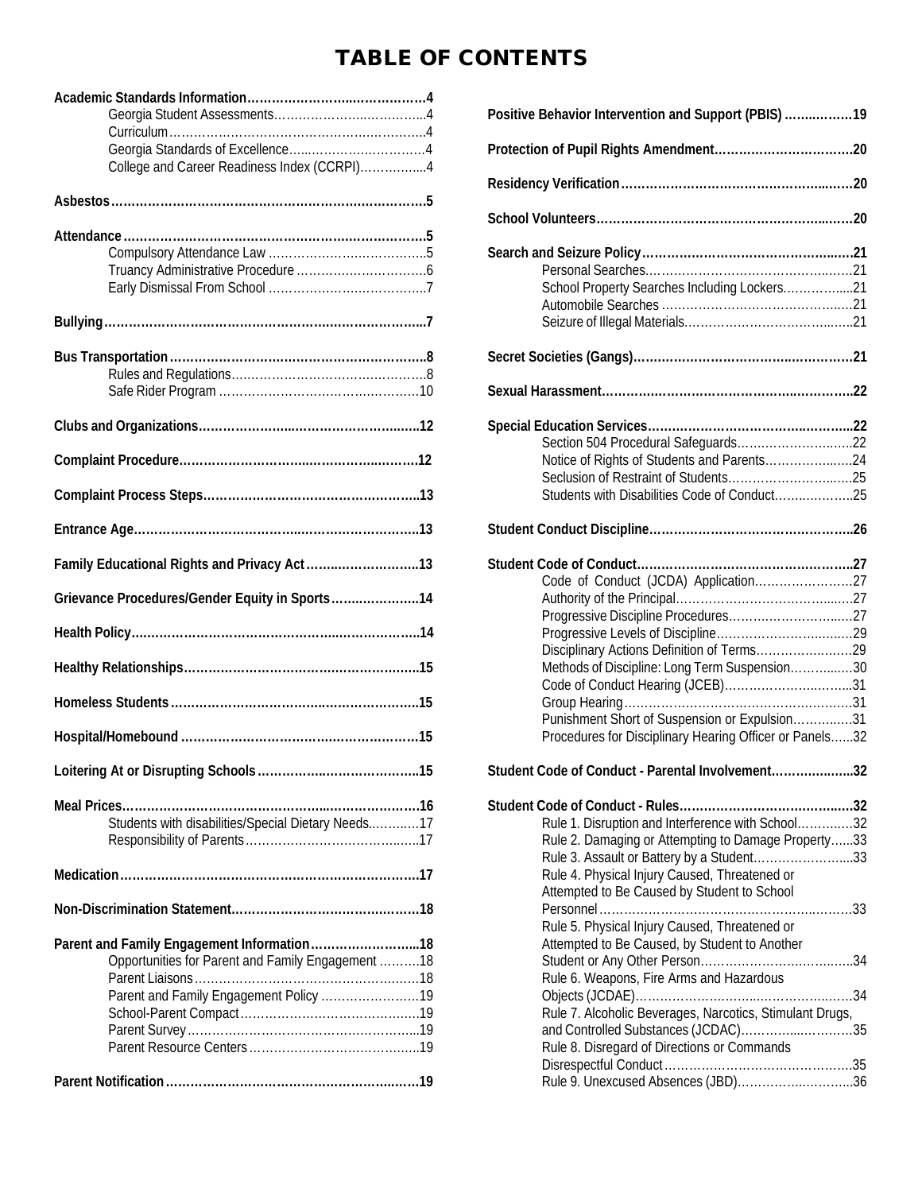# TABLE OF CONTENTS

**Academic Standards Information**....................................4
- Georgia Student Assessments....................................4
- Curriculum....................................4
- Georgia Standards of Excellence....................................4
- College and Career Readiness Index (CCRPI)....................................4

**Asbestos**....................................5

**Attendance**....................................5
- Compulsory Attendance Law....................................5
- Truancy Administrative Procedure....................................6
- Early Dismissal From School....................................7

**Bullying**....................................7

**Bus Transportation**....................................8
- Rules and Regulations....................................8
- Safe Rider Program....................................10

**Clubs and Organizations**....................................12

**Complaint Procedure**....................................12

**Complaint Process Steps**....................................13

**Entrance Age**....................................13

**Family Educational Rights and Privacy Act**....................................13

**Grievance Procedures/Gender Equity in Sports**....................................14

**Health Policy**....................................14

**Healthy Relationships**....................................15

**Homeless Students**....................................15

**Hospital/Homebound**....................................15

**Loitering At or Disrupting Schools**....................................15

**Meal Prices**....................................16
- Students with disabilities/Special Dietary Needs....................................17
- Responsibility of Parents....................................17

**Medication**....................................17

**Non-Discrimination Statement**....................................18

**Parent and Family Engagement Information**....................................18
- Opportunities for Parent and Family Engagement....................................18
- Parent Liaisons....................................18
- Parent and Family Engagement Policy....................................19
- School-Parent Compact....................................19
- Parent Survey....................................19
- Parent Resource Centers....................................19

**Parent Notification**....................................19

**Positive Behavior Intervention and Support (PBIS)**....................................19

**Protection of Pupil Rights Amendment**....................................20

**Residency Verification**....................................20

**School Volunteers**....................................20

**Search and Seizure Policy**....................................21
- Personal Searches....................................21
- School Property Searches Including Lockers....................................21
- Automobile Searches....................................21
- Seizure of Illegal Materials....................................21

**Secret Societies (Gangs)**....................................21

**Sexual Harassment**....................................22

**Special Education Services**....................................22
- Section 504 Procedural Safeguards....................................22
- Notice of Rights of Students and Parents....................................24
- Seclusion of Restraint of Students....................................25
- Students with Disabilities Code of Conduct....................................25

**Student Conduct Discipline**....................................26

**Student Code of Conduct**....................................27
- Code of Conduct (JCDA) Application....................................27
- Authority of the Principal....................................27
- Progressive Discipline Procedures....................................27
- Progressive Levels of Discipline....................................29
- Disciplinary Actions Definition of Terms....................................29
- Methods of Discipline: Long Term Suspension....................................30
- Code of Conduct Hearing (JCEB)....................................31
- Group Hearing....................................31
- Punishment Short of Suspension or Expulsion....................................31
- Procedures for Disciplinary Hearing Officer or Panels....................................32

**Student Code of Conduct - Parental Involvement**....................................32

**Student Code of Conduct - Rules**....................................32
- Rule 1. Disruption and Interference with School....................................32
- Rule 2. Damaging or Attempting to Damage Property....................................33
- Rule 3. Assault or Battery by a Student....................................33
- Rule 4. Physical Injury Caused, Threatened or Attempted to Be Caused by Student to School Personnel....................................33
- Rule 5. Physical Injury Caused, Threatened or Attempted to Be Caused, by Student to Another Student or Any Other Person....................................34
- Rule 6. Weapons, Fire Arms and Hazardous Objects (JCDAE)....................................34
- Rule 7. Alcoholic Beverages, Narcotics, Stimulant Drugs, and Controlled Substances (JCDAC)....................................35
- Rule 8. Disregard of Directions or Commands Disrespectful Conduct....................................35
- Rule 9. Unexcused Absences (JBD)....................................36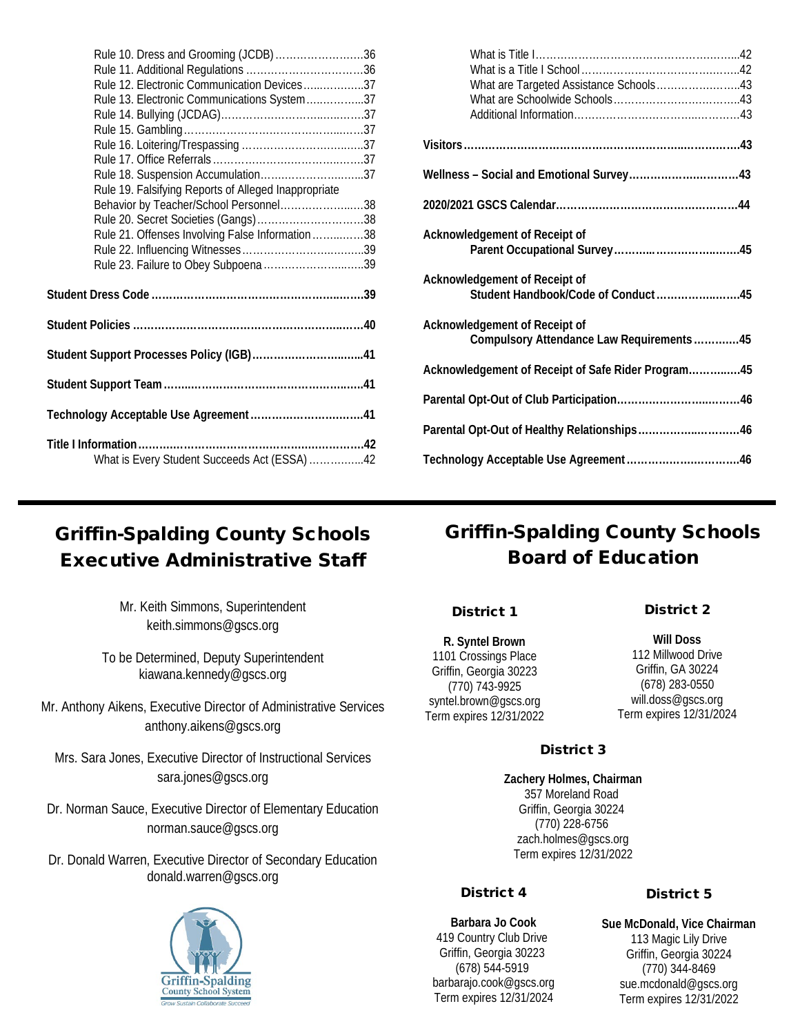Rule 10. Dress and Grooming (JCDB) ..........................36
Rule 11. Additional Regulations ..................................36
Rule 12. Electronic Communication Devices....................37
Rule 13. Electronic Communications System...................37
Rule 14. Bullying (JCDAG)..............................................37
Rule 15. Gambling........................................................37
Rule 16. Loitering/Trespassing ......................................37
Rule 17. Office Referrals ...............................................37
Rule 18. Suspension Accumulation.................................37
Rule 19. Falsifying Reports of Alleged Inappropriate Behavior by Teacher/School Personnel.........................38
Rule 20. Secret Societies (Gangs)..................................38
Rule 21. Offenses Involving False Information ................38
Rule 22. Influencing Witnesses.......................................39
Rule 23. Failure to Obey Subpoena ................................39

**Student Dress Code ............................................................39**

**Student Policies ................................................................40**

**Student Support Processes Policy (IGB)................................41**

**Student Support Team .........................................................41**

**Technology Acceptable Use Agreement ................................41**

**Title I Information..............................................................42**

What is Every Student Succeeds Act (ESSA) ..................42
What is Title I.............................................................42
What is a Title I School ...............................................42
What are Targeted Assistance Schools..........................43
What are Schoolwide Schools.......................................43
Additional Information.................................................43

**Visitors..............................................................................43**

**Wellness – Social and Emotional Survey...............................43**

**2020/2021 GSCS Calendar...................................................44**

**Acknowledgement of Receipt of Parent Occupational Survey.........................................45**

**Acknowledgement of Receipt of Student Handbook/Code of Conduct.............................45**

**Acknowledgement of Receipt of Compulsory Attendance Law Requirements.............45**

**Acknowledgement of Receipt of Safe Rider Program...............45**

**Parental Opt-Out of Club Participation..................................46**

**Parental Opt-Out of Healthy Relationships.............................46**

**Technology Acceptable Use Agreement ................................46**

# Griffin-Spalding County Schools Executive Administrative Staff

Mr. Keith Simmons, Superintendent
keith.simmons@gscs.org

To be Determined, Deputy Superintendent
kiawana.kennedy@gscs.org

Mr. Anthony Aikens, Executive Director of Administrative Services
anthony.aikens@gscs.org

Mrs. Sara Jones, Executive Director of Instructional Services
sara.jones@gscs.org

Dr. Norman Sauce, Executive Director of Elementary Education
norman.sauce@gscs.org

Dr. Donald Warren, Executive Director of Secondary Education
donald.warren@gscs.org

Griffin-Spalding County School System
*Grow Sustain Collaborate Succeed*

# Griffin-Spalding County Schools Board of Education

## District 1

**R. Syntel Brown**
1101 Crossings Place
Griffin, Georgia 30223
(770) 743-9925
syntel.brown@gscs.org
Term expires 12/31/2022

## District 2

**Will Doss**
112 Millwood Drive
Griffin, GA 30224
(678) 283-0550
will.doss@gscs.org
Term expires 12/31/2024

## District 3

**Zachery Holmes, Chairman**
357 Moreland Road
Griffin, Georgia 30224
(770) 228-6756
zach.holmes@gscs.org
Term expires 12/31/2022

## District 4

**Barbara Jo Cook**
419 Country Club Drive
Griffin, Georgia 30223
(678) 544-5919
barbarajo.cook@gscs.org
Term expires 12/31/2024

## District 5

**Sue McDonald, Vice Chairman**
113 Magic Lily Drive
Griffin, Georgia 30224
(770) 344-8469
sue.mcdonald@gscs.org
Term expires 12/31/2022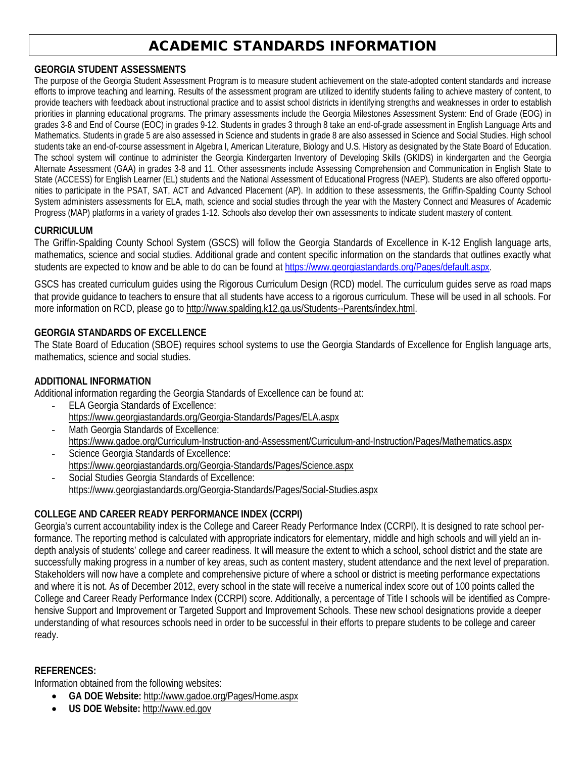# ACADEMIC STANDARDS INFORMATION

**GEORGIA STUDENT ASSESSMENTS**

The purpose of the Georgia Student Assessment Program is to measure student achievement on the state-adopted content standards and increase efforts to improve teaching and learning. Results of the assessment program are utilized to identify students failing to achieve mastery of content, to provide teachers with feedback about instructional practice and to assist school districts in identifying strengths and weaknesses in order to establish priorities in planning educational programs. The primary assessments include the Georgia Milestones Assessment System: End of Grade (EOG) in grades 3-8 and End of Course (EOC) in grades 9-12. Students in grades 3 through 8 take an end-of-grade assessment in English Language Arts and Mathematics. Students in grade 5 are also assessed in Science and students in grade 8 are also assessed in Science and Social Studies. High school students take an end-of-course assessment in Algebra I, American Literature, Biology and U.S. History as designated by the State Board of Education. The school system will continue to administer the Georgia Kindergarten Inventory of Developing Skills (GKIDS) in kindergarten and the Georgia Alternate Assessment (GAA) in grades 3-8 and 11. Other assessments include Assessing Comprehension and Communication in English State to State (ACCESS) for English Learner (EL) students and the National Assessment of Educational Progress (NAEP). Students are also offered opportunities to participate in the PSAT, SAT, ACT and Advanced Placement (AP). In addition to these assessments, the Griffin-Spalding County School System administers assessments for ELA, math, science and social studies through the year with the Mastery Connect and Measures of Academic Progress (MAP) platforms in a variety of grades 1-12. Schools also develop their own assessments to indicate student mastery of content.

**CURRICULUM**

The Griffin-Spalding County School System (GSCS) will follow the Georgia Standards of Excellence in K-12 English language arts, mathematics, science and social studies. Additional grade and content specific information on the standards that outlines exactly what students are expected to know and be able to do can be found at https://www.georgiastandards.org/Pages/default.aspx.

GSCS has created curriculum guides using the Rigorous Curriculum Design (RCD) model. The curriculum guides serve as road maps that provide guidance to teachers to ensure that all students have access to a rigorous curriculum. These will be used in all schools. For more information on RCD, please go to http://www.spalding.k12.ga.us/Students--Parents/index.html.

**GEORGIA STANDARDS OF EXCELLENCE**

The State Board of Education (SBOE) requires school systems to use the Georgia Standards of Excellence for English language arts, mathematics, science and social studies.

**ADDITIONAL INFORMATION**

Additional information regarding the Georgia Standards of Excellence can be found at:

- ELA Georgia Standards of Excellence:
  https://www.georgiastandards.org/Georgia-Standards/Pages/ELA.aspx
- Math Georgia Standards of Excellence:
  https://www.gadoe.org/Curriculum-Instruction-and-Assessment/Curriculum-and-Instruction/Pages/Mathematics.aspx
- Science Georgia Standards of Excellence:
  https://www.georgiastandards.org/Georgia-Standards/Pages/Science.aspx
- Social Studies Georgia Standards of Excellence:
  https://www.georgiastandards.org/Georgia-Standards/Pages/Social-Studies.aspx

**COLLEGE AND CAREER READY PERFORMANCE INDEX (CCRPI)**

Georgia's current accountability index is the College and Career Ready Performance Index (CCRPI). It is designed to rate school performance. The reporting method is calculated with appropriate indicators for elementary, middle and high schools and will yield an in-depth analysis of students' college and career readiness. It will measure the extent to which a school, school district and the state are successfully making progress in a number of key areas, such as content mastery, student attendance and the next level of preparation. Stakeholders will now have a complete and comprehensive picture of where a school or district is meeting performance expectations and where it is not. As of December 2012, every school in the state will receive a numerical index score out of 100 points called the College and Career Ready Performance Index (CCRPI) score. Additionally, a percentage of Title I schools will be identified as Comprehensive Support and Improvement or Targeted Support and Improvement Schools. These new school designations provide a deeper understanding of what resources schools need in order to be successful in their efforts to prepare students to be college and career ready.

**REFERENCES:**

Information obtained from the following websites:

- **GA DOE Website:** http://www.gadoe.org/Pages/Home.aspx
- **US DOE Website:** http://www.ed.gov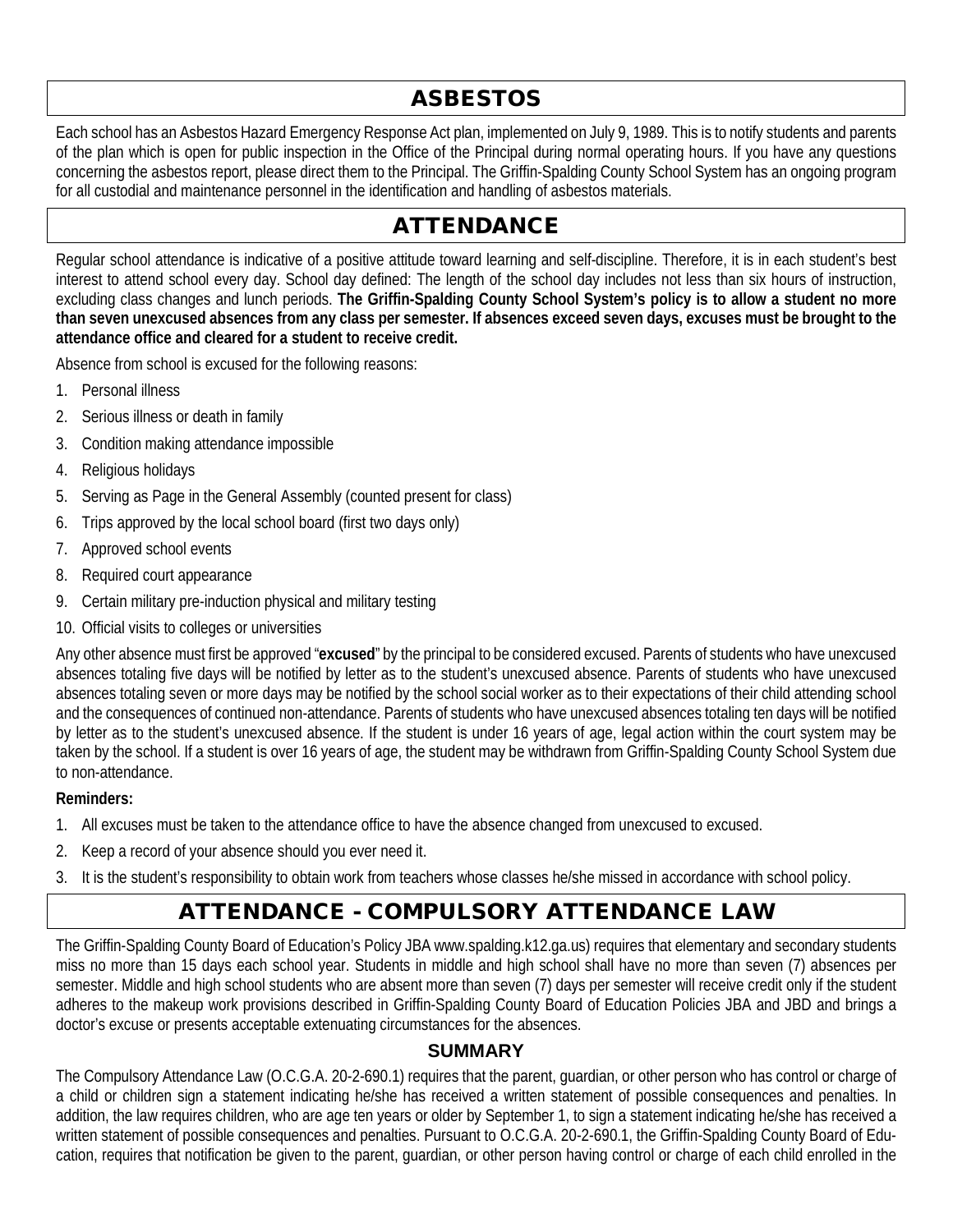## ASBESTOS

Each school has an Asbestos Hazard Emergency Response Act plan, implemented on July 9, 1989. This is to notify students and parents of the plan which is open for public inspection in the Office of the Principal during normal operating hours. If you have any questions concerning the asbestos report, please direct them to the Principal. The Griffin-Spalding County School System has an ongoing program for all custodial and maintenance personnel in the identification and handling of asbestos materials.

## ATTENDANCE

Regular school attendance is indicative of a positive attitude toward learning and self-discipline. Therefore, it is in each student's best interest to attend school every day. School day defined: The length of the school day includes not less than six hours of instruction, excluding class changes and lunch periods. **The Griffin-Spalding County School System's policy is to allow a student no more than seven unexcused absences from any class per semester. If absences exceed seven days, excuses must be brought to the attendance office and cleared for a student to receive credit.**

Absence from school is excused for the following reasons:

1. Personal illness
2. Serious illness or death in family
3. Condition making attendance impossible
4. Religious holidays
5. Serving as Page in the General Assembly (counted present for class)
6. Trips approved by the local school board (first two days only)
7. Approved school events
8. Required court appearance
9. Certain military pre-induction physical and military testing
10. Official visits to colleges or universities

Any other absence must first be approved "**excused**" by the principal to be considered excused. Parents of students who have unexcused absences totaling five days will be notified by letter as to the student's unexcused absence. Parents of students who have unexcused absences totaling seven or more days may be notified by the school social worker as to their expectations of their child attending school and the consequences of continued non-attendance. Parents of students who have unexcused absences totaling ten days will be notified by letter as to the student's unexcused absence. If the student is under 16 years of age, legal action within the court system may be taken by the school. If a student is over 16 years of age, the student may be withdrawn from Griffin-Spalding County School System due to non-attendance.

**Reminders:**

1. All excuses must be taken to the attendance office to have the absence changed from unexcused to excused.
2. Keep a record of your absence should you ever need it.
3. It is the student's responsibility to obtain work from teachers whose classes he/she missed in accordance with school policy.

## ATTENDANCE - COMPULSORY ATTENDANCE LAW

The Griffin-Spalding County Board of Education's Policy JBA www.spalding.k12.ga.us) requires that elementary and secondary students miss no more than 15 days each school year. Students in middle and high school shall have no more than seven (7) absences per semester. Middle and high school students who are absent more than seven (7) days per semester will receive credit only if the student adheres to the makeup work provisions described in Griffin-Spalding County Board of Education Policies JBA and JBD and brings a doctor's excuse or presents acceptable extenuating circumstances for the absences.

### SUMMARY

The Compulsory Attendance Law (O.C.G.A. 20-2-690.1) requires that the parent, guardian, or other person who has control or charge of a child or children sign a statement indicating he/she has received a written statement of possible consequences and penalties. In addition, the law requires children, who are age ten years or older by September 1, to sign a statement indicating he/she has received a written statement of possible consequences and penalties. Pursuant to O.C.G.A. 20-2-690.1, the Griffin-Spalding County Board of Education, requires that notification be given to the parent, guardian, or other person having control or charge of each child enrolled in the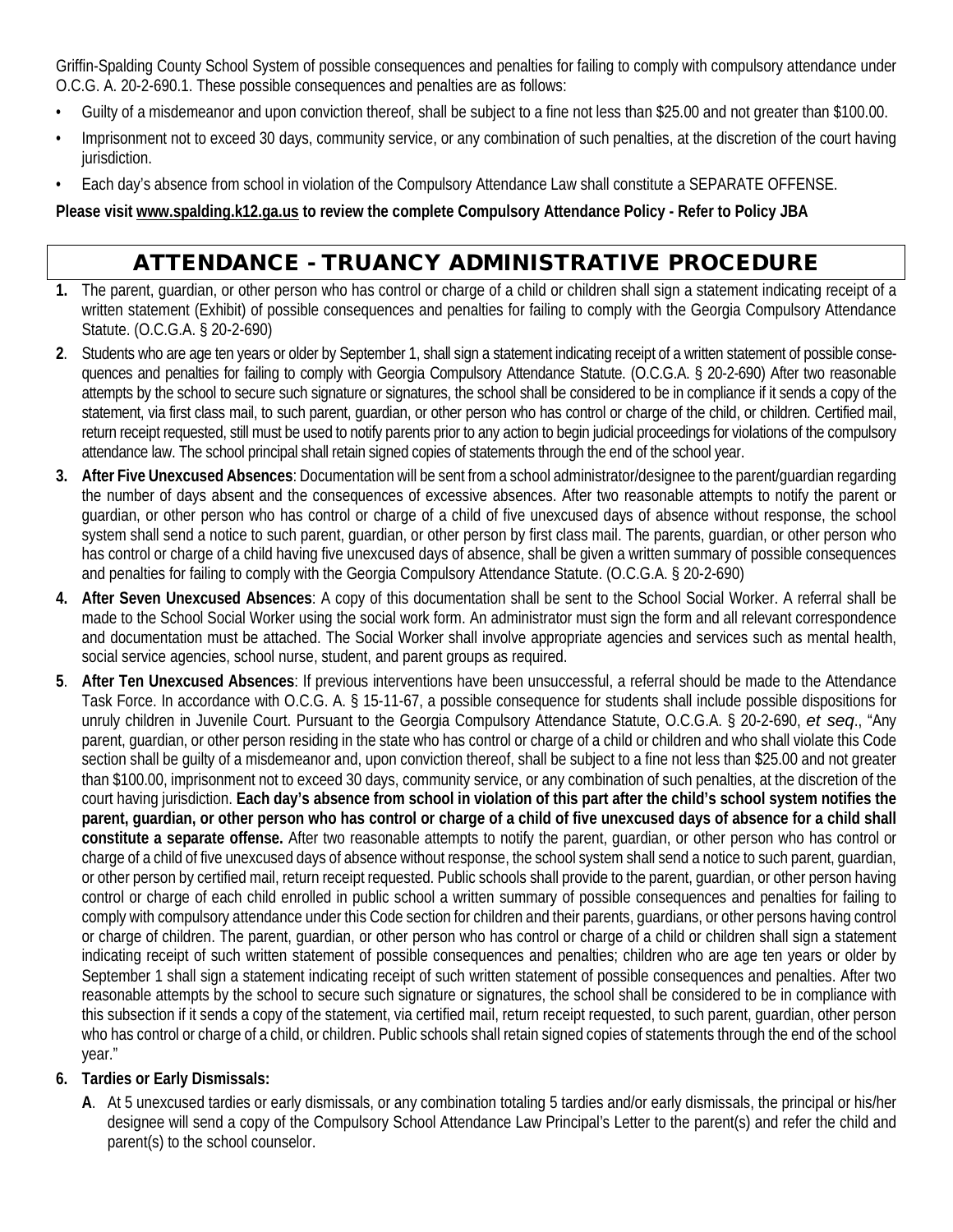Griffin-Spalding County School System of possible consequences and penalties for failing to comply with compulsory attendance under O.C.G. A. 20-2-690.1. These possible consequences and penalties are as follows:

- Guilty of a misdemeanor and upon conviction thereof, shall be subject to a fine not less than $25.00 and not greater than $100.00.
- Imprisonment not to exceed 30 days, community service, or any combination of such penalties, at the discretion of the court having jurisdiction.
- Each day's absence from school in violation of the Compulsory Attendance Law shall constitute a SEPARATE OFFENSE.

**Please visit www.spalding.k12.ga.us to review the complete Compulsory Attendance Policy - Refer to Policy JBA**

## ATTENDANCE - TRUANCY ADMINISTRATIVE PROCEDURE

**1.** The parent, guardian, or other person who has control or charge of a child or children shall sign a statement indicating receipt of a written statement (Exhibit) of possible consequences and penalties for failing to comply with the Georgia Compulsory Attendance Statute. (O.C.G.A. § 20-2-690)

**2**. Students who are age ten years or older by September 1, shall sign a statement indicating receipt of a written statement of possible consequences and penalties for failing to comply with Georgia Compulsory Attendance Statute. (O.C.G.A. § 20-2-690) After two reasonable attempts by the school to secure such signature or signatures, the school shall be considered to be in compliance if it sends a copy of the statement, via first class mail, to such parent, guardian, or other person who has control or charge of the child, or children. Certified mail, return receipt requested, still must be used to notify parents prior to any action to begin judicial proceedings for violations of the compulsory attendance law. The school principal shall retain signed copies of statements through the end of the school year.

**3. After Five Unexcused Absences**: Documentation will be sent from a school administrator/designee to the parent/guardian regarding the number of days absent and the consequences of excessive absences. After two reasonable attempts to notify the parent or guardian, or other person who has control or charge of a child of five unexcused days of absence without response, the school system shall send a notice to such parent, guardian, or other person by first class mail. The parents, guardian, or other person who has control or charge of a child having five unexcused days of absence, shall be given a written summary of possible consequences and penalties for failing to comply with the Georgia Compulsory Attendance Statute. (O.C.G.A. § 20-2-690)

**4. After Seven Unexcused Absences**: A copy of this documentation shall be sent to the School Social Worker. A referral shall be made to the School Social Worker using the social work form. An administrator must sign the form and all relevant correspondence and documentation must be attached. The Social Worker shall involve appropriate agencies and services such as mental health, social service agencies, school nurse, student, and parent groups as required.

**5**. **After Ten Unexcused Absences**: If previous interventions have been unsuccessful, a referral should be made to the Attendance Task Force. In accordance with O.C.G. A. § 15-11-67, a possible consequence for students shall include possible dispositions for unruly children in Juvenile Court. Pursuant to the Georgia Compulsory Attendance Statute, O.C.G.A. § 20-2-690, *et seq*., "Any parent, guardian, or other person residing in the state who has control or charge of a child or children and who shall violate this Code section shall be guilty of a misdemeanor and, upon conviction thereof, shall be subject to a fine not less than $25.00 and not greater than $100.00, imprisonment not to exceed 30 days, community service, or any combination of such penalties, at the discretion of the court having jurisdiction. **Each day's absence from school in violation of this part after the child's school system notifies the parent, guardian, or other person who has control or charge of a child of five unexcused days of absence for a child shall constitute a separate offense.** After two reasonable attempts to notify the parent, guardian, or other person who has control or charge of a child of five unexcused days of absence without response, the school system shall send a notice to such parent, guardian, or other person by certified mail, return receipt requested. Public schools shall provide to the parent, guardian, or other person having control or charge of each child enrolled in public school a written summary of possible consequences and penalties for failing to comply with compulsory attendance under this Code section for children and their parents, guardians, or other persons having control or charge of children. The parent, guardian, or other person who has control or charge of a child or children shall sign a statement indicating receipt of such written statement of possible consequences and penalties; children who are age ten years or older by September 1 shall sign a statement indicating receipt of such written statement of possible consequences and penalties. After two reasonable attempts by the school to secure such signature or signatures, the school shall be considered to be in compliance with this subsection if it sends a copy of the statement, via certified mail, return receipt requested, to such parent, guardian, other person who has control or charge of a child, or children. Public schools shall retain signed copies of statements through the end of the school year."

**6. Tardies or Early Dismissals:**

**A**. At 5 unexcused tardies or early dismissals, or any combination totaling 5 tardies and/or early dismissals, the principal or his/her designee will send a copy of the Compulsory School Attendance Law Principal's Letter to the parent(s) and refer the child and parent(s) to the school counselor.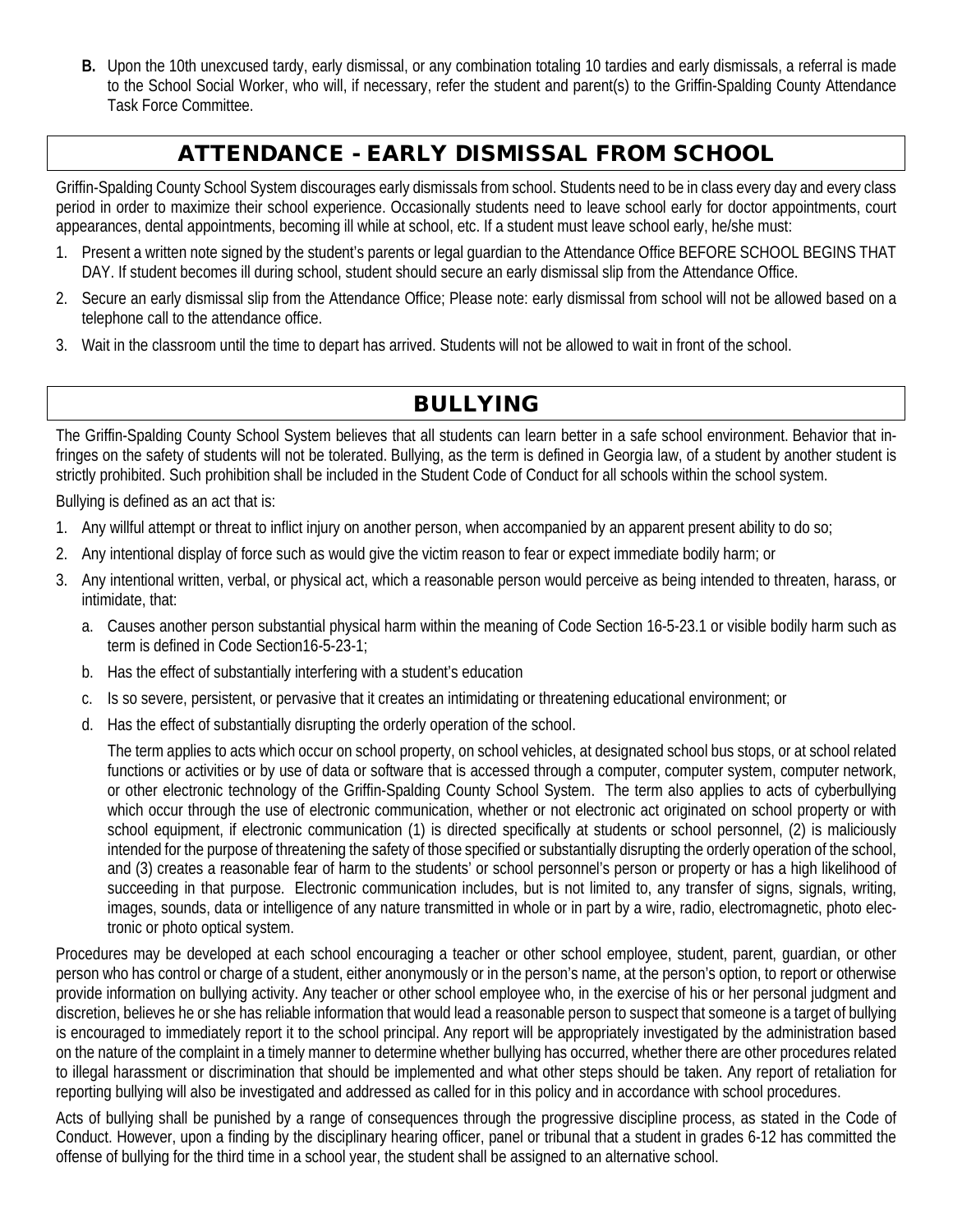**B.** Upon the 10th unexcused tardy, early dismissal, or any combination totaling 10 tardies and early dismissals, a referral is made to the School Social Worker, who will, if necessary, refer the student and parent(s) to the Griffin-Spalding County Attendance Task Force Committee.

## ATTENDANCE - EARLY DISMISSAL FROM SCHOOL

Griffin-Spalding County School System discourages early dismissals from school. Students need to be in class every day and every class period in order to maximize their school experience. Occasionally students need to leave school early for doctor appointments, court appearances, dental appointments, becoming ill while at school, etc. If a student must leave school early, he/she must:

1. Present a written note signed by the student's parents or legal guardian to the Attendance Office BEFORE SCHOOL BEGINS THAT DAY. If student becomes ill during school, student should secure an early dismissal slip from the Attendance Office.
2. Secure an early dismissal slip from the Attendance Office; Please note: early dismissal from school will not be allowed based on a telephone call to the attendance office.
3. Wait in the classroom until the time to depart has arrived. Students will not be allowed to wait in front of the school.

## BULLYING

The Griffin-Spalding County School System believes that all students can learn better in a safe school environment. Behavior that infringes on the safety of students will not be tolerated. Bullying, as the term is defined in Georgia law, of a student by another student is strictly prohibited. Such prohibition shall be included in the Student Code of Conduct for all schools within the school system.

Bullying is defined as an act that is:

1. Any willful attempt or threat to inflict injury on another person, when accompanied by an apparent present ability to do so;
2. Any intentional display of force such as would give the victim reason to fear or expect immediate bodily harm; or
3. Any intentional written, verbal, or physical act, which a reasonable person would perceive as being intended to threaten, harass, or intimidate, that:
   a. Causes another person substantial physical harm within the meaning of Code Section 16-5-23.1 or visible bodily harm such as term is defined in Code Section16-5-23-1;
   b. Has the effect of substantially interfering with a student's education
   c. Is so severe, persistent, or pervasive that it creates an intimidating or threatening educational environment; or
   d. Has the effect of substantially disrupting the orderly operation of the school.

   The term applies to acts which occur on school property, on school vehicles, at designated school bus stops, or at school related functions or activities or by use of data or software that is accessed through a computer, computer system, computer network, or other electronic technology of the Griffin-Spalding County School System. The term also applies to acts of cyberbullying which occur through the use of electronic communication, whether or not electronic act originated on school property or with school equipment, if electronic communication (1) is directed specifically at students or school personnel, (2) is maliciously intended for the purpose of threatening the safety of those specified or substantially disrupting the orderly operation of the school, and (3) creates a reasonable fear of harm to the students' or school personnel's person or property or has a high likelihood of succeeding in that purpose. Electronic communication includes, but is not limited to, any transfer of signs, signals, writing, images, sounds, data or intelligence of any nature transmitted in whole or in part by a wire, radio, electromagnetic, photo electronic or photo optical system.

Procedures may be developed at each school encouraging a teacher or other school employee, student, parent, guardian, or other person who has control or charge of a student, either anonymously or in the person's name, at the person's option, to report or otherwise provide information on bullying activity. Any teacher or other school employee who, in the exercise of his or her personal judgment and discretion, believes he or she has reliable information that would lead a reasonable person to suspect that someone is a target of bullying is encouraged to immediately report it to the school principal. Any report will be appropriately investigated by the administration based on the nature of the complaint in a timely manner to determine whether bullying has occurred, whether there are other procedures related to illegal harassment or discrimination that should be implemented and what other steps should be taken. Any report of retaliation for reporting bullying will also be investigated and addressed as called for in this policy and in accordance with school procedures.

Acts of bullying shall be punished by a range of consequences through the progressive discipline process, as stated in the Code of Conduct. However, upon a finding by the disciplinary hearing officer, panel or tribunal that a student in grades 6-12 has committed the offense of bullying for the third time in a school year, the student shall be assigned to an alternative school.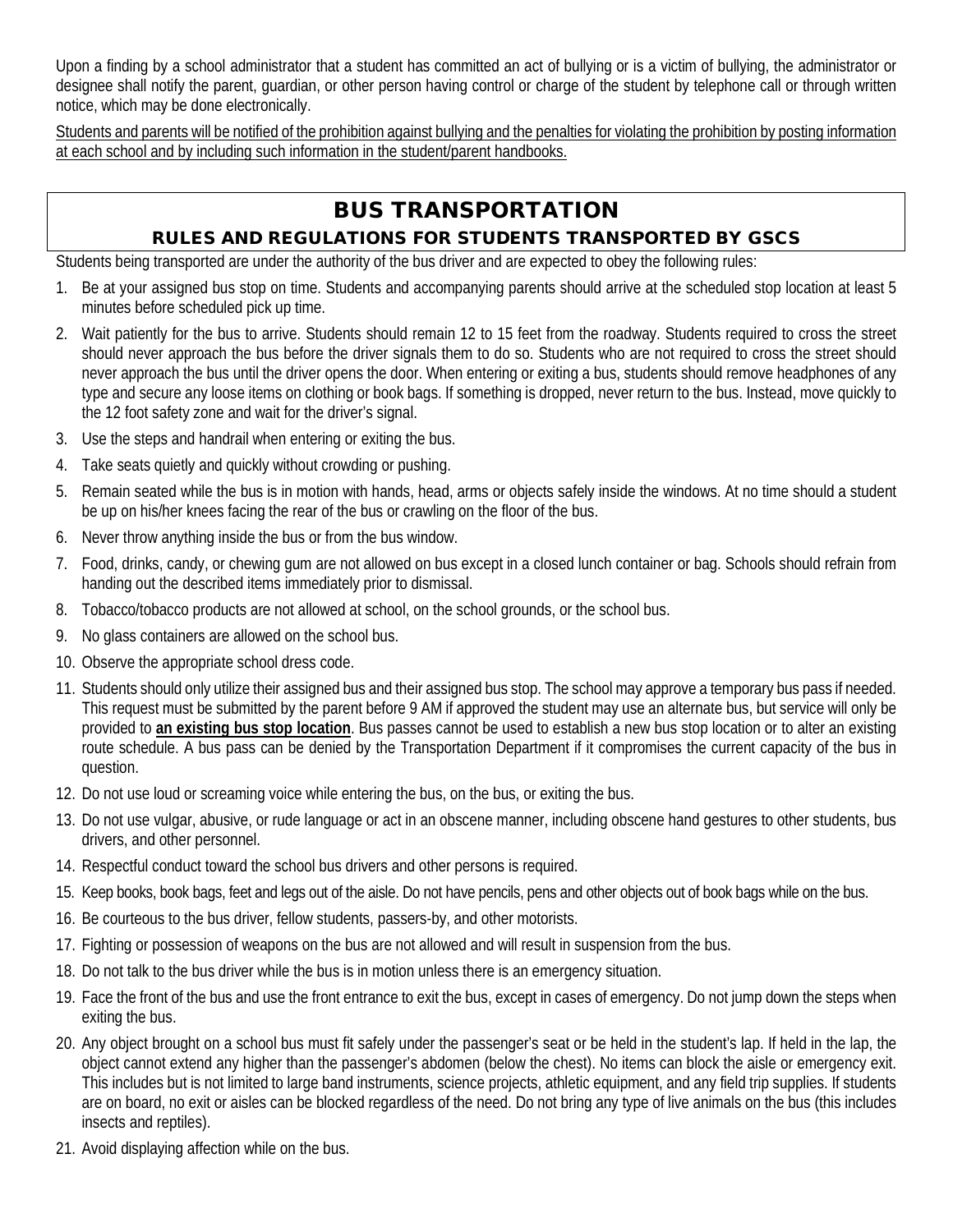Upon a finding by a school administrator that a student has committed an act of bullying or is a victim of bullying, the administrator or designee shall notify the parent, guardian, or other person having control or charge of the student by telephone call or through written notice, which may be done electronically.

<u>Students and parents will be notified of the prohibition against bullying and the penalties for violating the prohibition by posting information at each school and by including such information in the student/parent handbooks.</u>

## BUS TRANSPORTATION

### RULES AND REGULATIONS FOR STUDENTS TRANSPORTED BY GSCS

Students being transported are under the authority of the bus driver and are expected to obey the following rules:

1. Be at your assigned bus stop on time. Students and accompanying parents should arrive at the scheduled stop location at least 5 minutes before scheduled pick up time.
2. Wait patiently for the bus to arrive. Students should remain 12 to 15 feet from the roadway. Students required to cross the street should never approach the bus before the driver signals them to do so. Students who are not required to cross the street should never approach the bus until the driver opens the door. When entering or exiting a bus, students should remove headphones of any type and secure any loose items on clothing or book bags. If something is dropped, never return to the bus. Instead, move quickly to the 12 foot safety zone and wait for the driver's signal.
3. Use the steps and handrail when entering or exiting the bus.
4. Take seats quietly and quickly without crowding or pushing.
5. Remain seated while the bus is in motion with hands, head, arms or objects safely inside the windows. At no time should a student be up on his/her knees facing the rear of the bus or crawling on the floor of the bus.
6. Never throw anything inside the bus or from the bus window.
7. Food, drinks, candy, or chewing gum are not allowed on bus except in a closed lunch container or bag. Schools should refrain from handing out the described items immediately prior to dismissal.
8. Tobacco/tobacco products are not allowed at school, on the school grounds, or the school bus.
9. No glass containers are allowed on the school bus.
10. Observe the appropriate school dress code.
11. Students should only utilize their assigned bus and their assigned bus stop. The school may approve a temporary bus pass if needed. This request must be submitted by the parent before 9 AM if approved the student may use an alternate bus, but service will only be provided to **<u>an existing bus stop location</u>**. Bus passes cannot be used to establish a new bus stop location or to alter an existing route schedule. A bus pass can be denied by the Transportation Department if it compromises the current capacity of the bus in question.
12. Do not use loud or screaming voice while entering the bus, on the bus, or exiting the bus.
13. Do not use vulgar, abusive, or rude language or act in an obscene manner, including obscene hand gestures to other students, bus drivers, and other personnel.
14. Respectful conduct toward the school bus drivers and other persons is required.
15. Keep books, book bags, feet and legs out of the aisle. Do not have pencils, pens and other objects out of book bags while on the bus.
16. Be courteous to the bus driver, fellow students, passers-by, and other motorists.
17. Fighting or possession of weapons on the bus are not allowed and will result in suspension from the bus.
18. Do not talk to the bus driver while the bus is in motion unless there is an emergency situation.
19. Face the front of the bus and use the front entrance to exit the bus, except in cases of emergency. Do not jump down the steps when exiting the bus.
20. Any object brought on a school bus must fit safely under the passenger's seat or be held in the student's lap. If held in the lap, the object cannot extend any higher than the passenger's abdomen (below the chest). No items can block the aisle or emergency exit. This includes but is not limited to large band instruments, science projects, athletic equipment, and any field trip supplies. If students are on board, no exit or aisles can be blocked regardless of the need. Do not bring any type of live animals on the bus (this includes insects and reptiles).
21. Avoid displaying affection while on the bus.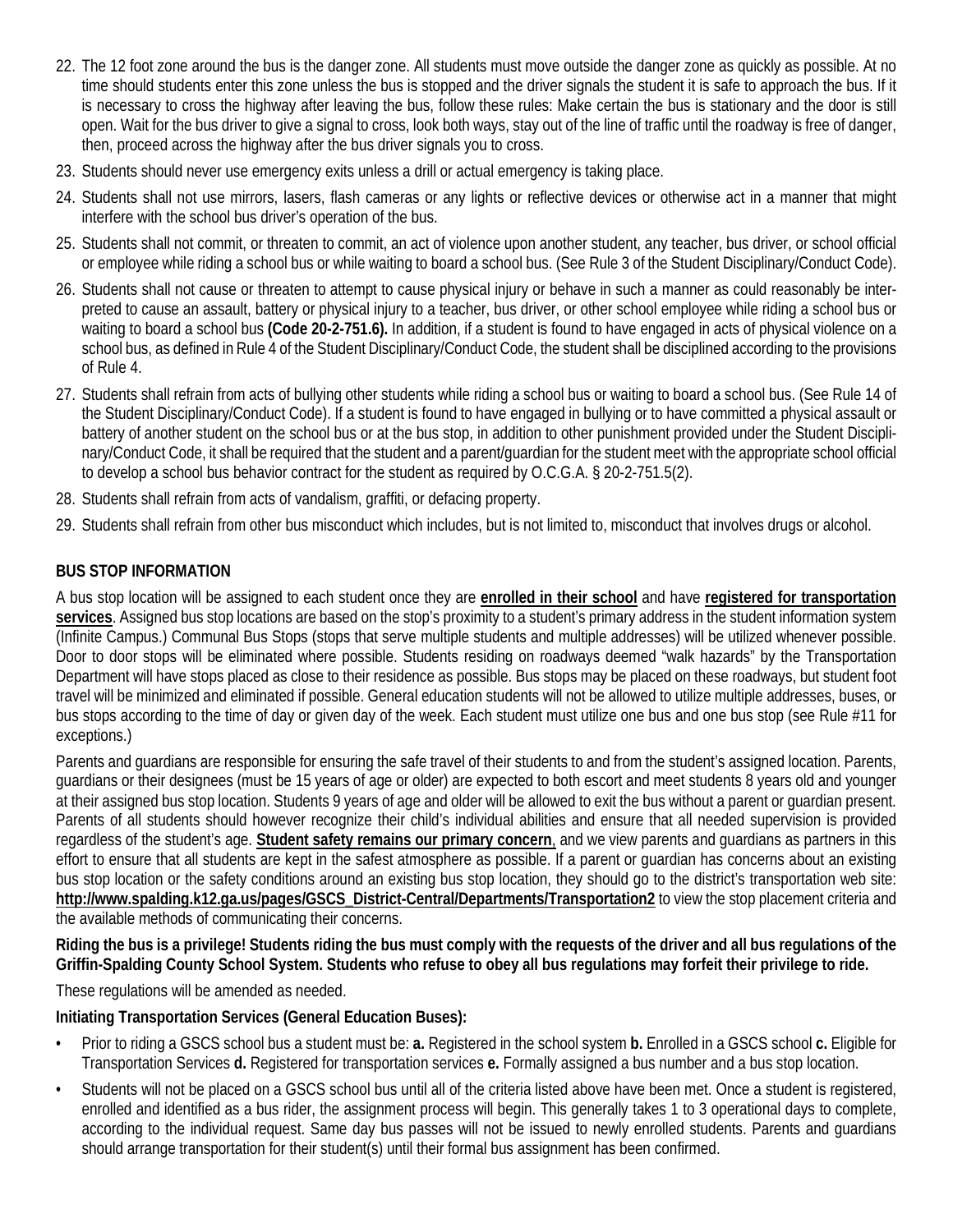22. The 12 foot zone around the bus is the danger zone. All students must move outside the danger zone as quickly as possible. At no time should students enter this zone unless the bus is stopped and the driver signals the student it is safe to approach the bus. If it is necessary to cross the highway after leaving the bus, follow these rules: Make certain the bus is stationary and the door is still open. Wait for the bus driver to give a signal to cross, look both ways, stay out of the line of traffic until the roadway is free of danger, then, proceed across the highway after the bus driver signals you to cross.
23. Students should never use emergency exits unless a drill or actual emergency is taking place.
24. Students shall not use mirrors, lasers, flash cameras or any lights or reflective devices or otherwise act in a manner that might interfere with the school bus driver's operation of the bus.
25. Students shall not commit, or threaten to commit, an act of violence upon another student, any teacher, bus driver, or school official or employee while riding a school bus or while waiting to board a school bus. (See Rule 3 of the Student Disciplinary/Conduct Code).
26. Students shall not cause or threaten to attempt to cause physical injury or behave in such a manner as could reasonably be interpreted to cause an assault, battery or physical injury to a teacher, bus driver, or other school employee while riding a school bus or waiting to board a school bus **(Code 20-2-751.6).** In addition, if a student is found to have engaged in acts of physical violence on a school bus, as defined in Rule 4 of the Student Disciplinary/Conduct Code, the student shall be disciplined according to the provisions of Rule 4.
27. Students shall refrain from acts of bullying other students while riding a school bus or waiting to board a school bus. (See Rule 14 of the Student Disciplinary/Conduct Code). If a student is found to have engaged in bullying or to have committed a physical assault or battery of another student on the school bus or at the bus stop, in addition to other punishment provided under the Student Disciplinary/Conduct Code, it shall be required that the student and a parent/guardian for the student meet with the appropriate school official to develop a school bus behavior contract for the student as required by O.C.G.A. § 20-2-751.5(2).
28. Students shall refrain from acts of vandalism, graffiti, or defacing property.
29. Students shall refrain from other bus misconduct which includes, but is not limited to, misconduct that involves drugs or alcohol.

**BUS STOP INFORMATION**

A bus stop location will be assigned to each student once they are **enrolled in their school** and have **registered for transportation services**. Assigned bus stop locations are based on the stop's proximity to a student's primary address in the student information system (Infinite Campus.) Communal Bus Stops (stops that serve multiple students and multiple addresses) will be utilized whenever possible. Door to door stops will be eliminated where possible. Students residing on roadways deemed "walk hazards" by the Transportation Department will have stops placed as close to their residence as possible. Bus stops may be placed on these roadways, but student foot travel will be minimized and eliminated if possible. General education students will not be allowed to utilize multiple addresses, buses, or bus stops according to the time of day or given day of the week. Each student must utilize one bus and one bus stop (see Rule #11 for exceptions.)

Parents and guardians are responsible for ensuring the safe travel of their students to and from the student's assigned location. Parents, guardians or their designees (must be 15 years of age or older) are expected to both escort and meet students 8 years old and younger at their assigned bus stop location. Students 9 years of age and older will be allowed to exit the bus without a parent or guardian present. Parents of all students should however recognize their child's individual abilities and ensure that all needed supervision is provided regardless of the student's age. **Student safety remains our primary concern**, and we view parents and guardians as partners in this effort to ensure that all students are kept in the safest atmosphere as possible. If a parent or guardian has concerns about an existing bus stop location or the safety conditions around an existing bus stop location, they should go to the district's transportation web site: **http://www.spalding.k12.ga.us/pages/GSCS_District-Central/Departments/Transportation2** to view the stop placement criteria and the available methods of communicating their concerns.

**Riding the bus is a privilege! Students riding the bus must comply with the requests of the driver and all bus regulations of the Griffin-Spalding County School System. Students who refuse to obey all bus regulations may forfeit their privilege to ride.**

These regulations will be amended as needed.

**Initiating Transportation Services (General Education Buses):**

- Prior to riding a GSCS school bus a student must be: **a.** Registered in the school system **b.** Enrolled in a GSCS school **c.** Eligible for Transportation Services **d.** Registered for transportation services **e.** Formally assigned a bus number and a bus stop location.
- Students will not be placed on a GSCS school bus until all of the criteria listed above have been met. Once a student is registered, enrolled and identified as a bus rider, the assignment process will begin. This generally takes 1 to 3 operational days to complete, according to the individual request. Same day bus passes will not be issued to newly enrolled students. Parents and guardians should arrange transportation for their student(s) until their formal bus assignment has been confirmed.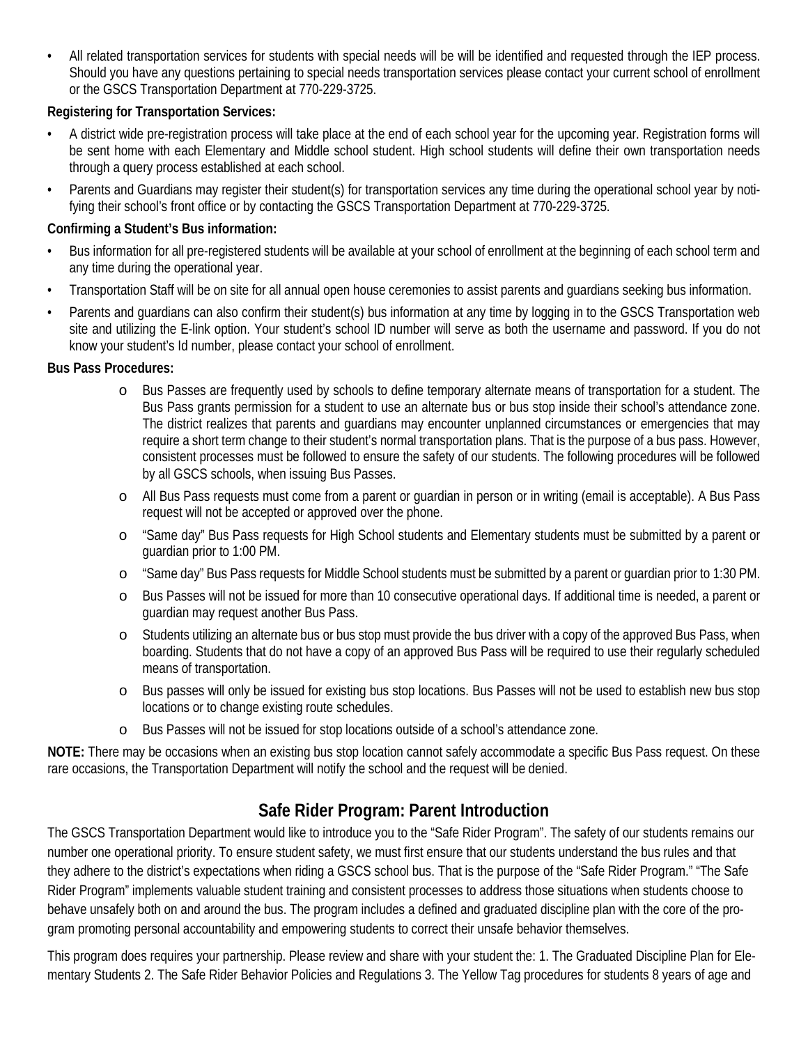- All related transportation services for students with special needs will be will be identified and requested through the IEP process. Should you have any questions pertaining to special needs transportation services please contact your current school of enrollment or the GSCS Transportation Department at 770-229-3725.

**Registering for Transportation Services:**

- A district wide pre-registration process will take place at the end of each school year for the upcoming year. Registration forms will be sent home with each Elementary and Middle school student. High school students will define their own transportation needs through a query process established at each school.
- Parents and Guardians may register their student(s) for transportation services any time during the operational school year by notifying their school's front office or by contacting the GSCS Transportation Department at 770-229-3725.

**Confirming a Student's Bus information:**

- Bus information for all pre-registered students will be available at your school of enrollment at the beginning of each school term and any time during the operational year.
- Transportation Staff will be on site for all annual open house ceremonies to assist parents and guardians seeking bus information.
- Parents and guardians can also confirm their student(s) bus information at any time by logging in to the GSCS Transportation web site and utilizing the E-link option. Your student's school ID number will serve as both the username and password. If you do not know your student's Id number, please contact your school of enrollment.

**Bus Pass Procedures:**

- Bus Passes are frequently used by schools to define temporary alternate means of transportation for a student. The Bus Pass grants permission for a student to use an alternate bus or bus stop inside their school's attendance zone. The district realizes that parents and guardians may encounter unplanned circumstances or emergencies that may require a short term change to their student's normal transportation plans. That is the purpose of a bus pass. However, consistent processes must be followed to ensure the safety of our students. The following procedures will be followed by all GSCS schools, when issuing Bus Passes.
- All Bus Pass requests must come from a parent or guardian in person or in writing (email is acceptable). A Bus Pass request will not be accepted or approved over the phone.
- "Same day" Bus Pass requests for High School students and Elementary students must be submitted by a parent or guardian prior to 1:00 PM.
- "Same day" Bus Pass requests for Middle School students must be submitted by a parent or guardian prior to 1:30 PM.
- Bus Passes will not be issued for more than 10 consecutive operational days. If additional time is needed, a parent or guardian may request another Bus Pass.
- Students utilizing an alternate bus or bus stop must provide the bus driver with a copy of the approved Bus Pass, when boarding. Students that do not have a copy of an approved Bus Pass will be required to use their regularly scheduled means of transportation.
- Bus passes will only be issued for existing bus stop locations. Bus Passes will not be used to establish new bus stop locations or to change existing route schedules.
- Bus Passes will not be issued for stop locations outside of a school's attendance zone.

**NOTE:** There may be occasions when an existing bus stop location cannot safely accommodate a specific Bus Pass request. On these rare occasions, the Transportation Department will notify the school and the request will be denied.

## Safe Rider Program: Parent Introduction

The GSCS Transportation Department would like to introduce you to the "Safe Rider Program". The safety of our students remains our number one operational priority. To ensure student safety, we must first ensure that our students understand the bus rules and that they adhere to the district's expectations when riding a GSCS school bus. That is the purpose of the "Safe Rider Program." "The Safe Rider Program" implements valuable student training and consistent processes to address those situations when students choose to behave unsafely both on and around the bus. The program includes a defined and graduated discipline plan with the core of the program promoting personal accountability and empowering students to correct their unsafe behavior themselves.

This program does requires your partnership. Please review and share with your student the: 1. The Graduated Discipline Plan for Elementary Students 2. The Safe Rider Behavior Policies and Regulations 3. The Yellow Tag procedures for students 8 years of age and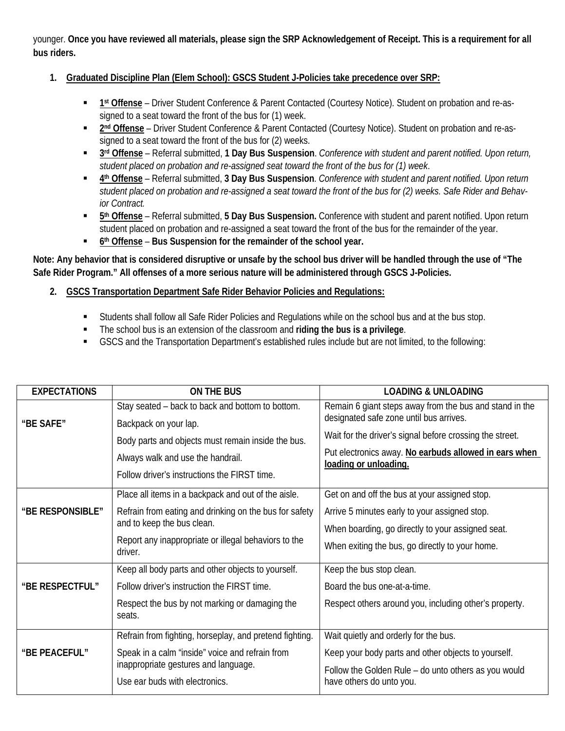younger. **Once you have reviewed all materials, please sign the SRP Acknowledgement of Receipt. This is a requirement for all bus riders.**

1. **Graduated Discipline Plan (Elem School): GSCS Student J-Policies take precedence over SRP:**

   - **1st Offense** – Driver Student Conference & Parent Contacted (Courtesy Notice). Student on probation and re-assigned to a seat toward the front of the bus for (1) week.
   - **2nd Offense** – Driver Student Conference & Parent Contacted (Courtesy Notice). Student on probation and re-assigned to a seat toward the front of the bus for (2) weeks.
   - **3rd Offense** – Referral submitted, **1 Day Bus Suspension**. *Conference with student and parent notified. Upon return, student placed on probation and re-assigned seat toward the front of the bus for (1) week.*
   - **4th Offense** – Referral submitted, **3 Day Bus Suspension**. *Conference with student and parent notified. Upon return student placed on probation and re-assigned a seat toward the front of the bus for (2) weeks. Safe Rider and Behavior Contract.*
   - **5th Offense** – Referral submitted, **5 Day Bus Suspension.** Conference with student and parent notified. Upon return student placed on probation and re-assigned a seat toward the front of the bus for the remainder of the year.
   - **6th Offense** – **Bus Suspension for the remainder of the school year.**

**Note: Any behavior that is considered disruptive or unsafe by the school bus driver will be handled through the use of "The Safe Rider Program." All offenses of a more serious nature will be administered through GSCS J-Policies.**

2. **GSCS Transportation Department Safe Rider Behavior Policies and Regulations:**

   - Students shall follow all Safe Rider Policies and Regulations while on the school bus and at the bus stop.
   - The school bus is an extension of the classroom and **riding the bus is a privilege**.
   - GSCS and the Transportation Department's established rules include but are not limited, to the following:

| EXPECTATIONS | ON THE BUS | LOADING & UNLOADING |
|---|---|---|
| **"BE SAFE"** | Stay seated – back to back and bottom to bottom.<br>Backpack on your lap.<br>Body parts and objects must remain inside the bus.<br>Always walk and use the handrail.<br>Follow driver's instructions the FIRST time. | Remain 6 giant steps away from the bus and stand in the designated safe zone until bus arrives.<br>Wait for the driver's signal before crossing the street.<br>Put electronics away. **No earbuds allowed in ears when loading or unloading.** |
| **"BE RESPONSIBLE"** | Place all items in a backpack and out of the aisle.<br>Refrain from eating and drinking on the bus for safety and to keep the bus clean.<br>Report any inappropriate or illegal behaviors to the driver. | Get on and off the bus at your assigned stop.<br>Arrive 5 minutes early to your assigned stop.<br>When boarding, go directly to your assigned seat.<br>When exiting the bus, go directly to your home. |
| **"BE RESPECTFUL"** | Keep all body parts and other objects to yourself.<br>Follow driver's instruction the FIRST time.<br>Respect the bus by not marking or damaging the seats. | Keep the bus stop clean.<br>Board the bus one-at-a-time.<br>Respect others around you, including other's property. |
| **"BE PEACEFUL"** | Refrain from fighting, horseplay, and pretend fighting.<br>Speak in a calm "inside" voice and refrain from inappropriate gestures and language.<br>Use ear buds with electronics. | Wait quietly and orderly for the bus.<br>Keep your body parts and other objects to yourself.<br>Follow the Golden Rule – do unto others as you would have others do unto you. |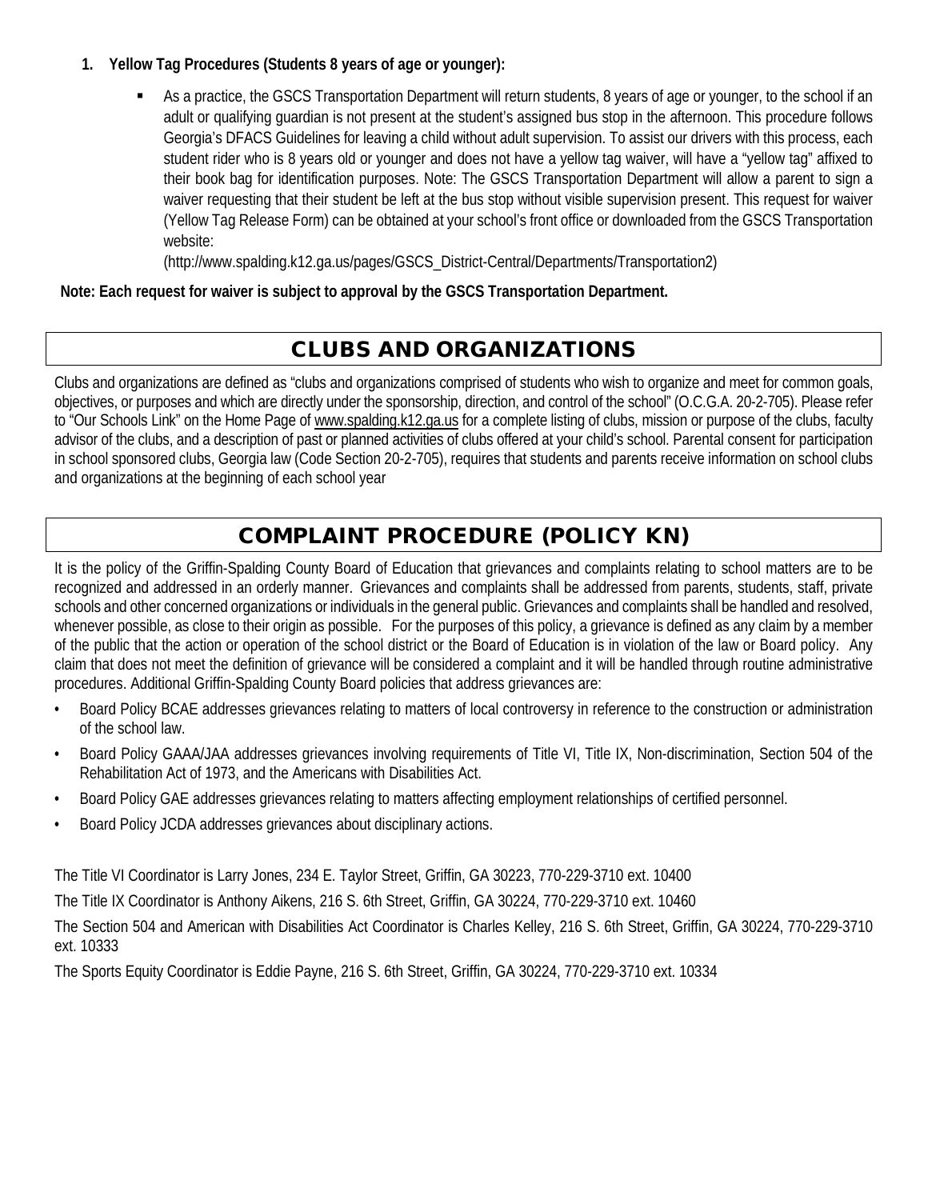1. **Yellow Tag Procedures (Students 8 years of age or younger):**

   - As a practice, the GSCS Transportation Department will return students, 8 years of age or younger, to the school if an adult or qualifying guardian is not present at the student's assigned bus stop in the afternoon. This procedure follows Georgia's DFACS Guidelines for leaving a child without adult supervision. To assist our drivers with this process, each student rider who is 8 years old or younger and does not have a yellow tag waiver, will have a "yellow tag" affixed to their book bag for identification purposes. Note: The GSCS Transportation Department will allow a parent to sign a waiver requesting that their student be left at the bus stop without visible supervision present. This request for waiver (Yellow Tag Release Form) can be obtained at your school's front office or downloaded from the GSCS Transportation website:
   (http://www.spalding.k12.ga.us/pages/GSCS_District-Central/Departments/Transportation2)

**Note: Each request for waiver is subject to approval by the GSCS Transportation Department.**

## CLUBS AND ORGANIZATIONS

Clubs and organizations are defined as "clubs and organizations comprised of students who wish to organize and meet for common goals, objectives, or purposes and which are directly under the sponsorship, direction, and control of the school" (O.C.G.A. 20-2-705). Please refer to "Our Schools Link" on the Home Page of www.spalding.k12.ga.us for a complete listing of clubs, mission or purpose of the clubs, faculty advisor of the clubs, and a description of past or planned activities of clubs offered at your child's school. Parental consent for participation in school sponsored clubs, Georgia law (Code Section 20-2-705), requires that students and parents receive information on school clubs and organizations at the beginning of each school year

## COMPLAINT PROCEDURE (POLICY KN)

It is the policy of the Griffin-Spalding County Board of Education that grievances and complaints relating to school matters are to be recognized and addressed in an orderly manner. Grievances and complaints shall be addressed from parents, students, staff, private schools and other concerned organizations or individuals in the general public. Grievances and complaints shall be handled and resolved, whenever possible, as close to their origin as possible. For the purposes of this policy, a grievance is defined as any claim by a member of the public that the action or operation of the school district or the Board of Education is in violation of the law or Board policy. Any claim that does not meet the definition of grievance will be considered a complaint and it will be handled through routine administrative procedures. Additional Griffin-Spalding County Board policies that address grievances are:

- Board Policy BCAE addresses grievances relating to matters of local controversy in reference to the construction or administration of the school law.
- Board Policy GAAA/JAA addresses grievances involving requirements of Title VI, Title IX, Non-discrimination, Section 504 of the Rehabilitation Act of 1973, and the Americans with Disabilities Act.
- Board Policy GAE addresses grievances relating to matters affecting employment relationships of certified personnel.
- Board Policy JCDA addresses grievances about disciplinary actions.

The Title VI Coordinator is Larry Jones, 234 E. Taylor Street, Griffin, GA 30223, 770-229-3710 ext. 10400

The Title IX Coordinator is Anthony Aikens, 216 S. 6th Street, Griffin, GA 30224, 770-229-3710 ext. 10460

The Section 504 and American with Disabilities Act Coordinator is Charles Kelley, 216 S. 6th Street, Griffin, GA 30224, 770-229-3710 ext. 10333

The Sports Equity Coordinator is Eddie Payne, 216 S. 6th Street, Griffin, GA 30224, 770-229-3710 ext. 10334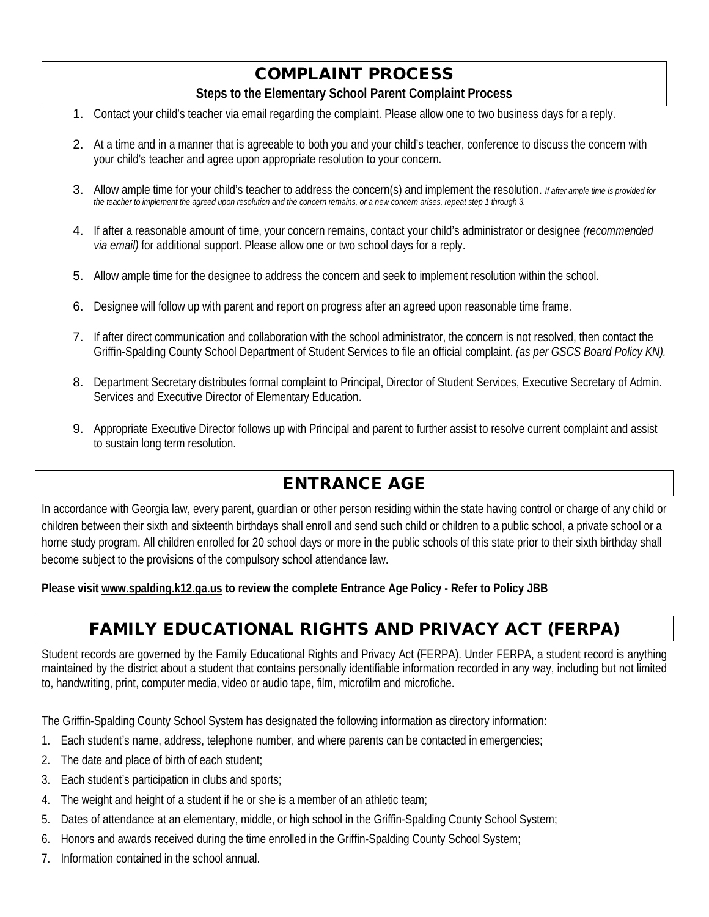# COMPLAINT PROCESS

**Steps to the Elementary School Parent Complaint Process**

1. Contact your child's teacher via email regarding the complaint. Please allow one to two business days for a reply.

2. At a time and in a manner that is agreeable to both you and your child's teacher, conference to discuss the concern with your child's teacher and agree upon appropriate resolution to your concern.

3. Allow ample time for your child's teacher to address the concern(s) and implement the resolution. *If after ample time is provided for the teacher to implement the agreed upon resolution and the concern remains, or a new concern arises, repeat step 1 through 3.*

4. If after a reasonable amount of time, your concern remains, contact your child's administrator or designee *(recommended via email)* for additional support. Please allow one or two school days for a reply.

5. Allow ample time for the designee to address the concern and seek to implement resolution within the school.

6. Designee will follow up with parent and report on progress after an agreed upon reasonable time frame.

7. If after direct communication and collaboration with the school administrator, the concern is not resolved, then contact the Griffin-Spalding County School Department of Student Services to file an official complaint. *(as per GSCS Board Policy KN).*

8. Department Secretary distributes formal complaint to Principal, Director of Student Services, Executive Secretary of Admin. Services and Executive Director of Elementary Education.

9. Appropriate Executive Director follows up with Principal and parent to further assist to resolve current complaint and assist to sustain long term resolution.

# ENTRANCE AGE

In accordance with Georgia law, every parent, guardian or other person residing within the state having control or charge of any child or children between their sixth and sixteenth birthdays shall enroll and send such child or children to a public school, a private school or a home study program. All children enrolled for 20 school days or more in the public schools of this state prior to their sixth birthday shall become subject to the provisions of the compulsory school attendance law.

**Please visit www.spalding.k12.ga.us to review the complete Entrance Age Policy - Refer to Policy JBB**

# FAMILY EDUCATIONAL RIGHTS AND PRIVACY ACT (FERPA)

Student records are governed by the Family Educational Rights and Privacy Act (FERPA). Under FERPA, a student record is anything maintained by the district about a student that contains personally identifiable information recorded in any way, including but not limited to, handwriting, print, computer media, video or audio tape, film, microfilm and microfiche.

The Griffin-Spalding County School System has designated the following information as directory information:

1. Each student's name, address, telephone number, and where parents can be contacted in emergencies;
2. The date and place of birth of each student;
3. Each student's participation in clubs and sports;
4. The weight and height of a student if he or she is a member of an athletic team;
5. Dates of attendance at an elementary, middle, or high school in the Griffin-Spalding County School System;
6. Honors and awards received during the time enrolled in the Griffin-Spalding County School System;
7. Information contained in the school annual.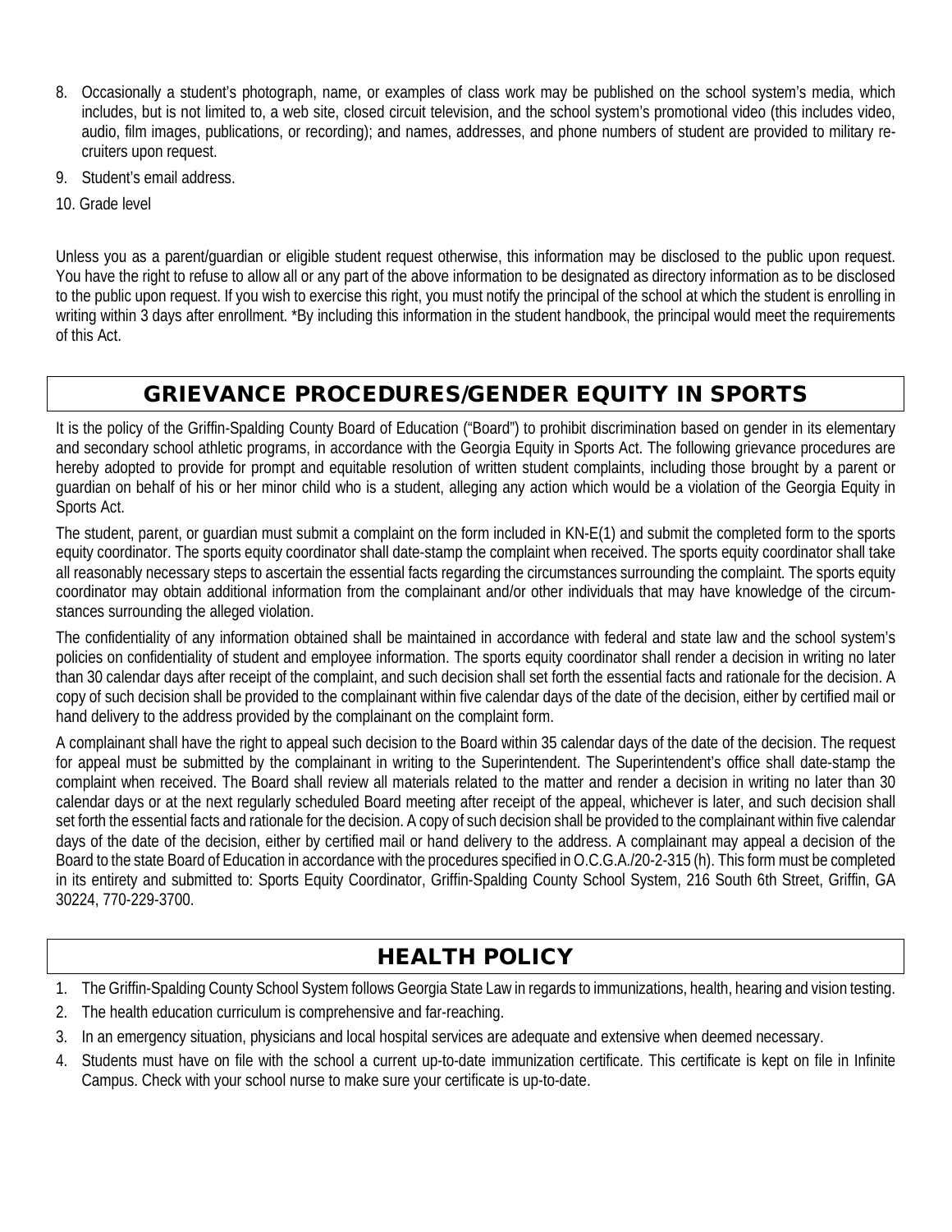8. Occasionally a student's photograph, name, or examples of class work may be published on the school system's media, which includes, but is not limited to, a web site, closed circuit television, and the school system's promotional video (this includes video, audio, film images, publications, or recording); and names, addresses, and phone numbers of student are provided to military recruiters upon request.
9. Student's email address.
10. Grade level

Unless you as a parent/guardian or eligible student request otherwise, this information may be disclosed to the public upon request. You have the right to refuse to allow all or any part of the above information to be designated as directory information as to be disclosed to the public upon request. If you wish to exercise this right, you must notify the principal of the school at which the student is enrolling in writing within 3 days after enrollment. *By including this information in the student handbook, the principal would meet the requirements of this Act.

## GRIEVANCE PROCEDURES/GENDER EQUITY IN SPORTS

It is the policy of the Griffin-Spalding County Board of Education ("Board") to prohibit discrimination based on gender in its elementary and secondary school athletic programs, in accordance with the Georgia Equity in Sports Act. The following grievance procedures are hereby adopted to provide for prompt and equitable resolution of written student complaints, including those brought by a parent or guardian on behalf of his or her minor child who is a student, alleging any action which would be a violation of the Georgia Equity in Sports Act.

The student, parent, or guardian must submit a complaint on the form included in KN-E(1) and submit the completed form to the sports equity coordinator. The sports equity coordinator shall date-stamp the complaint when received. The sports equity coordinator shall take all reasonably necessary steps to ascertain the essential facts regarding the circumstances surrounding the complaint. The sports equity coordinator may obtain additional information from the complainant and/or other individuals that may have knowledge of the circumstances surrounding the alleged violation.

The confidentiality of any information obtained shall be maintained in accordance with federal and state law and the school system's policies on confidentiality of student and employee information. The sports equity coordinator shall render a decision in writing no later than 30 calendar days after receipt of the complaint, and such decision shall set forth the essential facts and rationale for the decision. A copy of such decision shall be provided to the complainant within five calendar days of the date of the decision, either by certified mail or hand delivery to the address provided by the complainant on the complaint form.

A complainant shall have the right to appeal such decision to the Board within 35 calendar days of the date of the decision. The request for appeal must be submitted by the complainant in writing to the Superintendent. The Superintendent's office shall date-stamp the complaint when received. The Board shall review all materials related to the matter and render a decision in writing no later than 30 calendar days or at the next regularly scheduled Board meeting after receipt of the appeal, whichever is later, and such decision shall set forth the essential facts and rationale for the decision. A copy of such decision shall be provided to the complainant within five calendar days of the date of the decision, either by certified mail or hand delivery to the address. A complainant may appeal a decision of the Board to the state Board of Education in accordance with the procedures specified in O.C.G.A./20-2-315 (h). This form must be completed in its entirety and submitted to: Sports Equity Coordinator, Griffin-Spalding County School System, 216 South 6th Street, Griffin, GA 30224, 770-229-3700.

## HEALTH POLICY

1. The Griffin-Spalding County School System follows Georgia State Law in regards to immunizations, health, hearing and vision testing.
2. The health education curriculum is comprehensive and far-reaching.
3. In an emergency situation, physicians and local hospital services are adequate and extensive when deemed necessary.
4. Students must have on file with the school a current up-to-date immunization certificate. This certificate is kept on file in Infinite Campus. Check with your school nurse to make sure your certificate is up-to-date.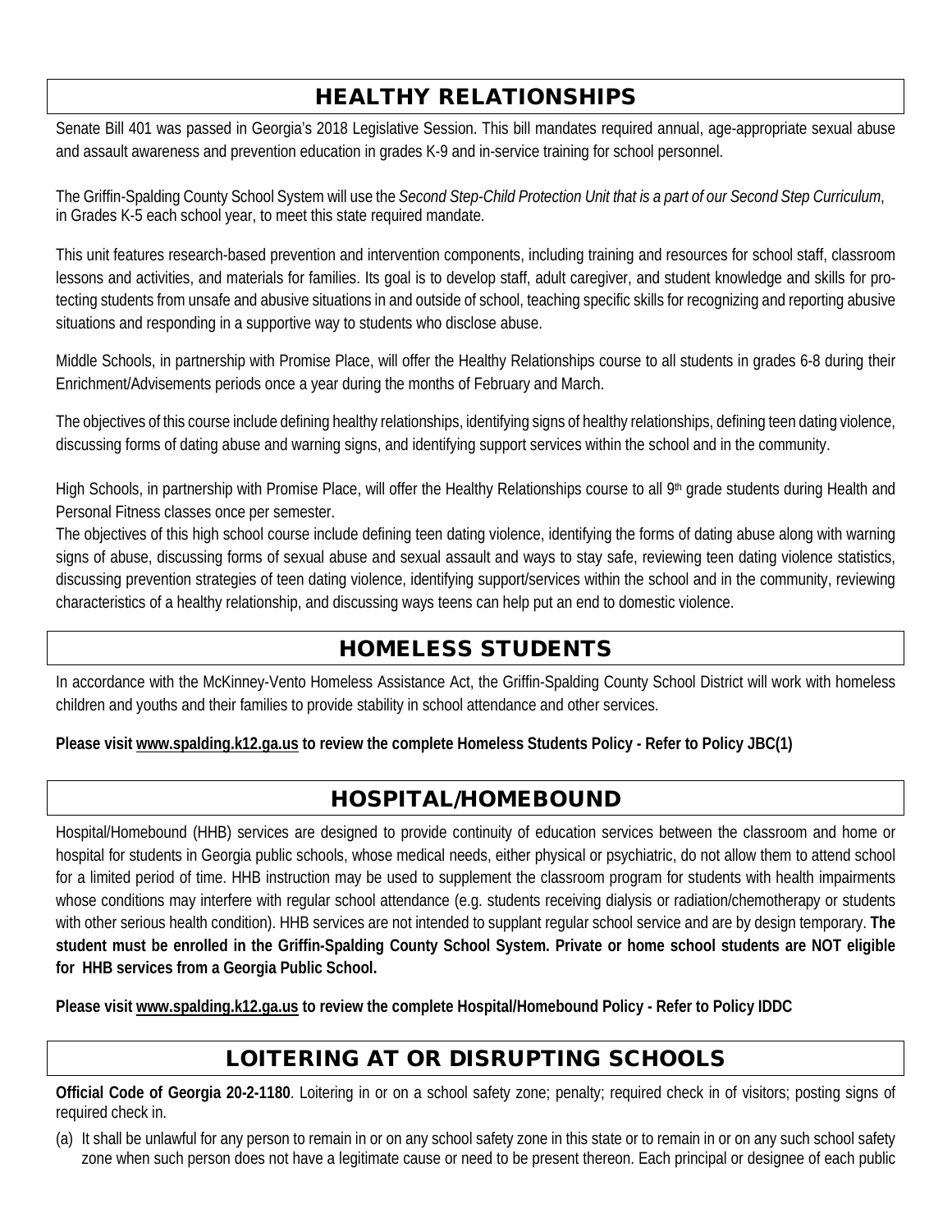## HEALTHY RELATIONSHIPS

Senate Bill 401 was passed in Georgia's 2018 Legislative Session. This bill mandates required annual, age-appropriate sexual abuse and assault awareness and prevention education in grades K-9 and in-service training for school personnel.

The Griffin-Spalding County School System will use the *Second Step-Child Protection Unit that is a part of our Second Step Curriculum*, in Grades K-5 each school year, to meet this state required mandate.

This unit features research-based prevention and intervention components, including training and resources for school staff, classroom lessons and activities, and materials for families. Its goal is to develop staff, adult caregiver, and student knowledge and skills for protecting students from unsafe and abusive situations in and outside of school, teaching specific skills for recognizing and reporting abusive situations and responding in a supportive way to students who disclose abuse.

Middle Schools, in partnership with Promise Place, will offer the Healthy Relationships course to all students in grades 6-8 during their Enrichment/Advisements periods once a year during the months of February and March.

The objectives of this course include defining healthy relationships, identifying signs of healthy relationships, defining teen dating violence, discussing forms of dating abuse and warning signs, and identifying support services within the school and in the community.

High Schools, in partnership with Promise Place, will offer the Healthy Relationships course to all 9th grade students during Health and Personal Fitness classes once per semester.

The objectives of this high school course include defining teen dating violence, identifying the forms of dating abuse along with warning signs of abuse, discussing forms of sexual abuse and sexual assault and ways to stay safe, reviewing teen dating violence statistics, discussing prevention strategies of teen dating violence, identifying support/services within the school and in the community, reviewing characteristics of a healthy relationship, and discussing ways teens can help put an end to domestic violence.

## HOMELESS STUDENTS

In accordance with the McKinney-Vento Homeless Assistance Act, the Griffin-Spalding County School District will work with homeless children and youths and their families to provide stability in school attendance and other services.

**Please visit www.spalding.k12.ga.us to review the complete Homeless Students Policy - Refer to Policy JBC(1)**

## HOSPITAL/HOMEBOUND

Hospital/Homebound (HHB) services are designed to provide continuity of education services between the classroom and home or hospital for students in Georgia public schools, whose medical needs, either physical or psychiatric, do not allow them to attend school for a limited period of time. HHB instruction may be used to supplement the classroom program for students with health impairments whose conditions may interfere with regular school attendance (e.g. students receiving dialysis or radiation/chemotherapy or students with other serious health condition). HHB services are not intended to supplant regular school service and are by design temporary. **The student must be enrolled in the Griffin-Spalding County School System. Private or home school students are NOT eligible for HHB services from a Georgia Public School.**

**Please visit www.spalding.k12.ga.us to review the complete Hospital/Homebound Policy - Refer to Policy IDDC**

## LOITERING AT OR DISRUPTING SCHOOLS

**Official Code of Georgia 20-2-1180**. Loitering in or on a school safety zone; penalty; required check in of visitors; posting signs of required check in.

(a) It shall be unlawful for any person to remain in or on any school safety zone in this state or to remain in or on any such school safety zone when such person does not have a legitimate cause or need to be present thereon. Each principal or designee of each public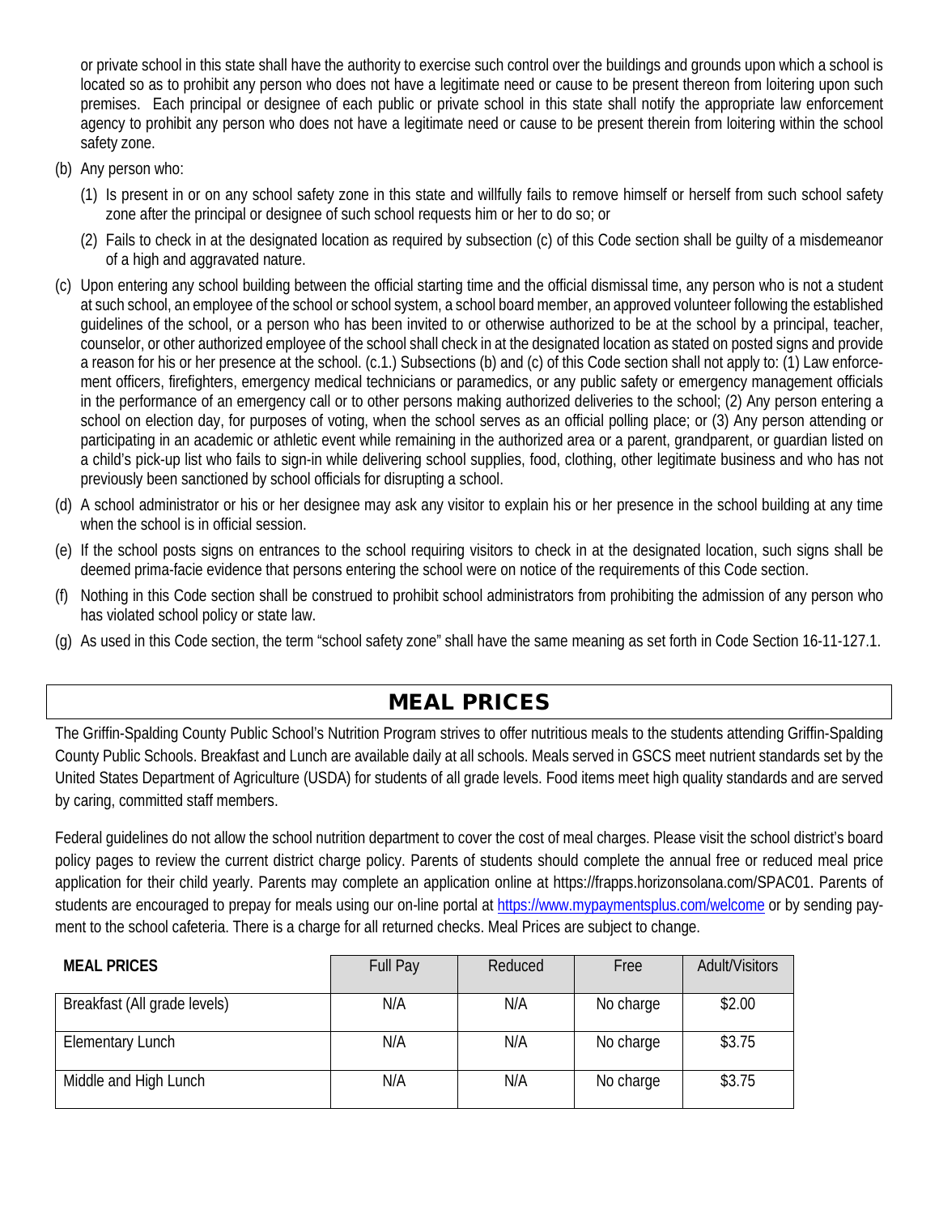or private school in this state shall have the authority to exercise such control over the buildings and grounds upon which a school is located so as to prohibit any person who does not have a legitimate need or cause to be present thereon from loitering upon such premises. Each principal or designee of each public or private school in this state shall notify the appropriate law enforcement agency to prohibit any person who does not have a legitimate need or cause to be present therein from loitering within the school safety zone.

(b) Any person who:

(1) Is present in or on any school safety zone in this state and willfully fails to remove himself or herself from such school safety zone after the principal or designee of such school requests him or her to do so; or

(2) Fails to check in at the designated location as required by subsection (c) of this Code section shall be guilty of a misdemeanor of a high and aggravated nature.

(c) Upon entering any school building between the official starting time and the official dismissal time, any person who is not a student at such school, an employee of the school or school system, a school board member, an approved volunteer following the established guidelines of the school, or a person who has been invited to or otherwise authorized to be at the school by a principal, teacher, counselor, or other authorized employee of the school shall check in at the designated location as stated on posted signs and provide a reason for his or her presence at the school. (c.1.) Subsections (b) and (c) of this Code section shall not apply to: (1) Law enforcement officers, firefighters, emergency medical technicians or paramedics, or any public safety or emergency management officials in the performance of an emergency call or to other persons making authorized deliveries to the school; (2) Any person entering a school on election day, for purposes of voting, when the school serves as an official polling place; or (3) Any person attending or participating in an academic or athletic event while remaining in the authorized area or a parent, grandparent, or guardian listed on a child's pick-up list who fails to sign-in while delivering school supplies, food, clothing, other legitimate business and who has not previously been sanctioned by school officials for disrupting a school.

(d) A school administrator or his or her designee may ask any visitor to explain his or her presence in the school building at any time when the school is in official session.

(e) If the school posts signs on entrances to the school requiring visitors to check in at the designated location, such signs shall be deemed prima-facie evidence that persons entering the school were on notice of the requirements of this Code section.

(f) Nothing in this Code section shall be construed to prohibit school administrators from prohibiting the admission of any person who has violated school policy or state law.

(g) As used in this Code section, the term "school safety zone" shall have the same meaning as set forth in Code Section 16-11-127.1.

## MEAL PRICES

The Griffin-Spalding County Public School's Nutrition Program strives to offer nutritious meals to the students attending Griffin-Spalding County Public Schools. Breakfast and Lunch are available daily at all schools. Meals served in GSCS meet nutrient standards set by the United States Department of Agriculture (USDA) for students of all grade levels. Food items meet high quality standards and are served by caring, committed staff members.

Federal guidelines do not allow the school nutrition department to cover the cost of meal charges. Please visit the school district's board policy pages to review the current district charge policy. Parents of students should complete the annual free or reduced meal price application for their child yearly. Parents may complete an application online at https://frapps.horizonsolana.com/SPAC01. Parents of students are encouraged to prepay for meals using our on-line portal at https://www.mypaymentsplus.com/welcome or by sending payment to the school cafeteria. There is a charge for all returned checks. Meal Prices are subject to change.

| **MEAL PRICES** | Full Pay | Reduced | Free | Adult/Visitors |
|---|---|---|---|---|
| Breakfast (All grade levels) | N/A | N/A | No charge | $2.00 |
| Elementary Lunch | N/A | N/A | No charge | $3.75 |
| Middle and High Lunch | N/A | N/A | No charge | $3.75 |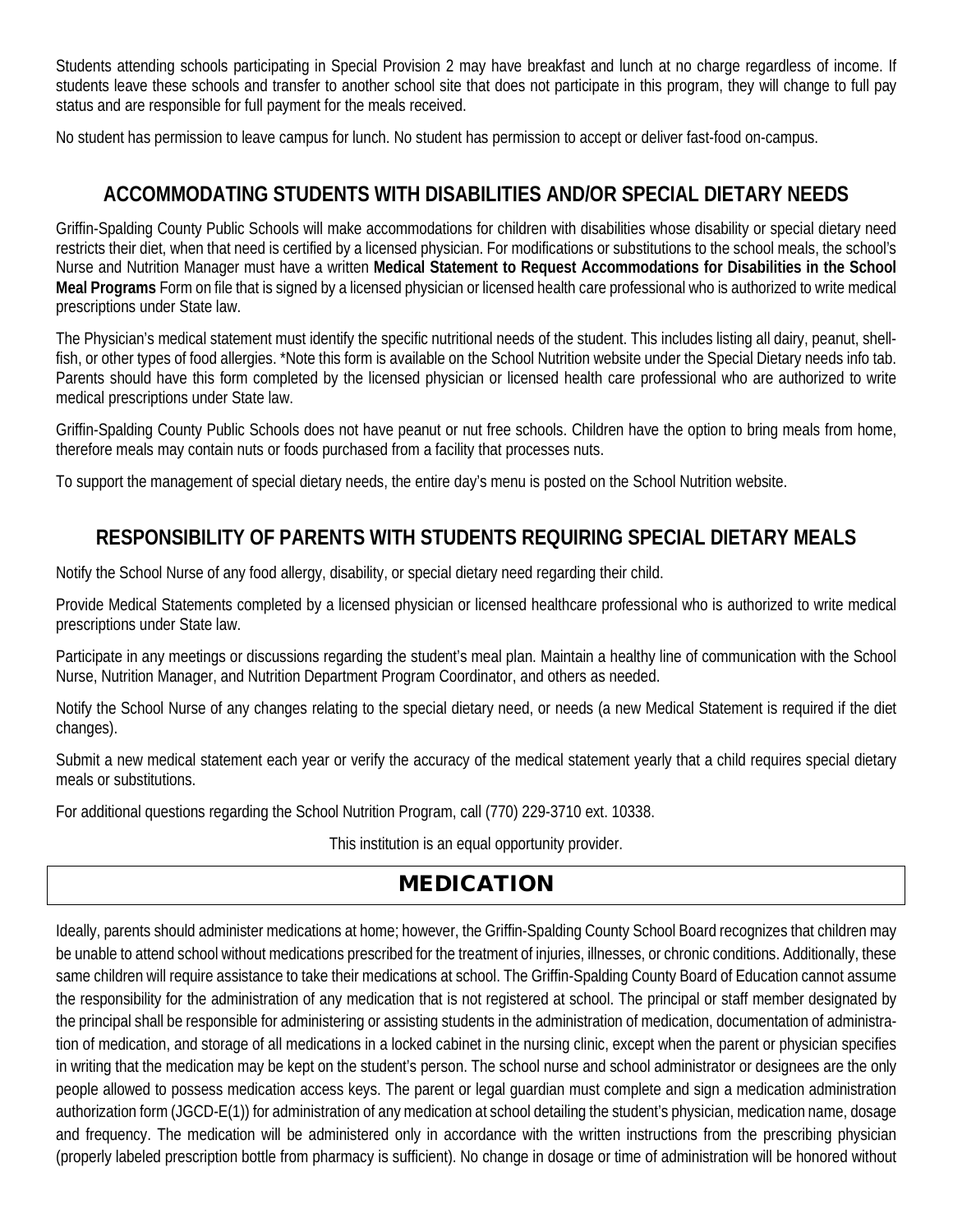Students attending schools participating in Special Provision 2 may have breakfast and lunch at no charge regardless of income. If students leave these schools and transfer to another school site that does not participate in this program, they will change to full pay status and are responsible for full payment for the meals received.

No student has permission to leave campus for lunch. No student has permission to accept or deliver fast-food on-campus.

## ACCOMMODATING STUDENTS WITH DISABILITIES AND/OR SPECIAL DIETARY NEEDS

Griffin-Spalding County Public Schools will make accommodations for children with disabilities whose disability or special dietary need restricts their diet, when that need is certified by a licensed physician. For modifications or substitutions to the school meals, the school's Nurse and Nutrition Manager must have a written **Medical Statement to Request Accommodations for Disabilities in the School Meal Programs** Form on file that is signed by a licensed physician or licensed health care professional who is authorized to write medical prescriptions under State law.

The Physician's medical statement must identify the specific nutritional needs of the student. This includes listing all dairy, peanut, shell-fish, or other types of food allergies. *Note this form is available on the School Nutrition website under the Special Dietary needs info tab. Parents should have this form completed by the licensed physician or licensed health care professional who are authorized to write medical prescriptions under State law.

Griffin-Spalding County Public Schools does not have peanut or nut free schools. Children have the option to bring meals from home, therefore meals may contain nuts or foods purchased from a facility that processes nuts.

To support the management of special dietary needs, the entire day's menu is posted on the School Nutrition website.

## RESPONSIBILITY OF PARENTS WITH STUDENTS REQUIRING SPECIAL DIETARY MEALS

Notify the School Nurse of any food allergy, disability, or special dietary need regarding their child.

Provide Medical Statements completed by a licensed physician or licensed healthcare professional who is authorized to write medical prescriptions under State law.

Participate in any meetings or discussions regarding the student's meal plan. Maintain a healthy line of communication with the School Nurse, Nutrition Manager, and Nutrition Department Program Coordinator, and others as needed.

Notify the School Nurse of any changes relating to the special dietary need, or needs (a new Medical Statement is required if the diet changes).

Submit a new medical statement each year or verify the accuracy of the medical statement yearly that a child requires special dietary meals or substitutions.

For additional questions regarding the School Nutrition Program, call (770) 229-3710 ext. 10338.

This institution is an equal opportunity provider.

# MEDICATION

Ideally, parents should administer medications at home; however, the Griffin-Spalding County School Board recognizes that children may be unable to attend school without medications prescribed for the treatment of injuries, illnesses, or chronic conditions. Additionally, these same children will require assistance to take their medications at school. The Griffin-Spalding County Board of Education cannot assume the responsibility for the administration of any medication that is not registered at school. The principal or staff member designated by the principal shall be responsible for administering or assisting students in the administration of medication, documentation of administration of medication, and storage of all medications in a locked cabinet in the nursing clinic, except when the parent or physician specifies in writing that the medication may be kept on the student's person. The school nurse and school administrator or designees are the only people allowed to possess medication access keys. The parent or legal guardian must complete and sign a medication administration authorization form (JGCD-E(1)) for administration of any medication at school detailing the student's physician, medication name, dosage and frequency. The medication will be administered only in accordance with the written instructions from the prescribing physician (properly labeled prescription bottle from pharmacy is sufficient). No change in dosage or time of administration will be honored without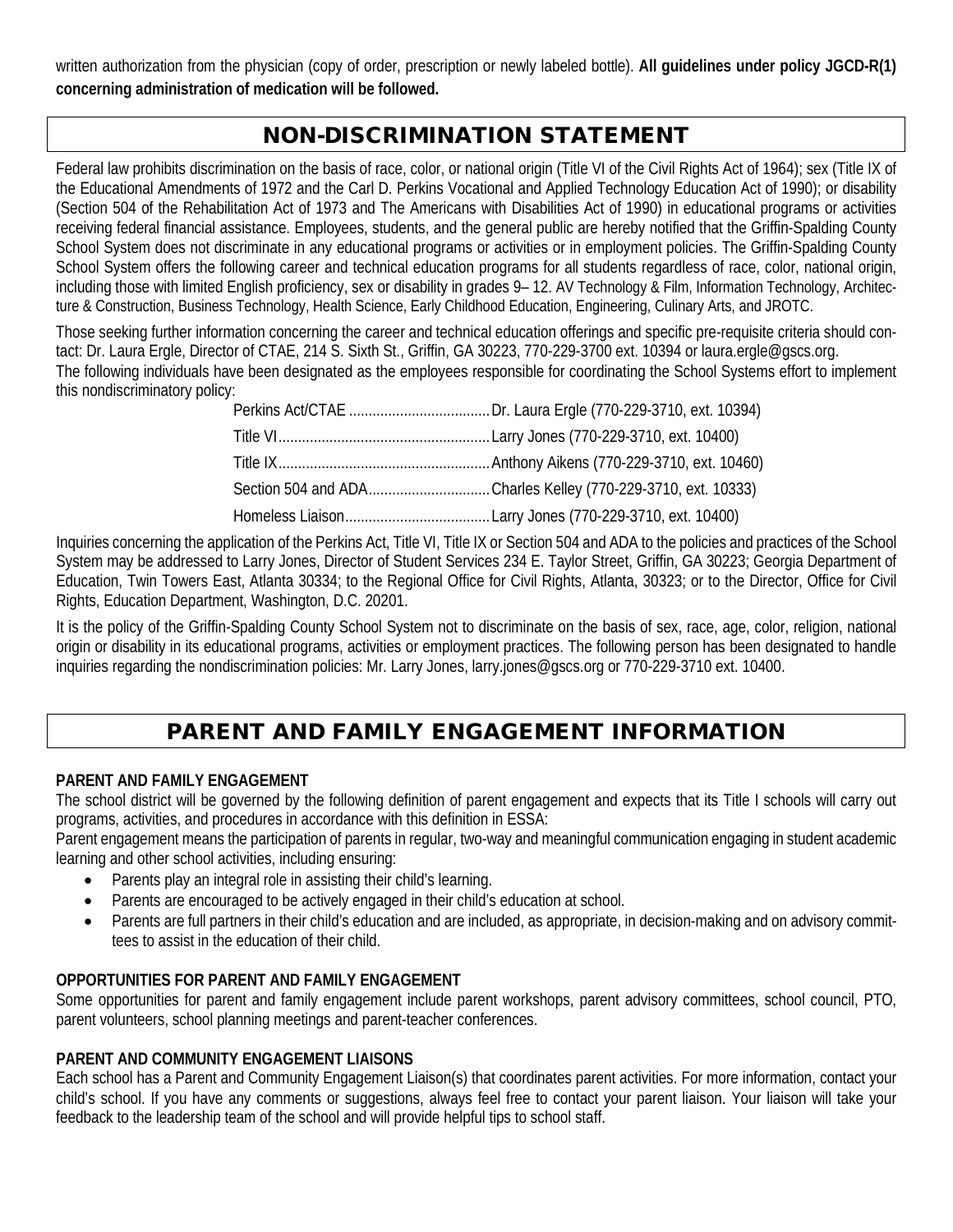written authorization from the physician (copy of order, prescription or newly labeled bottle). **All guidelines under policy JGCD-R(1) concerning administration of medication will be followed.**

## NON-DISCRIMINATION STATEMENT

Federal law prohibits discrimination on the basis of race, color, or national origin (Title VI of the Civil Rights Act of 1964); sex (Title IX of the Educational Amendments of 1972 and the Carl D. Perkins Vocational and Applied Technology Education Act of 1990); or disability (Section 504 of the Rehabilitation Act of 1973 and The Americans with Disabilities Act of 1990) in educational programs or activities receiving federal financial assistance. Employees, students, and the general public are hereby notified that the Griffin-Spalding County School System does not discriminate in any educational programs or activities or in employment policies. The Griffin-Spalding County School System offers the following career and technical education programs for all students regardless of race, color, national origin, including those with limited English proficiency, sex or disability in grades 9– 12. AV Technology & Film, Information Technology, Architecture & Construction, Business Technology, Health Science, Early Childhood Education, Engineering, Culinary Arts, and JROTC.

Those seeking further information concerning the career and technical education offerings and specific pre-requisite criteria should contact: Dr. Laura Ergle, Director of CTAE, 214 S. Sixth St., Griffin, GA 30223, 770-229-3700 ext. 10394 or laura.ergle@gscs.org.
The following individuals have been designated as the employees responsible for coordinating the School Systems effort to implement this nondiscriminatory policy:

Perkins Act/CTAE .................................... Dr. Laura Ergle (770-229-3710, ext. 10394)
Title VI...................................................... Larry Jones (770-229-3710, ext. 10400)
Title IX...................................................... Anthony Aikens (770-229-3710, ext. 10460)
Section 504 and ADA............................... Charles Kelley (770-229-3710, ext. 10333)
Homeless Liaison..................................... Larry Jones (770-229-3710, ext. 10400)

Inquiries concerning the application of the Perkins Act, Title VI, Title IX or Section 504 and ADA to the policies and practices of the School System may be addressed to Larry Jones, Director of Student Services 234 E. Taylor Street, Griffin, GA 30223; Georgia Department of Education, Twin Towers East, Atlanta 30334; to the Regional Office for Civil Rights, Atlanta, 30323; or to the Director, Office for Civil Rights, Education Department, Washington, D.C. 20201.

It is the policy of the Griffin-Spalding County School System not to discriminate on the basis of sex, race, age, color, religion, national origin or disability in its educational programs, activities or employment practices. The following person has been designated to handle inquiries regarding the nondiscrimination policies: Mr. Larry Jones, larry.jones@gscs.org or 770-229-3710 ext. 10400.

## PARENT AND FAMILY ENGAGEMENT INFORMATION

**PARENT AND FAMILY ENGAGEMENT**

The school district will be governed by the following definition of parent engagement and expects that its Title I schools will carry out programs, activities, and procedures in accordance with this definition in ESSA:

Parent engagement means the participation of parents in regular, two-way and meaningful communication engaging in student academic learning and other school activities, including ensuring:

- Parents play an integral role in assisting their child's learning.
- Parents are encouraged to be actively engaged in their child's education at school.
- Parents are full partners in their child's education and are included, as appropriate, in decision-making and on advisory committees to assist in the education of their child.

**OPPORTUNITIES FOR PARENT AND FAMILY ENGAGEMENT**

Some opportunities for parent and family engagement include parent workshops, parent advisory committees, school council, PTO, parent volunteers, school planning meetings and parent-teacher conferences.

**PARENT AND COMMUNITY ENGAGEMENT LIAISONS**

Each school has a Parent and Community Engagement Liaison(s) that coordinates parent activities. For more information, contact your child's school. If you have any comments or suggestions, always feel free to contact your parent liaison. Your liaison will take your feedback to the leadership team of the school and will provide helpful tips to school staff.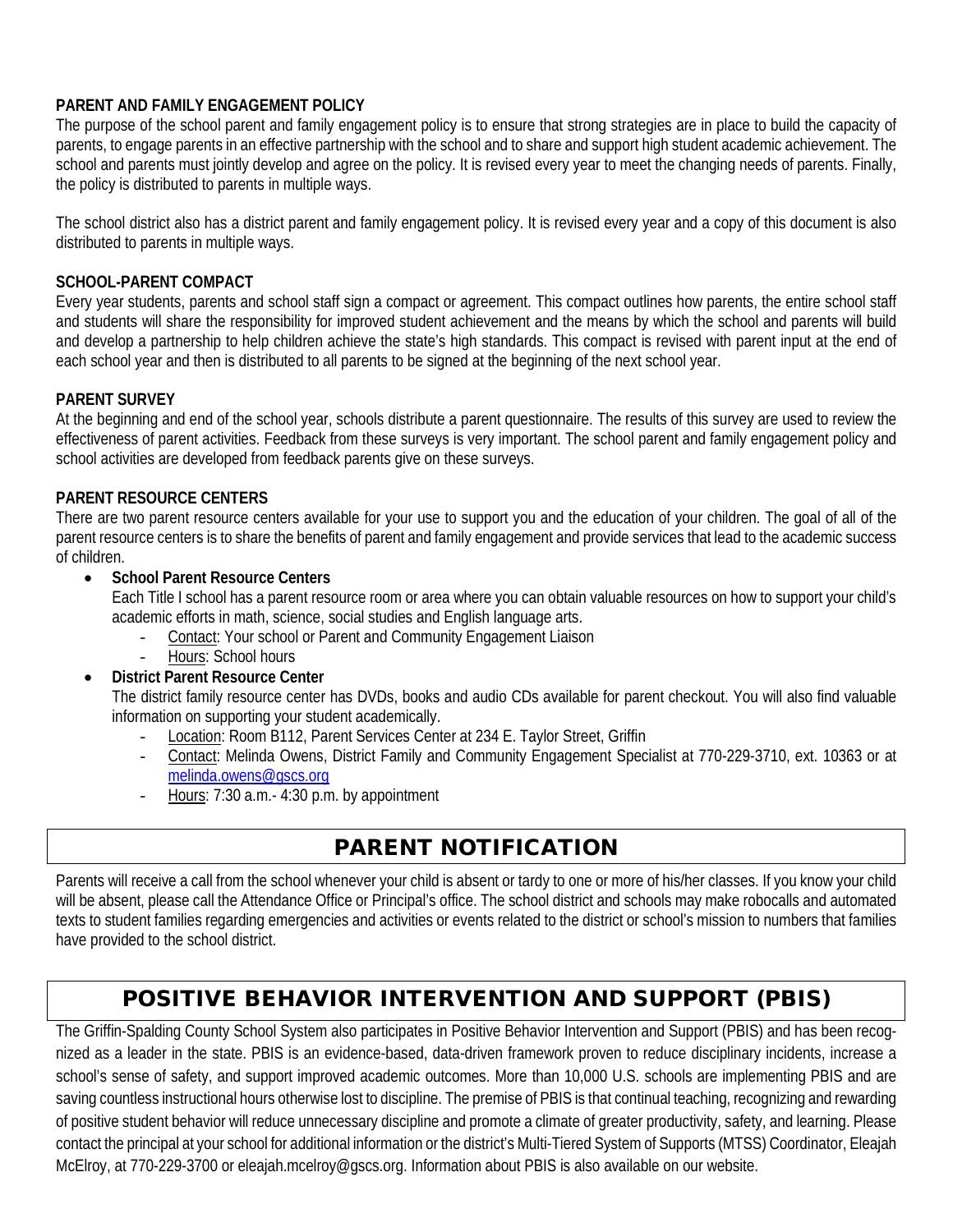### PARENT AND FAMILY ENGAGEMENT POLICY

The purpose of the school parent and family engagement policy is to ensure that strong strategies are in place to build the capacity of parents, to engage parents in an effective partnership with the school and to share and support high student academic achievement. The school and parents must jointly develop and agree on the policy. It is revised every year to meet the changing needs of parents. Finally, the policy is distributed to parents in multiple ways.

The school district also has a district parent and family engagement policy. It is revised every year and a copy of this document is also distributed to parents in multiple ways.

### SCHOOL-PARENT COMPACT

Every year students, parents and school staff sign a compact or agreement. This compact outlines how parents, the entire school staff and students will share the responsibility for improved student achievement and the means by which the school and parents will build and develop a partnership to help children achieve the state's high standards. This compact is revised with parent input at the end of each school year and then is distributed to all parents to be signed at the beginning of the next school year.

### PARENT SURVEY

At the beginning and end of the school year, schools distribute a parent questionnaire. The results of this survey are used to review the effectiveness of parent activities. Feedback from these surveys is very important. The school parent and family engagement policy and school activities are developed from feedback parents give on these surveys.

### PARENT RESOURCE CENTERS

There are two parent resource centers available for your use to support you and the education of your children. The goal of all of the parent resource centers is to share the benefits of parent and family engagement and provide services that lead to the academic success of children.

- **School Parent Resource Centers**
  Each Title I school has a parent resource room or area where you can obtain valuable resources on how to support your child's academic efforts in math, science, social studies and English language arts.
  - Contact: Your school or Parent and Community Engagement Liaison
  - Hours: School hours
- **District Parent Resource Center**
  The district family resource center has DVDs, books and audio CDs available for parent checkout. You will also find valuable information on supporting your student academically.
  - Location: Room B112, Parent Services Center at 234 E. Taylor Street, Griffin
  - Contact: Melinda Owens, District Family and Community Engagement Specialist at 770-229-3710, ext. 10363 or at melinda.owens@gscs.org
  - Hours: 7:30 a.m.- 4:30 p.m. by appointment

## PARENT NOTIFICATION

Parents will receive a call from the school whenever your child is absent or tardy to one or more of his/her classes. If you know your child will be absent, please call the Attendance Office or Principal's office. The school district and schools may make robocalls and automated texts to student families regarding emergencies and activities or events related to the district or school's mission to numbers that families have provided to the school district.

## POSITIVE BEHAVIOR INTERVENTION AND SUPPORT (PBIS)

The Griffin-Spalding County School System also participates in Positive Behavior Intervention and Support (PBIS) and has been recognized as a leader in the state. PBIS is an evidence-based, data-driven framework proven to reduce disciplinary incidents, increase a school's sense of safety, and support improved academic outcomes. More than 10,000 U.S. schools are implementing PBIS and are saving countless instructional hours otherwise lost to discipline. The premise of PBIS is that continual teaching, recognizing and rewarding of positive student behavior will reduce unnecessary discipline and promote a climate of greater productivity, safety, and learning. Please contact the principal at your school for additional information or the district's Multi-Tiered System of Supports (MTSS) Coordinator, Eleajah McElroy, at 770-229-3700 or eleajah.mcelroy@gscs.org. Information about PBIS is also available on our website.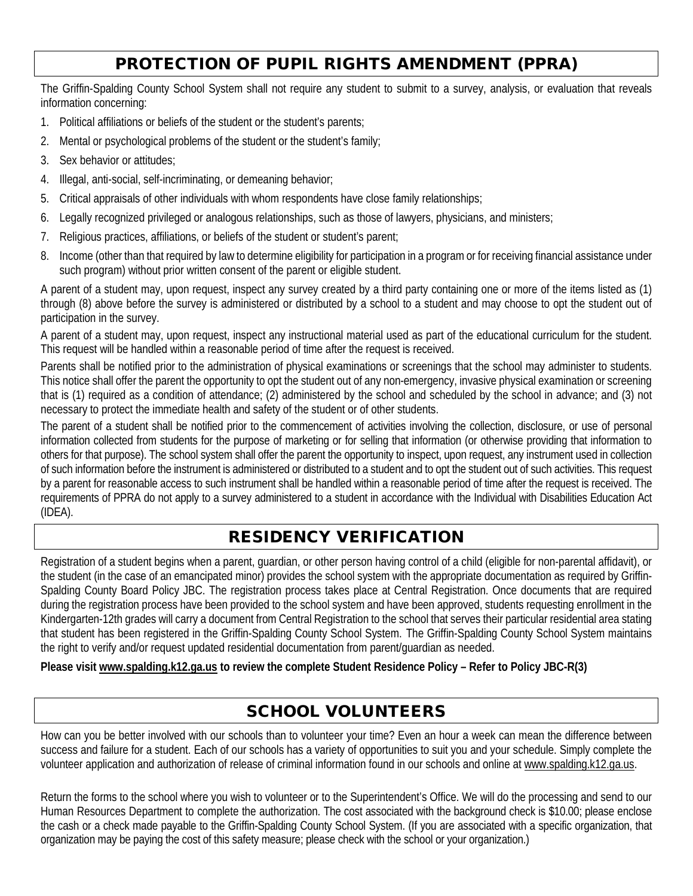## PROTECTION OF PUPIL RIGHTS AMENDMENT (PPRA)

The Griffin-Spalding County School System shall not require any student to submit to a survey, analysis, or evaluation that reveals information concerning:

1. Political affiliations or beliefs of the student or the student's parents;
2. Mental or psychological problems of the student or the student's family;
3. Sex behavior or attitudes;
4. Illegal, anti-social, self-incriminating, or demeaning behavior;
5. Critical appraisals of other individuals with whom respondents have close family relationships;
6. Legally recognized privileged or analogous relationships, such as those of lawyers, physicians, and ministers;
7. Religious practices, affiliations, or beliefs of the student or student's parent;
8. Income (other than that required by law to determine eligibility for participation in a program or for receiving financial assistance under such program) without prior written consent of the parent or eligible student.

A parent of a student may, upon request, inspect any survey created by a third party containing one or more of the items listed as (1) through (8) above before the survey is administered or distributed by a school to a student and may choose to opt the student out of participation in the survey.

A parent of a student may, upon request, inspect any instructional material used as part of the educational curriculum for the student. This request will be handled within a reasonable period of time after the request is received.

Parents shall be notified prior to the administration of physical examinations or screenings that the school may administer to students. This notice shall offer the parent the opportunity to opt the student out of any non-emergency, invasive physical examination or screening that is (1) required as a condition of attendance; (2) administered by the school and scheduled by the school in advance; and (3) not necessary to protect the immediate health and safety of the student or of other students.

The parent of a student shall be notified prior to the commencement of activities involving the collection, disclosure, or use of personal information collected from students for the purpose of marketing or for selling that information (or otherwise providing that information to others for that purpose). The school system shall offer the parent the opportunity to inspect, upon request, any instrument used in collection of such information before the instrument is administered or distributed to a student and to opt the student out of such activities. This request by a parent for reasonable access to such instrument shall be handled within a reasonable period of time after the request is received. The requirements of PPRA do not apply to a survey administered to a student in accordance with the Individual with Disabilities Education Act (IDEA).

## RESIDENCY VERIFICATION

Registration of a student begins when a parent, guardian, or other person having control of a child (eligible for non-parental affidavit), or the student (in the case of an emancipated minor) provides the school system with the appropriate documentation as required by Griffin-Spalding County Board Policy JBC. The registration process takes place at Central Registration. Once documents that are required during the registration process have been provided to the school system and have been approved, students requesting enrollment in the Kindergarten-12th grades will carry a document from Central Registration to the school that serves their particular residential area stating that student has been registered in the Griffin-Spalding County School System. The Griffin-Spalding County School System maintains the right to verify and/or request updated residential documentation from parent/guardian as needed.

**Please visit www.spalding.k12.ga.us to review the complete Student Residence Policy – Refer to Policy JBC-R(3)**

## SCHOOL VOLUNTEERS

How can you be better involved with our schools than to volunteer your time? Even an hour a week can mean the difference between success and failure for a student. Each of our schools has a variety of opportunities to suit you and your schedule. Simply complete the volunteer application and authorization of release of criminal information found in our schools and online at www.spalding.k12.ga.us.

Return the forms to the school where you wish to volunteer or to the Superintendent's Office. We will do the processing and send to our Human Resources Department to complete the authorization. The cost associated with the background check is $10.00; please enclose the cash or a check made payable to the Griffin-Spalding County School System. (If you are associated with a specific organization, that organization may be paying the cost of this safety measure; please check with the school or your organization.)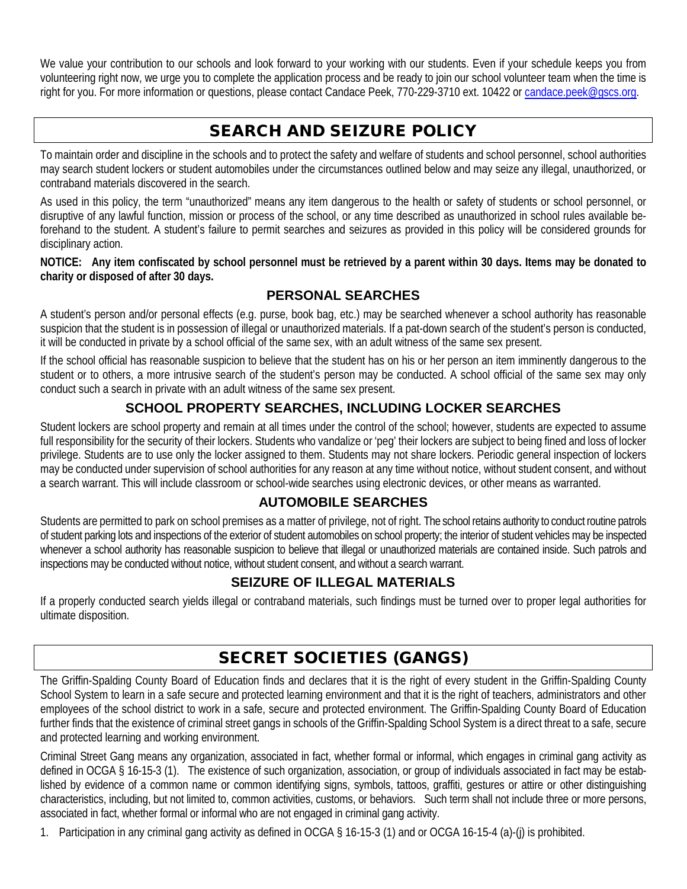We value your contribution to our schools and look forward to your working with our students. Even if your schedule keeps you from volunteering right now, we urge you to complete the application process and be ready to join our school volunteer team when the time is right for you. For more information or questions, please contact Candace Peek, 770-229-3710 ext. 10422 or candace.peek@gscs.org.

## SEARCH AND SEIZURE POLICY

To maintain order and discipline in the schools and to protect the safety and welfare of students and school personnel, school authorities may search student lockers or student automobiles under the circumstances outlined below and may seize any illegal, unauthorized, or contraband materials discovered in the search.

As used in this policy, the term "unauthorized" means any item dangerous to the health or safety of students or school personnel, or disruptive of any lawful function, mission or process of the school, or any time described as unauthorized in school rules available beforehand to the student. A student's failure to permit searches and seizures as provided in this policy will be considered grounds for disciplinary action.

**NOTICE: Any item confiscated by school personnel must be retrieved by a parent within 30 days. Items may be donated to charity or disposed of after 30 days.**

### PERSONAL SEARCHES

A student's person and/or personal effects (e.g. purse, book bag, etc.) may be searched whenever a school authority has reasonable suspicion that the student is in possession of illegal or unauthorized materials. If a pat-down search of the student's person is conducted, it will be conducted in private by a school official of the same sex, with an adult witness of the same sex present.

If the school official has reasonable suspicion to believe that the student has on his or her person an item imminently dangerous to the student or to others, a more intrusive search of the student's person may be conducted. A school official of the same sex may only conduct such a search in private with an adult witness of the same sex present.

### SCHOOL PROPERTY SEARCHES, INCLUDING LOCKER SEARCHES

Student lockers are school property and remain at all times under the control of the school; however, students are expected to assume full responsibility for the security of their lockers. Students who vandalize or 'peg' their lockers are subject to being fined and loss of locker privilege. Students are to use only the locker assigned to them. Students may not share lockers. Periodic general inspection of lockers may be conducted under supervision of school authorities for any reason at any time without notice, without student consent, and without a search warrant. This will include classroom or school-wide searches using electronic devices, or other means as warranted.

### AUTOMOBILE SEARCHES

Students are permitted to park on school premises as a matter of privilege, not of right. The school retains authority to conduct routine patrols of student parking lots and inspections of the exterior of student automobiles on school property; the interior of student vehicles may be inspected whenever a school authority has reasonable suspicion to believe that illegal or unauthorized materials are contained inside. Such patrols and inspections may be conducted without notice, without student consent, and without a search warrant.

### SEIZURE OF ILLEGAL MATERIALS

If a properly conducted search yields illegal or contraband materials, such findings must be turned over to proper legal authorities for ultimate disposition.

## SECRET SOCIETIES (GANGS)

The Griffin-Spalding County Board of Education finds and declares that it is the right of every student in the Griffin-Spalding County School System to learn in a safe secure and protected learning environment and that it is the right of teachers, administrators and other employees of the school district to work in a safe, secure and protected environment. The Griffin-Spalding County Board of Education further finds that the existence of criminal street gangs in schools of the Griffin-Spalding School System is a direct threat to a safe, secure and protected learning and working environment.

Criminal Street Gang means any organization, associated in fact, whether formal or informal, which engages in criminal gang activity as defined in OCGA § 16-15-3 (1). The existence of such organization, association, or group of individuals associated in fact may be established by evidence of a common name or common identifying signs, symbols, tattoos, graffiti, gestures or attire or other distinguishing characteristics, including, but not limited to, common activities, customs, or behaviors. Such term shall not include three or more persons, associated in fact, whether formal or informal who are not engaged in criminal gang activity.

1. Participation in any criminal gang activity as defined in OCGA § 16-15-3 (1) and or OCGA 16-15-4 (a)-(j) is prohibited.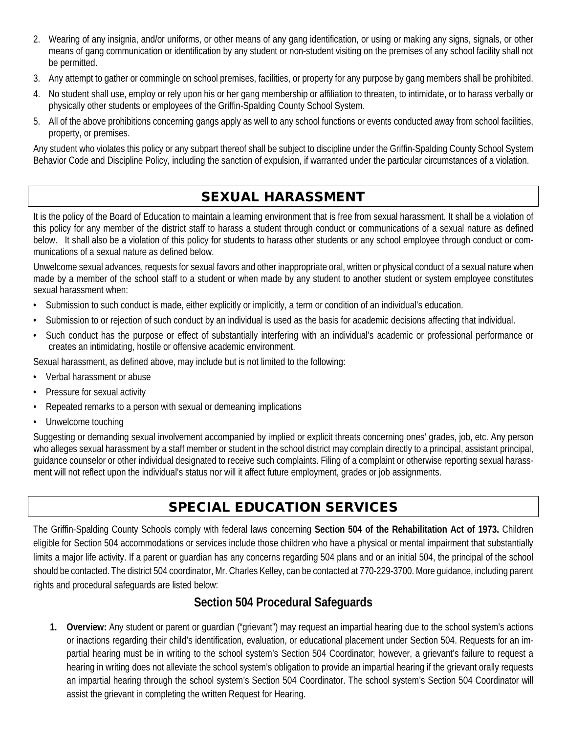2. Wearing of any insignia, and/or uniforms, or other means of any gang identification, or using or making any signs, signals, or other means of gang communication or identification by any student or non-student visiting on the premises of any school facility shall not be permitted.
3. Any attempt to gather or commingle on school premises, facilities, or property for any purpose by gang members shall be prohibited.
4. No student shall use, employ or rely upon his or her gang membership or affiliation to threaten, to intimidate, or to harass verbally or physically other students or employees of the Griffin-Spalding County School System.
5. All of the above prohibitions concerning gangs apply as well to any school functions or events conducted away from school facilities, property, or premises.

Any student who violates this policy or any subpart thereof shall be subject to discipline under the Griffin-Spalding County School System Behavior Code and Discipline Policy, including the sanction of expulsion, if warranted under the particular circumstances of a violation.

## SEXUAL HARASSMENT

It is the policy of the Board of Education to maintain a learning environment that is free from sexual harassment. It shall be a violation of this policy for any member of the district staff to harass a student through conduct or communications of a sexual nature as defined below. It shall also be a violation of this policy for students to harass other students or any school employee through conduct or communications of a sexual nature as defined below.

Unwelcome sexual advances, requests for sexual favors and other inappropriate oral, written or physical conduct of a sexual nature when made by a member of the school staff to a student or when made by any student to another student or system employee constitutes sexual harassment when:

- Submission to such conduct is made, either explicitly or implicitly, a term or condition of an individual's education.
- Submission to or rejection of such conduct by an individual is used as the basis for academic decisions affecting that individual.
- Such conduct has the purpose or effect of substantially interfering with an individual's academic or professional performance or creates an intimidating, hostile or offensive academic environment.

Sexual harassment, as defined above, may include but is not limited to the following:

- Verbal harassment or abuse
- Pressure for sexual activity
- Repeated remarks to a person with sexual or demeaning implications
- Unwelcome touching

Suggesting or demanding sexual involvement accompanied by implied or explicit threats concerning ones' grades, job, etc. Any person who alleges sexual harassment by a staff member or student in the school district may complain directly to a principal, assistant principal, guidance counselor or other individual designated to receive such complaints. Filing of a complaint or otherwise reporting sexual harassment will not reflect upon the individual's status nor will it affect future employment, grades or job assignments.

## SPECIAL EDUCATION SERVICES

The Griffin-Spalding County Schools comply with federal laws concerning **Section 504 of the Rehabilitation Act of 1973.** Children eligible for Section 504 accommodations or services include those children who have a physical or mental impairment that substantially limits a major life activity. If a parent or guardian has any concerns regarding 504 plans and or an initial 504, the principal of the school should be contacted. The district 504 coordinator, Mr. Charles Kelley, can be contacted at 770-229-3700. More guidance, including parent rights and procedural safeguards are listed below:

### Section 504 Procedural Safeguards

1. **Overview:** Any student or parent or guardian ("grievant") may request an impartial hearing due to the school system's actions or inactions regarding their child's identification, evaluation, or educational placement under Section 504. Requests for an impartial hearing must be in writing to the school system's Section 504 Coordinator; however, a grievant's failure to request a hearing in writing does not alleviate the school system's obligation to provide an impartial hearing if the grievant orally requests an impartial hearing through the school system's Section 504 Coordinator. The school system's Section 504 Coordinator will assist the grievant in completing the written Request for Hearing.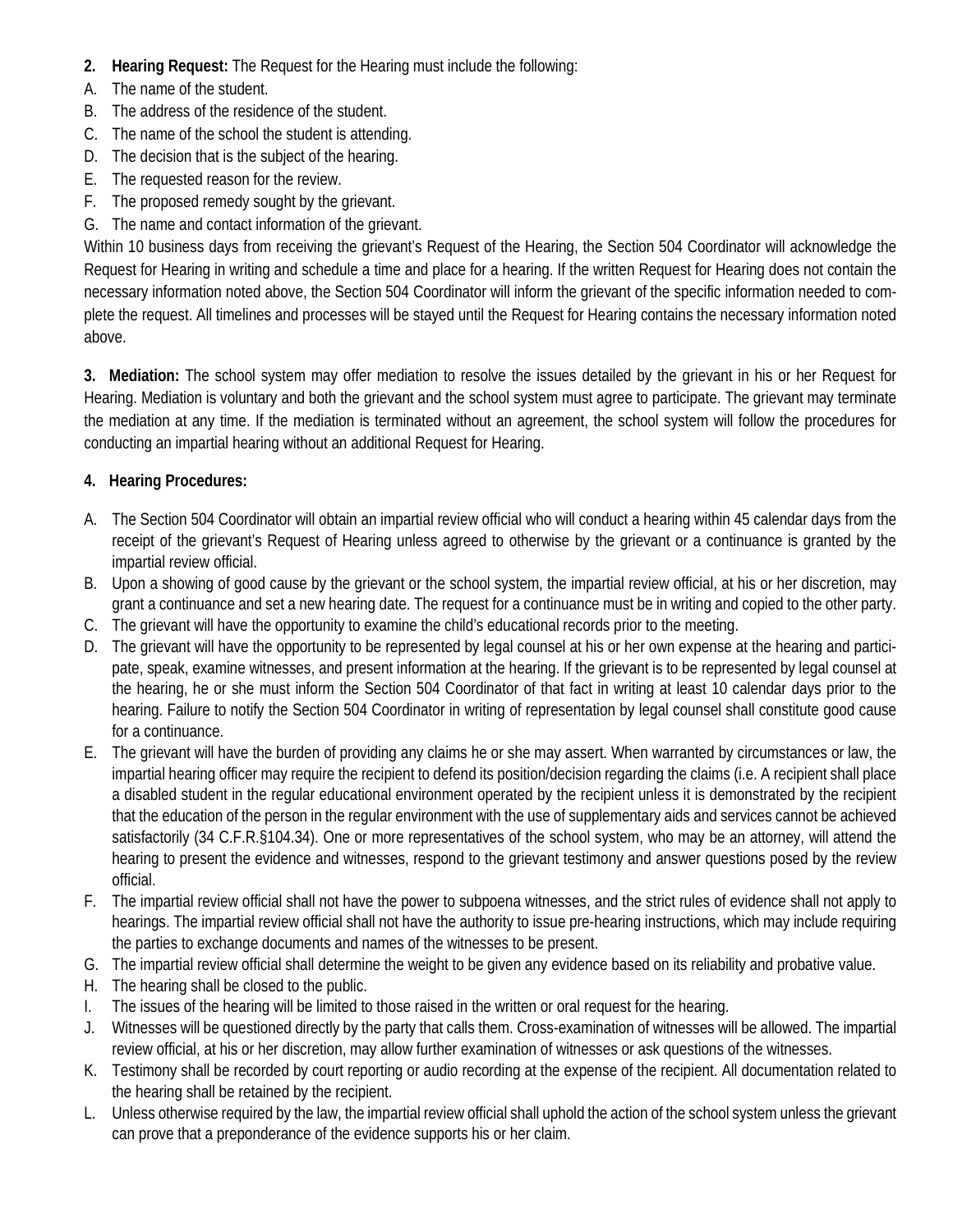**2. Hearing Request:** The Request for the Hearing must include the following:

A. The name of the student.
B. The address of the residence of the student.
C. The name of the school the student is attending.
D. The decision that is the subject of the hearing.
E. The requested reason for the review.
F. The proposed remedy sought by the grievant.
G. The name and contact information of the grievant.

Within 10 business days from receiving the grievant's Request of the Hearing, the Section 504 Coordinator will acknowledge the Request for Hearing in writing and schedule a time and place for a hearing. If the written Request for Hearing does not contain the necessary information noted above, the Section 504 Coordinator will inform the grievant of the specific information needed to complete the request. All timelines and processes will be stayed until the Request for Hearing contains the necessary information noted above.

**3. Mediation:** The school system may offer mediation to resolve the issues detailed by the grievant in his or her Request for Hearing. Mediation is voluntary and both the grievant and the school system must agree to participate. The grievant may terminate the mediation at any time. If the mediation is terminated without an agreement, the school system will follow the procedures for conducting an impartial hearing without an additional Request for Hearing.

**4. Hearing Procedures:**

A. The Section 504 Coordinator will obtain an impartial review official who will conduct a hearing within 45 calendar days from the receipt of the grievant's Request of Hearing unless agreed to otherwise by the grievant or a continuance is granted by the impartial review official.
B. Upon a showing of good cause by the grievant or the school system, the impartial review official, at his or her discretion, may grant a continuance and set a new hearing date. The request for a continuance must be in writing and copied to the other party.
C. The grievant will have the opportunity to examine the child's educational records prior to the meeting.
D. The grievant will have the opportunity to be represented by legal counsel at his or her own expense at the hearing and participate, speak, examine witnesses, and present information at the hearing. If the grievant is to be represented by legal counsel at the hearing, he or she must inform the Section 504 Coordinator of that fact in writing at least 10 calendar days prior to the hearing. Failure to notify the Section 504 Coordinator in writing of representation by legal counsel shall constitute good cause for a continuance.
E. The grievant will have the burden of providing any claims he or she may assert. When warranted by circumstances or law, the impartial hearing officer may require the recipient to defend its position/decision regarding the claims (i.e. A recipient shall place a disabled student in the regular educational environment operated by the recipient unless it is demonstrated by the recipient that the education of the person in the regular environment with the use of supplementary aids and services cannot be achieved satisfactorily (34 C.F.R.§104.34). One or more representatives of the school system, who may be an attorney, will attend the hearing to present the evidence and witnesses, respond to the grievant testimony and answer questions posed by the review official.
F. The impartial review official shall not have the power to subpoena witnesses, and the strict rules of evidence shall not apply to hearings. The impartial review official shall not have the authority to issue pre-hearing instructions, which may include requiring the parties to exchange documents and names of the witnesses to be present.
G. The impartial review official shall determine the weight to be given any evidence based on its reliability and probative value.
H. The hearing shall be closed to the public.
I. The issues of the hearing will be limited to those raised in the written or oral request for the hearing.
J. Witnesses will be questioned directly by the party that calls them. Cross-examination of witnesses will be allowed. The impartial review official, at his or her discretion, may allow further examination of witnesses or ask questions of the witnesses.
K. Testimony shall be recorded by court reporting or audio recording at the expense of the recipient. All documentation related to the hearing shall be retained by the recipient.
L. Unless otherwise required by the law, the impartial review official shall uphold the action of the school system unless the grievant can prove that a preponderance of the evidence supports his or her claim.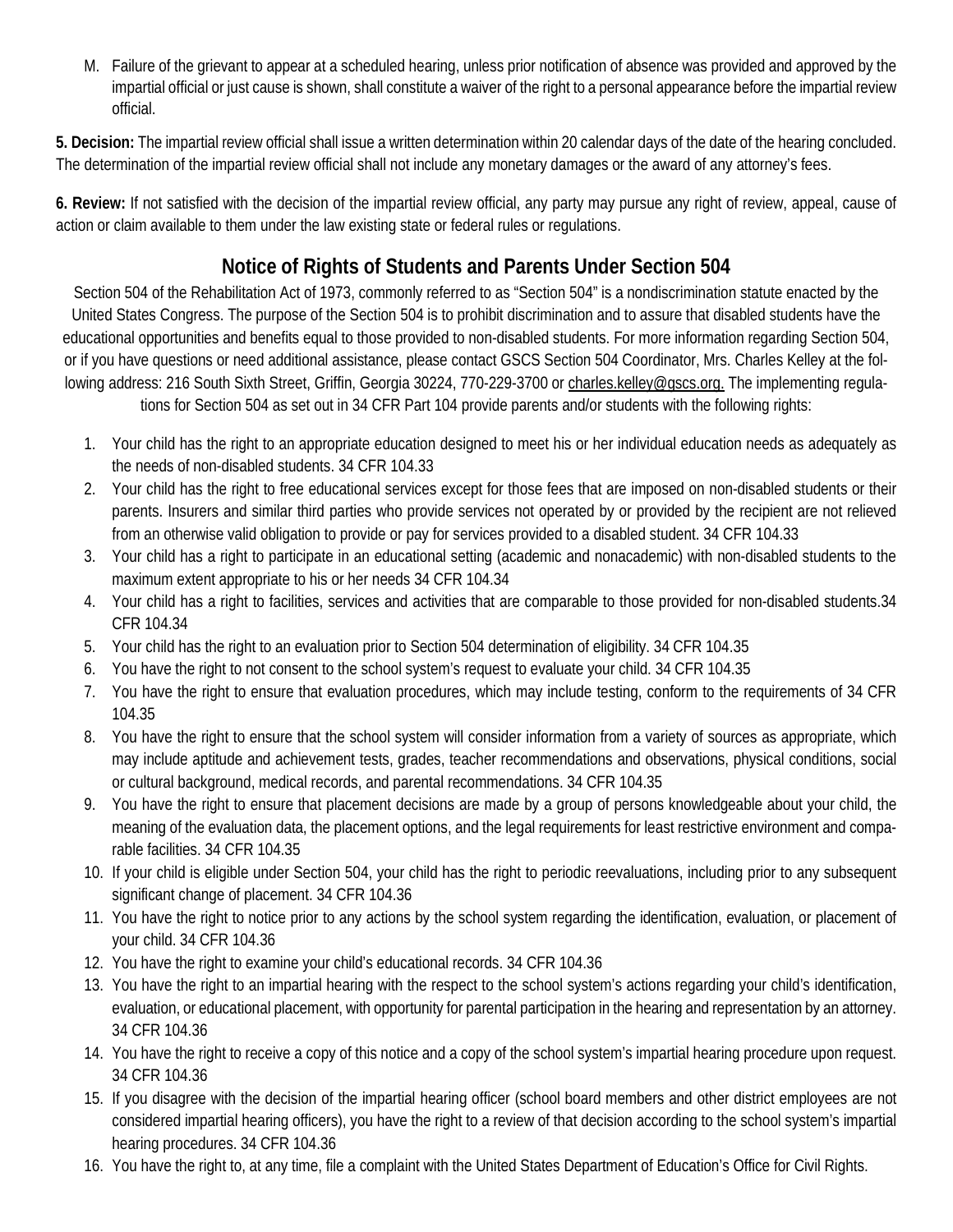M. Failure of the grievant to appear at a scheduled hearing, unless prior notification of absence was provided and approved by the impartial official or just cause is shown, shall constitute a waiver of the right to a personal appearance before the impartial review official.

**5. Decision:** The impartial review official shall issue a written determination within 20 calendar days of the date of the hearing concluded. The determination of the impartial review official shall not include any monetary damages or the award of any attorney's fees.

**6. Review:** If not satisfied with the decision of the impartial review official, any party may pursue any right of review, appeal, cause of action or claim available to them under the law existing state or federal rules or regulations.

## Notice of Rights of Students and Parents Under Section 504

Section 504 of the Rehabilitation Act of 1973, commonly referred to as "Section 504" is a nondiscrimination statute enacted by the United States Congress. The purpose of the Section 504 is to prohibit discrimination and to assure that disabled students have the educational opportunities and benefits equal to those provided to non-disabled students. For more information regarding Section 504, or if you have questions or need additional assistance, please contact GSCS Section 504 Coordinator, Mrs. Charles Kelley at the following address: 216 South Sixth Street, Griffin, Georgia 30224, 770-229-3700 or charles.kelley@gscs.org. The implementing regulations for Section 504 as set out in 34 CFR Part 104 provide parents and/or students with the following rights:

1. Your child has the right to an appropriate education designed to meet his or her individual education needs as adequately as the needs of non-disabled students. 34 CFR 104.33
2. Your child has the right to free educational services except for those fees that are imposed on non-disabled students or their parents. Insurers and similar third parties who provide services not operated by or provided by the recipient are not relieved from an otherwise valid obligation to provide or pay for services provided to a disabled student. 34 CFR 104.33
3. Your child has a right to participate in an educational setting (academic and nonacademic) with non-disabled students to the maximum extent appropriate to his or her needs 34 CFR 104.34
4. Your child has a right to facilities, services and activities that are comparable to those provided for non-disabled students.34 CFR 104.34
5. Your child has the right to an evaluation prior to Section 504 determination of eligibility. 34 CFR 104.35
6. You have the right to not consent to the school system's request to evaluate your child. 34 CFR 104.35
7. You have the right to ensure that evaluation procedures, which may include testing, conform to the requirements of 34 CFR 104.35
8. You have the right to ensure that the school system will consider information from a variety of sources as appropriate, which may include aptitude and achievement tests, grades, teacher recommendations and observations, physical conditions, social or cultural background, medical records, and parental recommendations. 34 CFR 104.35
9. You have the right to ensure that placement decisions are made by a group of persons knowledgeable about your child, the meaning of the evaluation data, the placement options, and the legal requirements for least restrictive environment and comparable facilities. 34 CFR 104.35
10. If your child is eligible under Section 504, your child has the right to periodic reevaluations, including prior to any subsequent significant change of placement. 34 CFR 104.36
11. You have the right to notice prior to any actions by the school system regarding the identification, evaluation, or placement of your child. 34 CFR 104.36
12. You have the right to examine your child's educational records. 34 CFR 104.36
13. You have the right to an impartial hearing with the respect to the school system's actions regarding your child's identification, evaluation, or educational placement, with opportunity for parental participation in the hearing and representation by an attorney. 34 CFR 104.36
14. You have the right to receive a copy of this notice and a copy of the school system's impartial hearing procedure upon request. 34 CFR 104.36
15. If you disagree with the decision of the impartial hearing officer (school board members and other district employees are not considered impartial hearing officers), you have the right to a review of that decision according to the school system's impartial hearing procedures. 34 CFR 104.36
16. You have the right to, at any time, file a complaint with the United States Department of Education's Office for Civil Rights.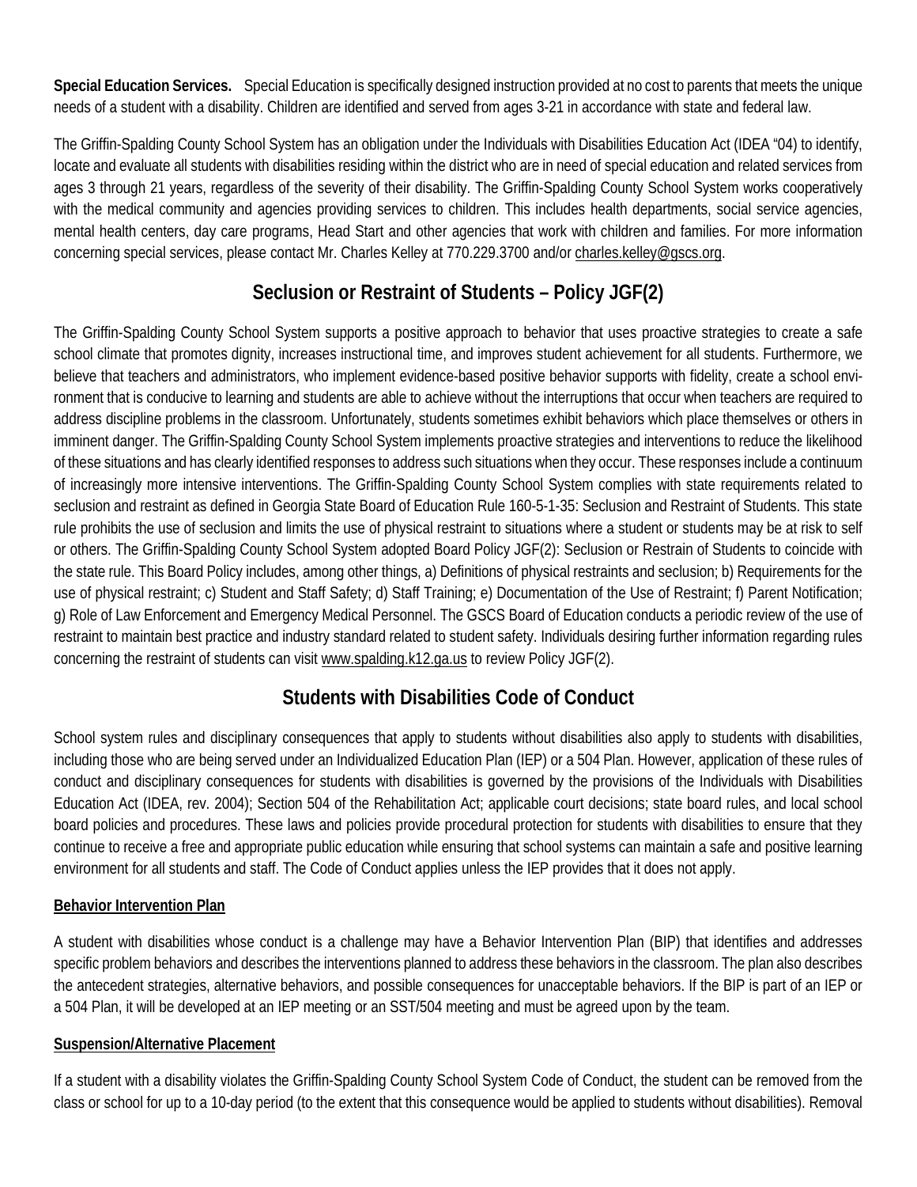**Special Education Services.** Special Education is specifically designed instruction provided at no cost to parents that meets the unique needs of a student with a disability. Children are identified and served from ages 3-21 in accordance with state and federal law.

The Griffin-Spalding County School System has an obligation under the Individuals with Disabilities Education Act (IDEA "04) to identify, locate and evaluate all students with disabilities residing within the district who are in need of special education and related services from ages 3 through 21 years, regardless of the severity of their disability. The Griffin-Spalding County School System works cooperatively with the medical community and agencies providing services to children. This includes health departments, social service agencies, mental health centers, day care programs, Head Start and other agencies that work with children and families. For more information concerning special services, please contact Mr. Charles Kelley at 770.229.3700 and/or charles.kelley@gscs.org.

## Seclusion or Restraint of Students – Policy JGF(2)

The Griffin-Spalding County School System supports a positive approach to behavior that uses proactive strategies to create a safe school climate that promotes dignity, increases instructional time, and improves student achievement for all students. Furthermore, we believe that teachers and administrators, who implement evidence-based positive behavior supports with fidelity, create a school environment that is conducive to learning and students are able to achieve without the interruptions that occur when teachers are required to address discipline problems in the classroom. Unfortunately, students sometimes exhibit behaviors which place themselves or others in imminent danger. The Griffin-Spalding County School System implements proactive strategies and interventions to reduce the likelihood of these situations and has clearly identified responses to address such situations when they occur. These responses include a continuum of increasingly more intensive interventions. The Griffin-Spalding County School System complies with state requirements related to seclusion and restraint as defined in Georgia State Board of Education Rule 160-5-1-35: Seclusion and Restraint of Students. This state rule prohibits the use of seclusion and limits the use of physical restraint to situations where a student or students may be at risk to self or others. The Griffin-Spalding County School System adopted Board Policy JGF(2): Seclusion or Restrain of Students to coincide with the state rule. This Board Policy includes, among other things, a) Definitions of physical restraints and seclusion; b) Requirements for the use of physical restraint; c) Student and Staff Safety; d) Staff Training; e) Documentation of the Use of Restraint; f) Parent Notification; g) Role of Law Enforcement and Emergency Medical Personnel. The GSCS Board of Education conducts a periodic review of the use of restraint to maintain best practice and industry standard related to student safety. Individuals desiring further information regarding rules concerning the restraint of students can visit www.spalding.k12.ga.us to review Policy JGF(2).

## Students with Disabilities Code of Conduct

School system rules and disciplinary consequences that apply to students without disabilities also apply to students with disabilities, including those who are being served under an Individualized Education Plan (IEP) or a 504 Plan. However, application of these rules of conduct and disciplinary consequences for students with disabilities is governed by the provisions of the Individuals with Disabilities Education Act (IDEA, rev. 2004); Section 504 of the Rehabilitation Act; applicable court decisions; state board rules, and local school board policies and procedures. These laws and policies provide procedural protection for students with disabilities to ensure that they continue to receive a free and appropriate public education while ensuring that school systems can maintain a safe and positive learning environment for all students and staff. The Code of Conduct applies unless the IEP provides that it does not apply.

**Behavior Intervention Plan**

A student with disabilities whose conduct is a challenge may have a Behavior Intervention Plan (BIP) that identifies and addresses specific problem behaviors and describes the interventions planned to address these behaviors in the classroom. The plan also describes the antecedent strategies, alternative behaviors, and possible consequences for unacceptable behaviors. If the BIP is part of an IEP or a 504 Plan, it will be developed at an IEP meeting or an SST/504 meeting and must be agreed upon by the team.

**Suspension/Alternative Placement**

If a student with a disability violates the Griffin-Spalding County School System Code of Conduct, the student can be removed from the class or school for up to a 10-day period (to the extent that this consequence would be applied to students without disabilities). Removal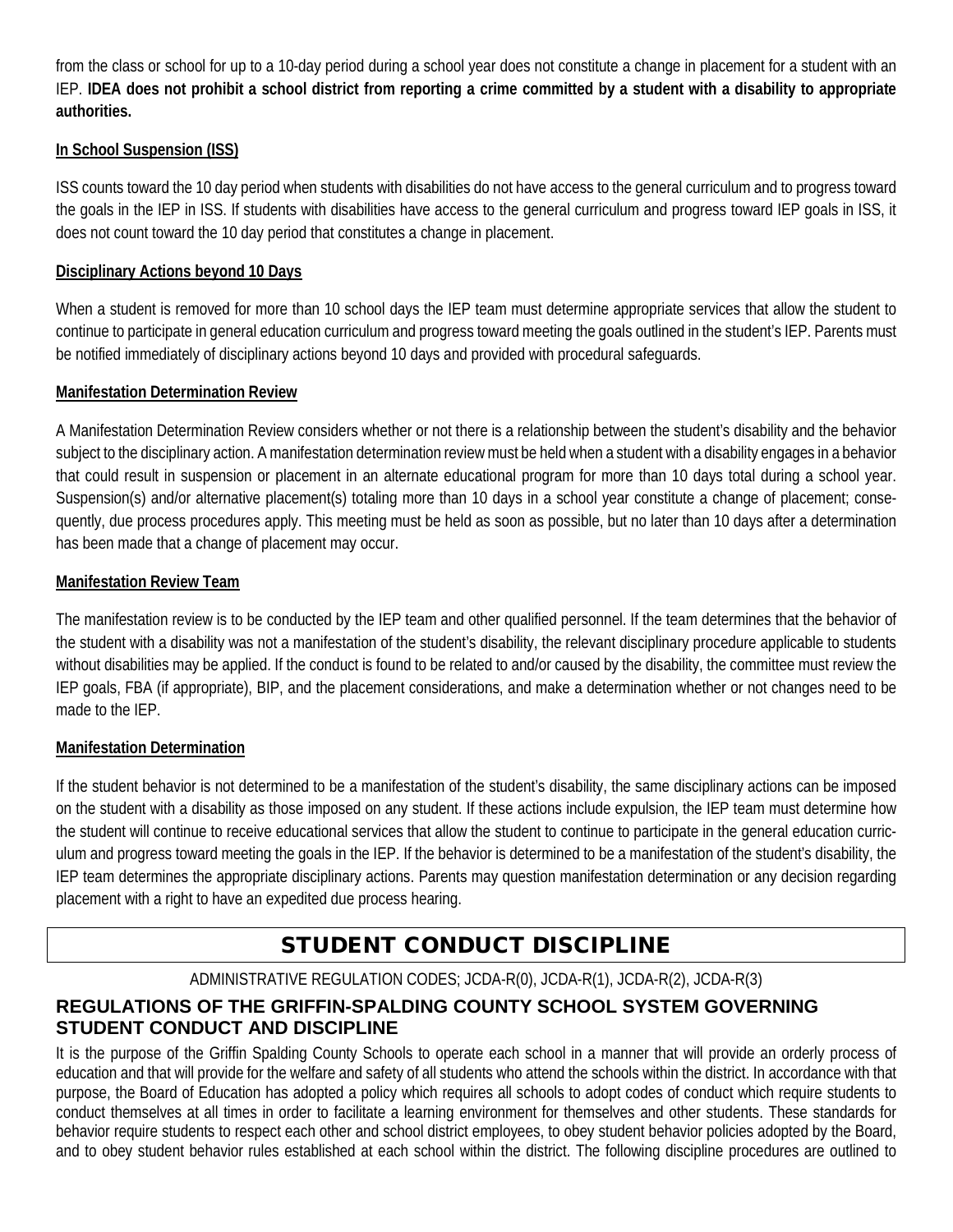from the class or school for up to a 10-day period during a school year does not constitute a change in placement for a student with an IEP. **IDEA does not prohibit a school district from reporting a crime committed by a student with a disability to appropriate authorities.**

**In School Suspension (ISS)**

ISS counts toward the 10 day period when students with disabilities do not have access to the general curriculum and to progress toward the goals in the IEP in ISS. If students with disabilities have access to the general curriculum and progress toward IEP goals in ISS, it does not count toward the 10 day period that constitutes a change in placement.

**Disciplinary Actions beyond 10 Days**

When a student is removed for more than 10 school days the IEP team must determine appropriate services that allow the student to continue to participate in general education curriculum and progress toward meeting the goals outlined in the student's IEP. Parents must be notified immediately of disciplinary actions beyond 10 days and provided with procedural safeguards.

**Manifestation Determination Review**

A Manifestation Determination Review considers whether or not there is a relationship between the student's disability and the behavior subject to the disciplinary action. A manifestation determination review must be held when a student with a disability engages in a behavior that could result in suspension or placement in an alternate educational program for more than 10 days total during a school year. Suspension(s) and/or alternative placement(s) totaling more than 10 days in a school year constitute a change of placement; consequently, due process procedures apply. This meeting must be held as soon as possible, but no later than 10 days after a determination has been made that a change of placement may occur.

**Manifestation Review Team**

The manifestation review is to be conducted by the IEP team and other qualified personnel. If the team determines that the behavior of the student with a disability was not a manifestation of the student's disability, the relevant disciplinary procedure applicable to students without disabilities may be applied. If the conduct is found to be related to and/or caused by the disability, the committee must review the IEP goals, FBA (if appropriate), BIP, and the placement considerations, and make a determination whether or not changes need to be made to the IEP.

**Manifestation Determination**

If the student behavior is not determined to be a manifestation of the student's disability, the same disciplinary actions can be imposed on the student with a disability as those imposed on any student. If these actions include expulsion, the IEP team must determine how the student will continue to receive educational services that allow the student to continue to participate in the general education curriculum and progress toward meeting the goals in the IEP. If the behavior is determined to be a manifestation of the student's disability, the IEP team determines the appropriate disciplinary actions. Parents may question manifestation determination or any decision regarding placement with a right to have an expedited due process hearing.

# STUDENT CONDUCT DISCIPLINE

ADMINISTRATIVE REGULATION CODES; JCDA-R(0), JCDA-R(1), JCDA-R(2), JCDA-R(3)

## REGULATIONS OF THE GRIFFIN-SPALDING COUNTY SCHOOL SYSTEM GOVERNING STUDENT CONDUCT AND DISCIPLINE

It is the purpose of the Griffin Spalding County Schools to operate each school in a manner that will provide an orderly process of education and that will provide for the welfare and safety of all students who attend the schools within the district. In accordance with that purpose, the Board of Education has adopted a policy which requires all schools to adopt codes of conduct which require students to conduct themselves at all times in order to facilitate a learning environment for themselves and other students. These standards for behavior require students to respect each other and school district employees, to obey student behavior policies adopted by the Board, and to obey student behavior rules established at each school within the district. The following discipline procedures are outlined to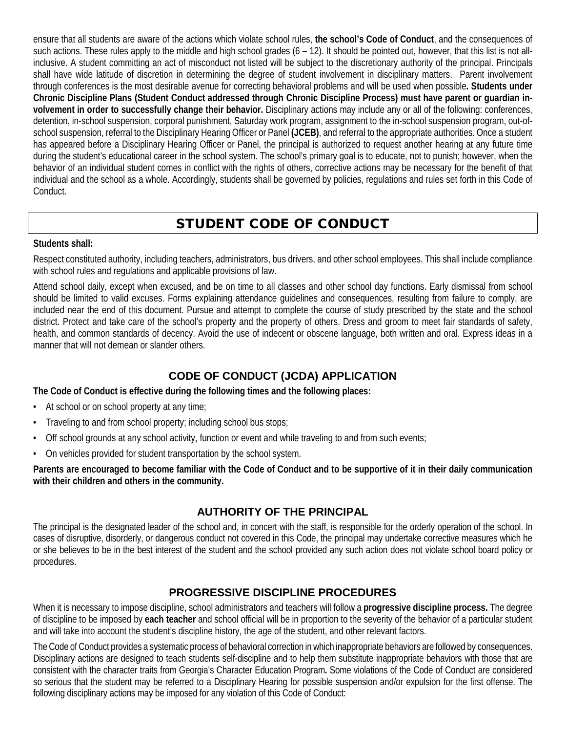ensure that all students are aware of the actions which violate school rules, **the school's Code of Conduct**, and the consequences of such actions. These rules apply to the middle and high school grades (6 – 12). It should be pointed out, however, that this list is not all-inclusive. A student committing an act of misconduct not listed will be subject to the discretionary authority of the principal. Principals shall have wide latitude of discretion in determining the degree of student involvement in disciplinary matters. Parent involvement through conferences is the most desirable avenue for correcting behavioral problems and will be used when possible**. Students under Chronic Discipline Plans (Student Conduct addressed through Chronic Discipline Process) must have parent or guardian involvement in order to successfully change their behavior.** Disciplinary actions may include any or all of the following: conferences, detention, in-school suspension, corporal punishment, Saturday work program, assignment to the in-school suspension program, out-of-school suspension, referral to the Disciplinary Hearing Officer or Panel **(JCEB)**, and referral to the appropriate authorities. Once a student has appeared before a Disciplinary Hearing Officer or Panel, the principal is authorized to request another hearing at any future time during the student's educational career in the school system. The school's primary goal is to educate, not to punish; however, when the behavior of an individual student comes in conflict with the rights of others, corrective actions may be necessary for the benefit of that individual and the school as a whole. Accordingly, students shall be governed by policies, regulations and rules set forth in this Code of Conduct.

# STUDENT CODE OF CONDUCT

**Students shall:**

Respect constituted authority, including teachers, administrators, bus drivers, and other school employees. This shall include compliance with school rules and regulations and applicable provisions of law.

Attend school daily, except when excused, and be on time to all classes and other school day functions. Early dismissal from school should be limited to valid excuses. Forms explaining attendance guidelines and consequences, resulting from failure to comply, are included near the end of this document. Pursue and attempt to complete the course of study prescribed by the state and the school district. Protect and take care of the school's property and the property of others. Dress and groom to meet fair standards of safety, health, and common standards of decency. Avoid the use of indecent or obscene language, both written and oral. Express ideas in a manner that will not demean or slander others.

## CODE OF CONDUCT (JCDA) APPLICATION

**The Code of Conduct is effective during the following times and the following places:**

- At school or on school property at any time;
- Traveling to and from school property; including school bus stops;
- Off school grounds at any school activity, function or event and while traveling to and from such events;
- On vehicles provided for student transportation by the school system.

**Parents are encouraged to become familiar with the Code of Conduct and to be supportive of it in their daily communication with their children and others in the community.**

## AUTHORITY OF THE PRINCIPAL

The principal is the designated leader of the school and, in concert with the staff, is responsible for the orderly operation of the school. In cases of disruptive, disorderly, or dangerous conduct not covered in this Code, the principal may undertake corrective measures which he or she believes to be in the best interest of the student and the school provided any such action does not violate school board policy or procedures.

## PROGRESSIVE DISCIPLINE PROCEDURES

When it is necessary to impose discipline, school administrators and teachers will follow a **progressive discipline process.** The degree of discipline to be imposed by **each teacher** and school official will be in proportion to the severity of the behavior of a particular student and will take into account the student's discipline history, the age of the student, and other relevant factors.

The Code of Conduct provides a systematic process of behavioral correction in which inappropriate behaviors are followed by consequences. Disciplinary actions are designed to teach students self-discipline and to help them substitute inappropriate behaviors with those that are consistent with the character traits from Georgia's Character Education Program**.** Some violations of the Code of Conduct are considered so serious that the student may be referred to a Disciplinary Hearing for possible suspension and/or expulsion for the first offense. The following disciplinary actions may be imposed for any violation of this Code of Conduct: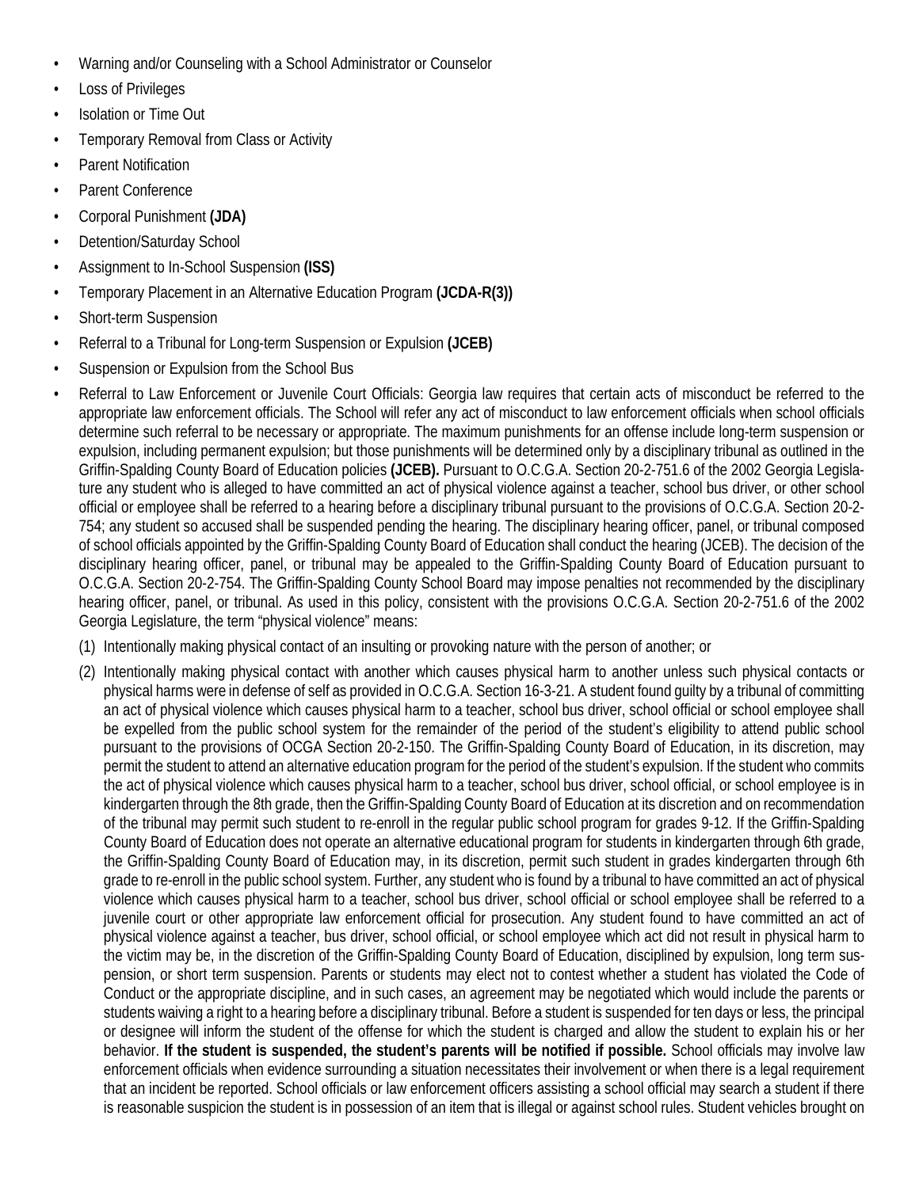- Warning and/or Counseling with a School Administrator or Counselor
- Loss of Privileges
- Isolation or Time Out
- Temporary Removal from Class or Activity
- Parent Notification
- Parent Conference
- Corporal Punishment **(JDA)**
- Detention/Saturday School
- Assignment to In-School Suspension **(ISS)**
- Temporary Placement in an Alternative Education Program **(JCDA-R(3))**
- Short-term Suspension
- Referral to a Tribunal for Long-term Suspension or Expulsion **(JCEB)**
- Suspension or Expulsion from the School Bus
- Referral to Law Enforcement or Juvenile Court Officials: Georgia law requires that certain acts of misconduct be referred to the appropriate law enforcement officials. The School will refer any act of misconduct to law enforcement officials when school officials determine such referral to be necessary or appropriate. The maximum punishments for an offense include long-term suspension or expulsion, including permanent expulsion; but those punishments will be determined only by a disciplinary tribunal as outlined in the Griffin-Spalding County Board of Education policies **(JCEB).** Pursuant to O.C.G.A. Section 20-2-751.6 of the 2002 Georgia Legislature any student who is alleged to have committed an act of physical violence against a teacher, school bus driver, or other school official or employee shall be referred to a hearing before a disciplinary tribunal pursuant to the provisions of O.C.G.A. Section 20-2-754; any student so accused shall be suspended pending the hearing. The disciplinary hearing officer, panel, or tribunal composed of school officials appointed by the Griffin-Spalding County Board of Education shall conduct the hearing (JCEB). The decision of the disciplinary hearing officer, panel, or tribunal may be appealed to the Griffin-Spalding County Board of Education pursuant to O.C.G.A. Section 20-2-754. The Griffin-Spalding County School Board may impose penalties not recommended by the disciplinary hearing officer, panel, or tribunal. As used in this policy, consistent with the provisions O.C.G.A. Section 20-2-751.6 of the 2002 Georgia Legislature, the term "physical violence" means:
  1. Intentionally making physical contact of an insulting or provoking nature with the person of another; or
  2. Intentionally making physical contact with another which causes physical harm to another unless such physical contacts or physical harms were in defense of self as provided in O.C.G.A. Section 16-3-21. A student found guilty by a tribunal of committing an act of physical violence which causes physical harm to a teacher, school bus driver, school official or school employee shall be expelled from the public school system for the remainder of the period of the student's eligibility to attend public school pursuant to the provisions of OCGA Section 20-2-150. The Griffin-Spalding County Board of Education, in its discretion, may permit the student to attend an alternative education program for the period of the student's expulsion. If the student who commits the act of physical violence which causes physical harm to a teacher, school bus driver, school official, or school employee is in kindergarten through the 8th grade, then the Griffin-Spalding County Board of Education at its discretion and on recommendation of the tribunal may permit such student to re-enroll in the regular public school program for grades 9-12. If the Griffin-Spalding County Board of Education does not operate an alternative educational program for students in kindergarten through 6th grade, the Griffin-Spalding County Board of Education may, in its discretion, permit such student in grades kindergarten through 6th grade to re-enroll in the public school system. Further, any student who is found by a tribunal to have committed an act of physical violence which causes physical harm to a teacher, school bus driver, school official or school employee shall be referred to a juvenile court or other appropriate law enforcement official for prosecution. Any student found to have committed an act of physical violence against a teacher, bus driver, school official, or school employee which act did not result in physical harm to the victim may be, in the discretion of the Griffin-Spalding County Board of Education, disciplined by expulsion, long term suspension, or short term suspension. Parents or students may elect not to contest whether a student has violated the Code of Conduct or the appropriate discipline, and in such cases, an agreement may be negotiated which would include the parents or students waiving a right to a hearing before a disciplinary tribunal. Before a student is suspended for ten days or less, the principal or designee will inform the student of the offense for which the student is charged and allow the student to explain his or her behavior. **If the student is suspended, the student's parents will be notified if possible.** School officials may involve law enforcement officials when evidence surrounding a situation necessitates their involvement or when there is a legal requirement that an incident be reported. School officials or law enforcement officers assisting a school official may search a student if there is reasonable suspicion the student is in possession of an item that is illegal or against school rules. Student vehicles brought on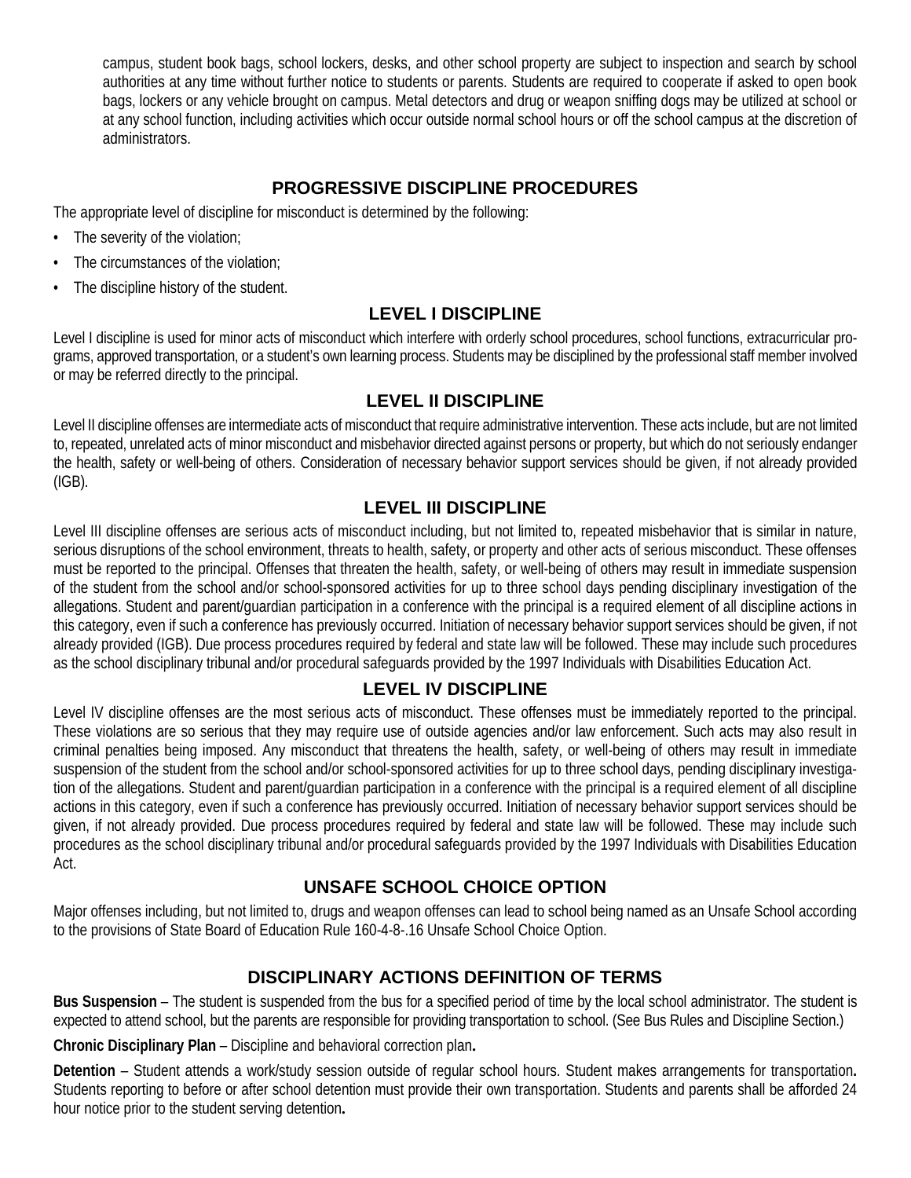campus, student book bags, school lockers, desks, and other school property are subject to inspection and search by school authorities at any time without further notice to students or parents. Students are required to cooperate if asked to open book bags, lockers or any vehicle brought on campus. Metal detectors and drug or weapon sniffing dogs may be utilized at school or at any school function, including activities which occur outside normal school hours or off the school campus at the discretion of administrators.

## PROGRESSIVE DISCIPLINE PROCEDURES

The appropriate level of discipline for misconduct is determined by the following:

- The severity of the violation;
- The circumstances of the violation;
- The discipline history of the student.

## LEVEL I DISCIPLINE

Level I discipline is used for minor acts of misconduct which interfere with orderly school procedures, school functions, extracurricular programs, approved transportation, or a student's own learning process. Students may be disciplined by the professional staff member involved or may be referred directly to the principal.

## LEVEL II DISCIPLINE

Level II discipline offenses are intermediate acts of misconduct that require administrative intervention. These acts include, but are not limited to, repeated, unrelated acts of minor misconduct and misbehavior directed against persons or property, but which do not seriously endanger the health, safety or well-being of others. Consideration of necessary behavior support services should be given, if not already provided (IGB).

## LEVEL III DISCIPLINE

Level III discipline offenses are serious acts of misconduct including, but not limited to, repeated misbehavior that is similar in nature, serious disruptions of the school environment, threats to health, safety, or property and other acts of serious misconduct. These offenses must be reported to the principal. Offenses that threaten the health, safety, or well-being of others may result in immediate suspension of the student from the school and/or school-sponsored activities for up to three school days pending disciplinary investigation of the allegations. Student and parent/guardian participation in a conference with the principal is a required element of all discipline actions in this category, even if such a conference has previously occurred. Initiation of necessary behavior support services should be given, if not already provided (IGB). Due process procedures required by federal and state law will be followed. These may include such procedures as the school disciplinary tribunal and/or procedural safeguards provided by the 1997 Individuals with Disabilities Education Act.

## LEVEL IV DISCIPLINE

Level IV discipline offenses are the most serious acts of misconduct. These offenses must be immediately reported to the principal. These violations are so serious that they may require use of outside agencies and/or law enforcement. Such acts may also result in criminal penalties being imposed. Any misconduct that threatens the health, safety, or well-being of others may result in immediate suspension of the student from the school and/or school-sponsored activities for up to three school days, pending disciplinary investigation of the allegations. Student and parent/guardian participation in a conference with the principal is a required element of all discipline actions in this category, even if such a conference has previously occurred. Initiation of necessary behavior support services should be given, if not already provided. Due process procedures required by federal and state law will be followed. These may include such procedures as the school disciplinary tribunal and/or procedural safeguards provided by the 1997 Individuals with Disabilities Education Act.

## UNSAFE SCHOOL CHOICE OPTION

Major offenses including, but not limited to, drugs and weapon offenses can lead to school being named as an Unsafe School according to the provisions of State Board of Education Rule 160-4-8-.16 Unsafe School Choice Option.

## DISCIPLINARY ACTIONS DEFINITION OF TERMS

**Bus Suspension** – The student is suspended from the bus for a specified period of time by the local school administrator. The student is expected to attend school, but the parents are responsible for providing transportation to school. (See Bus Rules and Discipline Section.)

**Chronic Disciplinary Plan** – Discipline and behavioral correction plan**.**

**Detention** – Student attends a work/study session outside of regular school hours. Student makes arrangements for transportation**.** Students reporting to before or after school detention must provide their own transportation. Students and parents shall be afforded 24 hour notice prior to the student serving detention**.**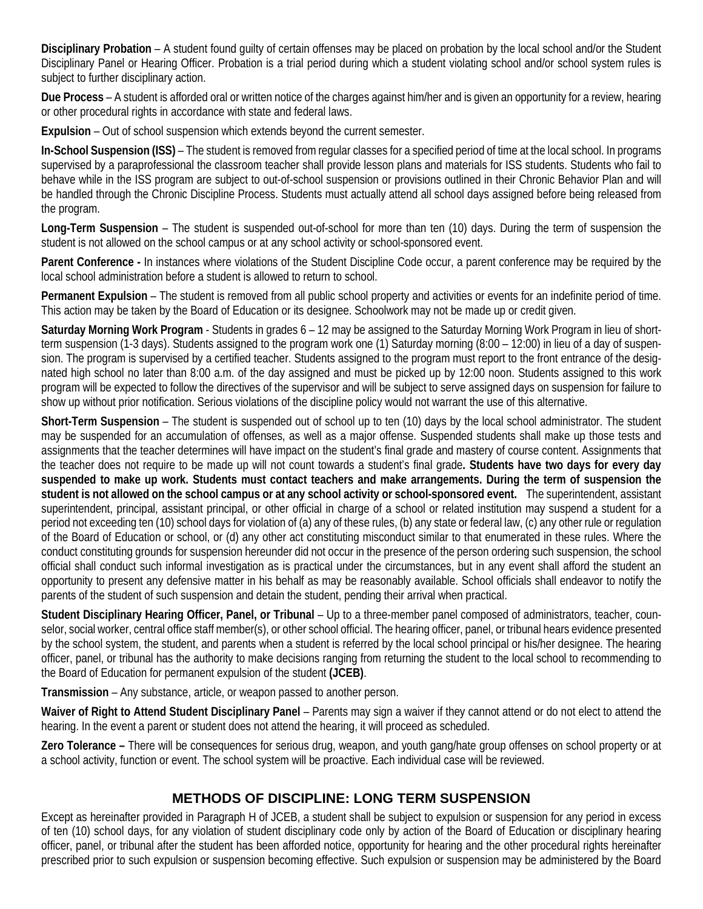**Disciplinary Probation** – A student found guilty of certain offenses may be placed on probation by the local school and/or the Student Disciplinary Panel or Hearing Officer. Probation is a trial period during which a student violating school and/or school system rules is subject to further disciplinary action.

**Due Process** – A student is afforded oral or written notice of the charges against him/her and is given an opportunity for a review, hearing or other procedural rights in accordance with state and federal laws.

**Expulsion** – Out of school suspension which extends beyond the current semester.

**In-School Suspension (ISS)** – The student is removed from regular classes for a specified period of time at the local school. In programs supervised by a paraprofessional the classroom teacher shall provide lesson plans and materials for ISS students. Students who fail to behave while in the ISS program are subject to out-of-school suspension or provisions outlined in their Chronic Behavior Plan and will be handled through the Chronic Discipline Process. Students must actually attend all school days assigned before being released from the program.

**Long-Term Suspension** – The student is suspended out-of-school for more than ten (10) days. During the term of suspension the student is not allowed on the school campus or at any school activity or school-sponsored event.

**Parent Conference -** In instances where violations of the Student Discipline Code occur, a parent conference may be required by the local school administration before a student is allowed to return to school.

**Permanent Expulsion** – The student is removed from all public school property and activities or events for an indefinite period of time. This action may be taken by the Board of Education or its designee. Schoolwork may not be made up or credit given.

**Saturday Morning Work Program** - Students in grades 6 – 12 may be assigned to the Saturday Morning Work Program in lieu of short-term suspension (1-3 days). Students assigned to the program work one (1) Saturday morning (8:00 – 12:00) in lieu of a day of suspension. The program is supervised by a certified teacher. Students assigned to the program must report to the front entrance of the designated high school no later than 8:00 a.m. of the day assigned and must be picked up by 12:00 noon. Students assigned to this work program will be expected to follow the directives of the supervisor and will be subject to serve assigned days on suspension for failure to show up without prior notification. Serious violations of the discipline policy would not warrant the use of this alternative.

**Short-Term Suspension** – The student is suspended out of school up to ten (10) days by the local school administrator. The student may be suspended for an accumulation of offenses, as well as a major offense. Suspended students shall make up those tests and assignments that the teacher determines will have impact on the student's final grade and mastery of course content. Assignments that the teacher does not require to be made up will not count towards a student's final grade**. Students have two days for every day suspended to make up work. Students must contact teachers and make arrangements. During the term of suspension the student is not allowed on the school campus or at any school activity or school-sponsored event.** The superintendent, assistant superintendent, principal, assistant principal, or other official in charge of a school or related institution may suspend a student for a period not exceeding ten (10) school days for violation of (a) any of these rules, (b) any state or federal law, (c) any other rule or regulation of the Board of Education or school, or (d) any other act constituting misconduct similar to that enumerated in these rules. Where the conduct constituting grounds for suspension hereunder did not occur in the presence of the person ordering such suspension, the school official shall conduct such informal investigation as is practical under the circumstances, but in any event shall afford the student an opportunity to present any defensive matter in his behalf as may be reasonably available. School officials shall endeavor to notify the parents of the student of such suspension and detain the student, pending their arrival when practical.

**Student Disciplinary Hearing Officer, Panel, or Tribunal** – Up to a three-member panel composed of administrators, teacher, counselor, social worker, central office staff member(s), or other school official. The hearing officer, panel, or tribunal hears evidence presented by the school system, the student, and parents when a student is referred by the local school principal or his/her designee. The hearing officer, panel, or tribunal has the authority to make decisions ranging from returning the student to the local school to recommending to the Board of Education for permanent expulsion of the student **(JCEB)**.

**Transmission** – Any substance, article, or weapon passed to another person.

**Waiver of Right to Attend Student Disciplinary Panel** – Parents may sign a waiver if they cannot attend or do not elect to attend the hearing. In the event a parent or student does not attend the hearing, it will proceed as scheduled.

**Zero Tolerance –** There will be consequences for serious drug, weapon, and youth gang/hate group offenses on school property or at a school activity, function or event. The school system will be proactive. Each individual case will be reviewed.

## METHODS OF DISCIPLINE: LONG TERM SUSPENSION

Except as hereinafter provided in Paragraph H of JCEB, a student shall be subject to expulsion or suspension for any period in excess of ten (10) school days, for any violation of student disciplinary code only by action of the Board of Education or disciplinary hearing officer, panel, or tribunal after the student has been afforded notice, opportunity for hearing and the other procedural rights hereinafter prescribed prior to such expulsion or suspension becoming effective. Such expulsion or suspension may be administered by the Board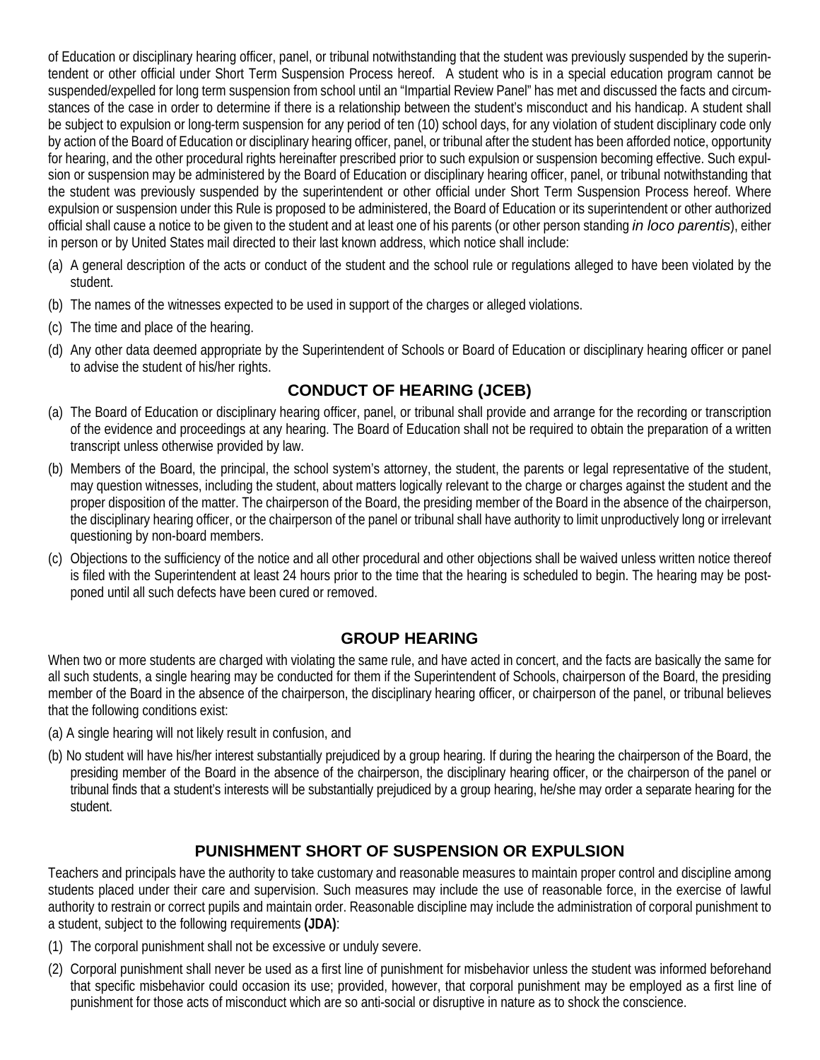of Education or disciplinary hearing officer, panel, or tribunal notwithstanding that the student was previously suspended by the superintendent or other official under Short Term Suspension Process hereof. A student who is in a special education program cannot be suspended/expelled for long term suspension from school until an "Impartial Review Panel" has met and discussed the facts and circumstances of the case in order to determine if there is a relationship between the student's misconduct and his handicap. A student shall be subject to expulsion or long-term suspension for any period of ten (10) school days, for any violation of student disciplinary code only by action of the Board of Education or disciplinary hearing officer, panel, or tribunal after the student has been afforded notice, opportunity for hearing, and the other procedural rights hereinafter prescribed prior to such expulsion or suspension becoming effective. Such expulsion or suspension may be administered by the Board of Education or disciplinary hearing officer, panel, or tribunal notwithstanding that the student was previously suspended by the superintendent or other official under Short Term Suspension Process hereof. Where expulsion or suspension under this Rule is proposed to be administered, the Board of Education or its superintendent or other authorized official shall cause a notice to be given to the student and at least one of his parents (or other person standing *in loco parentis*), either in person or by United States mail directed to their last known address, which notice shall include:

(a) A general description of the acts or conduct of the student and the school rule or regulations alleged to have been violated by the student.

(b) The names of the witnesses expected to be used in support of the charges or alleged violations.

(c) The time and place of the hearing.

(d) Any other data deemed appropriate by the Superintendent of Schools or Board of Education or disciplinary hearing officer or panel to advise the student of his/her rights.

## CONDUCT OF HEARING (JCEB)

(a) The Board of Education or disciplinary hearing officer, panel, or tribunal shall provide and arrange for the recording or transcription of the evidence and proceedings at any hearing. The Board of Education shall not be required to obtain the preparation of a written transcript unless otherwise provided by law.

(b) Members of the Board, the principal, the school system's attorney, the student, the parents or legal representative of the student, may question witnesses, including the student, about matters logically relevant to the charge or charges against the student and the proper disposition of the matter. The chairperson of the Board, the presiding member of the Board in the absence of the chairperson, the disciplinary hearing officer, or the chairperson of the panel or tribunal shall have authority to limit unproductively long or irrelevant questioning by non-board members.

(c) Objections to the sufficiency of the notice and all other procedural and other objections shall be waived unless written notice thereof is filed with the Superintendent at least 24 hours prior to the time that the hearing is scheduled to begin. The hearing may be postponed until all such defects have been cured or removed.

## GROUP HEARING

When two or more students are charged with violating the same rule, and have acted in concert, and the facts are basically the same for all such students, a single hearing may be conducted for them if the Superintendent of Schools, chairperson of the Board, the presiding member of the Board in the absence of the chairperson, the disciplinary hearing officer, or chairperson of the panel, or tribunal believes that the following conditions exist:

(a) A single hearing will not likely result in confusion, and

(b) No student will have his/her interest substantially prejudiced by a group hearing. If during the hearing the chairperson of the Board, the presiding member of the Board in the absence of the chairperson, the disciplinary hearing officer, or the chairperson of the panel or tribunal finds that a student's interests will be substantially prejudiced by a group hearing, he/she may order a separate hearing for the student.

## PUNISHMENT SHORT OF SUSPENSION OR EXPULSION

Teachers and principals have the authority to take customary and reasonable measures to maintain proper control and discipline among students placed under their care and supervision. Such measures may include the use of reasonable force, in the exercise of lawful authority to restrain or correct pupils and maintain order. Reasonable discipline may include the administration of corporal punishment to a student, subject to the following requirements **(JDA)**:

(1) The corporal punishment shall not be excessive or unduly severe.

(2) Corporal punishment shall never be used as a first line of punishment for misbehavior unless the student was informed beforehand that specific misbehavior could occasion its use; provided, however, that corporal punishment may be employed as a first line of punishment for those acts of misconduct which are so anti-social or disruptive in nature as to shock the conscience.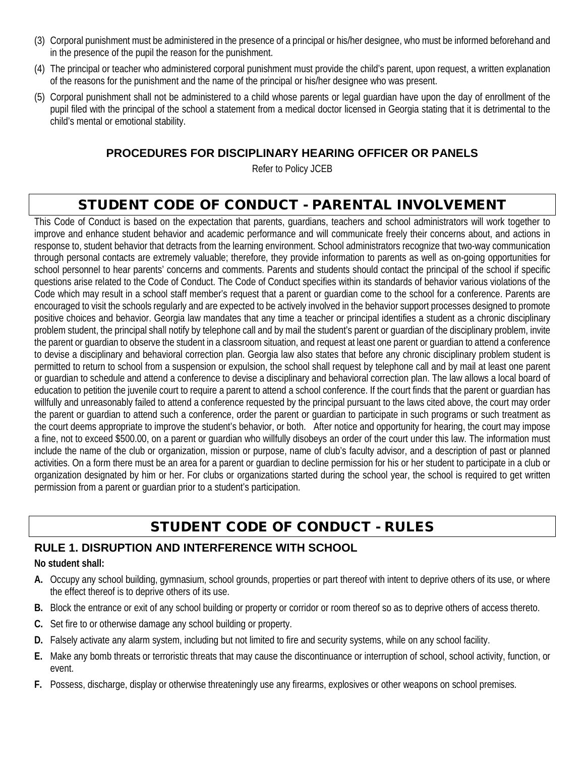(3) Corporal punishment must be administered in the presence of a principal or his/her designee, who must be informed beforehand and in the presence of the pupil the reason for the punishment.

(4) The principal or teacher who administered corporal punishment must provide the child's parent, upon request, a written explanation of the reasons for the punishment and the name of the principal or his/her designee who was present.

(5) Corporal punishment shall not be administered to a child whose parents or legal guardian have upon the day of enrollment of the pupil filed with the principal of the school a statement from a medical doctor licensed in Georgia stating that it is detrimental to the child's mental or emotional stability.

### PROCEDURES FOR DISCIPLINARY HEARING OFFICER OR PANELS

Refer to Policy JCEB

## STUDENT CODE OF CONDUCT - PARENTAL INVOLVEMENT

This Code of Conduct is based on the expectation that parents, guardians, teachers and school administrators will work together to improve and enhance student behavior and academic performance and will communicate freely their concerns about, and actions in response to, student behavior that detracts from the learning environment. School administrators recognize that two-way communication through personal contacts are extremely valuable; therefore, they provide information to parents as well as on-going opportunities for school personnel to hear parents' concerns and comments. Parents and students should contact the principal of the school if specific questions arise related to the Code of Conduct. The Code of Conduct specifies within its standards of behavior various violations of the Code which may result in a school staff member's request that a parent or guardian come to the school for a conference. Parents are encouraged to visit the schools regularly and are expected to be actively involved in the behavior support processes designed to promote positive choices and behavior. Georgia law mandates that any time a teacher or principal identifies a student as a chronic disciplinary problem student, the principal shall notify by telephone call and by mail the student's parent or guardian of the disciplinary problem, invite the parent or guardian to observe the student in a classroom situation, and request at least one parent or guardian to attend a conference to devise a disciplinary and behavioral correction plan. Georgia law also states that before any chronic disciplinary problem student is permitted to return to school from a suspension or expulsion, the school shall request by telephone call and by mail at least one parent or guardian to schedule and attend a conference to devise a disciplinary and behavioral correction plan. The law allows a local board of education to petition the juvenile court to require a parent to attend a school conference. If the court finds that the parent or guardian has willfully and unreasonably failed to attend a conference requested by the principal pursuant to the laws cited above, the court may order the parent or guardian to attend such a conference, order the parent or guardian to participate in such programs or such treatment as the court deems appropriate to improve the student's behavior, or both. After notice and opportunity for hearing, the court may impose a fine, not to exceed $500.00, on a parent or guardian who willfully disobeys an order of the court under this law. The information must include the name of the club or organization, mission or purpose, name of club's faculty advisor, and a description of past or planned activities. On a form there must be an area for a parent or guardian to decline permission for his or her student to participate in a club or organization designated by him or her. For clubs or organizations started during the school year, the school is required to get written permission from a parent or guardian prior to a student's participation.

## STUDENT CODE OF CONDUCT - RULES

### RULE 1. DISRUPTION AND INTERFERENCE WITH SCHOOL

**No student shall:**

**A.** Occupy any school building, gymnasium, school grounds, properties or part thereof with intent to deprive others of its use, or where the effect thereof is to deprive others of its use.

**B.** Block the entrance or exit of any school building or property or corridor or room thereof so as to deprive others of access thereto.

**C.** Set fire to or otherwise damage any school building or property.

**D.** Falsely activate any alarm system, including but not limited to fire and security systems, while on any school facility.

**E.** Make any bomb threats or terroristic threats that may cause the discontinuance or interruption of school, school activity, function, or event.

**F.** Possess, discharge, display or otherwise threateningly use any firearms, explosives or other weapons on school premises.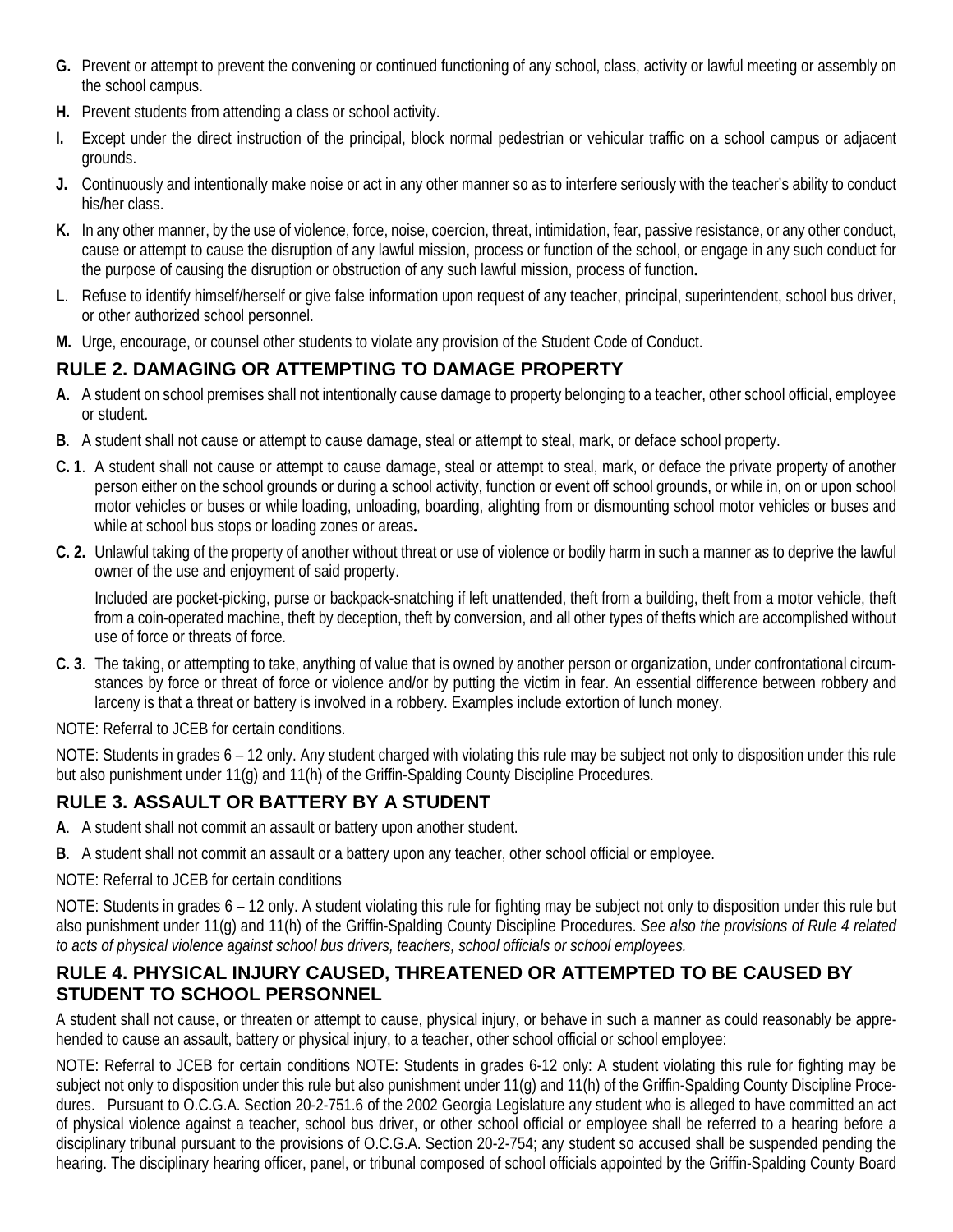**G.** Prevent or attempt to prevent the convening or continued functioning of any school, class, activity or lawful meeting or assembly on the school campus.

**H.** Prevent students from attending a class or school activity.

**I.** Except under the direct instruction of the principal, block normal pedestrian or vehicular traffic on a school campus or adjacent grounds.

**J.** Continuously and intentionally make noise or act in any other manner so as to interfere seriously with the teacher's ability to conduct his/her class.

**K.** In any other manner, by the use of violence, force, noise, coercion, threat, intimidation, fear, passive resistance, or any other conduct, cause or attempt to cause the disruption of any lawful mission, process or function of the school, or engage in any such conduct for the purpose of causing the disruption or obstruction of any such lawful mission, process of function**.**

**L**. Refuse to identify himself/herself or give false information upon request of any teacher, principal, superintendent, school bus driver, or other authorized school personnel.

**M.** Urge, encourage, or counsel other students to violate any provision of the Student Code of Conduct.

## RULE 2. DAMAGING OR ATTEMPTING TO DAMAGE PROPERTY

**A.** A student on school premises shall not intentionally cause damage to property belonging to a teacher, other school official, employee or student.

**B**. A student shall not cause or attempt to cause damage, steal or attempt to steal, mark, or deface school property.

**C. 1**. A student shall not cause or attempt to cause damage, steal or attempt to steal, mark, or deface the private property of another person either on the school grounds or during a school activity, function or event off school grounds, or while in, on or upon school motor vehicles or buses or while loading, unloading, boarding, alighting from or dismounting school motor vehicles or buses and while at school bus stops or loading zones or areas**.**

**C. 2.** Unlawful taking of the property of another without threat or use of violence or bodily harm in such a manner as to deprive the lawful owner of the use and enjoyment of said property.

Included are pocket-picking, purse or backpack-snatching if left unattended, theft from a building, theft from a motor vehicle, theft from a coin-operated machine, theft by deception, theft by conversion, and all other types of thefts which are accomplished without use of force or threats of force.

**C. 3**. The taking, or attempting to take, anything of value that is owned by another person or organization, under confrontational circumstances by force or threat of force or violence and/or by putting the victim in fear. An essential difference between robbery and larceny is that a threat or battery is involved in a robbery. Examples include extortion of lunch money.

NOTE: Referral to JCEB for certain conditions.

NOTE: Students in grades 6 – 12 only. Any student charged with violating this rule may be subject not only to disposition under this rule but also punishment under 11(g) and 11(h) of the Griffin-Spalding County Discipline Procedures.

## RULE 3. ASSAULT OR BATTERY BY A STUDENT

**A**. A student shall not commit an assault or battery upon another student.

**B**. A student shall not commit an assault or a battery upon any teacher, other school official or employee.

NOTE: Referral to JCEB for certain conditions

NOTE: Students in grades 6 – 12 only. A student violating this rule for fighting may be subject not only to disposition under this rule but also punishment under 11(g) and 11(h) of the Griffin-Spalding County Discipline Procedures. *See also the provisions of Rule 4 related to acts of physical violence against school bus drivers, teachers, school officials or school employees.*

## RULE 4. PHYSICAL INJURY CAUSED, THREATENED OR ATTEMPTED TO BE CAUSED BY STUDENT TO SCHOOL PERSONNEL

A student shall not cause, or threaten or attempt to cause, physical injury, or behave in such a manner as could reasonably be apprehended to cause an assault, battery or physical injury, to a teacher, other school official or school employee:

NOTE: Referral to JCEB for certain conditions NOTE: Students in grades 6-12 only: A student violating this rule for fighting may be subject not only to disposition under this rule but also punishment under 11(g) and 11(h) of the Griffin-Spalding County Discipline Procedures. Pursuant to O.C.G.A. Section 20-2-751.6 of the 2002 Georgia Legislature any student who is alleged to have committed an act of physical violence against a teacher, school bus driver, or other school official or employee shall be referred to a hearing before a disciplinary tribunal pursuant to the provisions of O.C.G.A. Section 20-2-754; any student so accused shall be suspended pending the hearing. The disciplinary hearing officer, panel, or tribunal composed of school officials appointed by the Griffin-Spalding County Board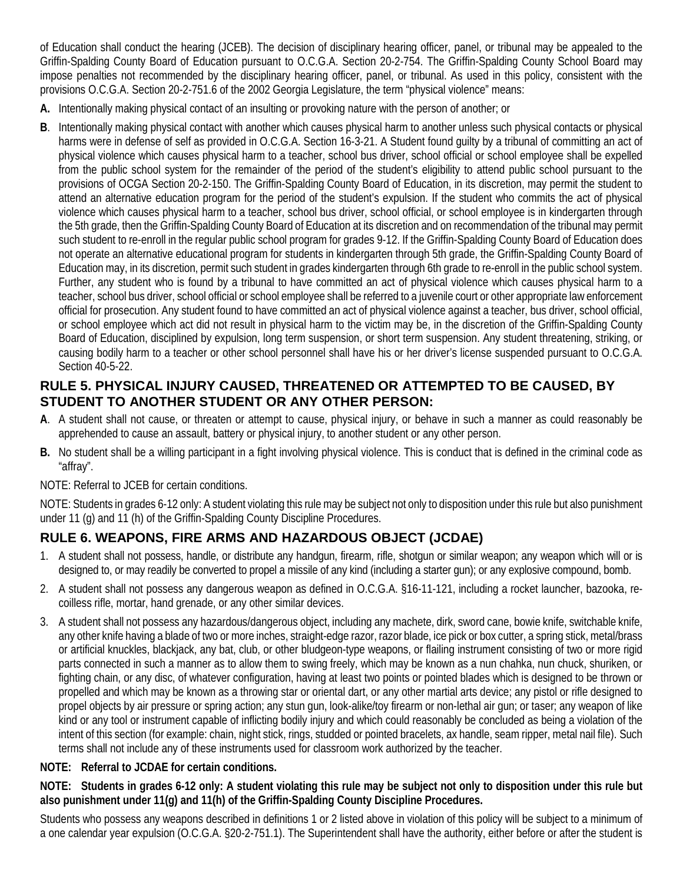of Education shall conduct the hearing (JCEB). The decision of disciplinary hearing officer, panel, or tribunal may be appealed to the Griffin-Spalding County Board of Education pursuant to O.C.G.A. Section 20-2-754. The Griffin-Spalding County School Board may impose penalties not recommended by the disciplinary hearing officer, panel, or tribunal. As used in this policy, consistent with the provisions O.C.G.A. Section 20-2-751.6 of the 2002 Georgia Legislature, the term "physical violence" means:

**A.** Intentionally making physical contact of an insulting or provoking nature with the person of another; or

**B**. Intentionally making physical contact with another which causes physical harm to another unless such physical contacts or physical harms were in defense of self as provided in O.C.G.A. Section 16-3-21. A Student found guilty by a tribunal of committing an act of physical violence which causes physical harm to a teacher, school bus driver, school official or school employee shall be expelled from the public school system for the remainder of the period of the student's eligibility to attend public school pursuant to the provisions of OCGA Section 20-2-150. The Griffin-Spalding County Board of Education, in its discretion, may permit the student to attend an alternative education program for the period of the student's expulsion. If the student who commits the act of physical violence which causes physical harm to a teacher, school bus driver, school official, or school employee is in kindergarten through the 5th grade, then the Griffin-Spalding County Board of Education at its discretion and on recommendation of the tribunal may permit such student to re-enroll in the regular public school program for grades 9-12. If the Griffin-Spalding County Board of Education does not operate an alternative educational program for students in kindergarten through 5th grade, the Griffin-Spalding County Board of Education may, in its discretion, permit such student in grades kindergarten through 6th grade to re-enroll in the public school system. Further, any student who is found by a tribunal to have committed an act of physical violence which causes physical harm to a teacher, school bus driver, school official or school employee shall be referred to a juvenile court or other appropriate law enforcement official for prosecution. Any student found to have committed an act of physical violence against a teacher, bus driver, school official, or school employee which act did not result in physical harm to the victim may be, in the discretion of the Griffin-Spalding County Board of Education, disciplined by expulsion, long term suspension, or short term suspension. Any student threatening, striking, or causing bodily harm to a teacher or other school personnel shall have his or her driver's license suspended pursuant to O.C.G.A. Section 40-5-22.

## RULE 5. PHYSICAL INJURY CAUSED, THREATENED OR ATTEMPTED TO BE CAUSED, BY STUDENT TO ANOTHER STUDENT OR ANY OTHER PERSON:

**A**. A student shall not cause, or threaten or attempt to cause, physical injury, or behave in such a manner as could reasonably be apprehended to cause an assault, battery or physical injury, to another student or any other person.

**B.** No student shall be a willing participant in a fight involving physical violence. This is conduct that is defined in the criminal code as "affray".

NOTE: Referral to JCEB for certain conditions.

NOTE: Students in grades 6-12 only: A student violating this rule may be subject not only to disposition under this rule but also punishment under 11 (g) and 11 (h) of the Griffin-Spalding County Discipline Procedures.

## RULE 6. WEAPONS, FIRE ARMS AND HAZARDOUS OBJECT (JCDAE)

1. A student shall not possess, handle, or distribute any handgun, firearm, rifle, shotgun or similar weapon; any weapon which will or is designed to, or may readily be converted to propel a missile of any kind (including a starter gun); or any explosive compound, bomb.
2. A student shall not possess any dangerous weapon as defined in O.C.G.A. §16-11-121, including a rocket launcher, bazooka, re-coilless rifle, mortar, hand grenade, or any other similar devices.
3. A student shall not possess any hazardous/dangerous object, including any machete, dirk, sword cane, bowie knife, switchable knife, any other knife having a blade of two or more inches, straight-edge razor, razor blade, ice pick or box cutter, a spring stick, metal/brass or artificial knuckles, blackjack, any bat, club, or other bludgeon-type weapons, or flailing instrument consisting of two or more rigid parts connected in such a manner as to allow them to swing freely, which may be known as a nun chahka, nun chuck, shuriken, or fighting chain, or any disc, of whatever configuration, having at least two points or pointed blades which is designed to be thrown or propelled and which may be known as a throwing star or oriental dart, or any other martial arts device; any pistol or rifle designed to propel objects by air pressure or spring action; any stun gun, look-alike/toy firearm or non-lethal air gun; or taser; any weapon of like kind or any tool or instrument capable of inflicting bodily injury and which could reasonably be concluded as being a violation of the intent of this section (for example: chain, night stick, rings, studded or pointed bracelets, ax handle, seam ripper, metal nail file). Such terms shall not include any of these instruments used for classroom work authorized by the teacher.

**NOTE: Referral to JCDAE for certain conditions.**

**NOTE: Students in grades 6-12 only: A student violating this rule may be subject not only to disposition under this rule but also punishment under 11(g) and 11(h) of the Griffin-Spalding County Discipline Procedures.**

Students who possess any weapons described in definitions 1 or 2 listed above in violation of this policy will be subject to a minimum of a one calendar year expulsion (O.C.G.A. §20-2-751.1). The Superintendent shall have the authority, either before or after the student is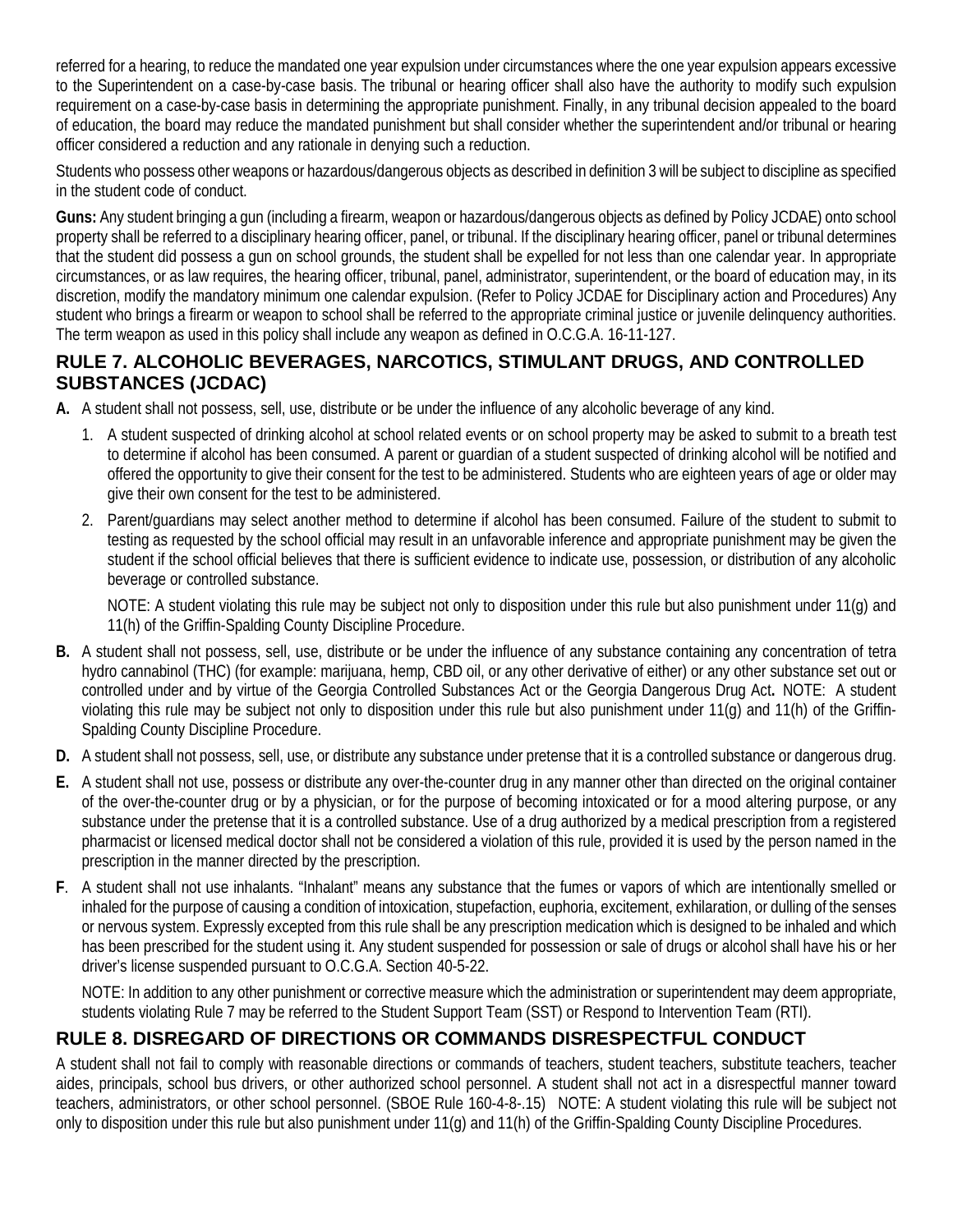referred for a hearing, to reduce the mandated one year expulsion under circumstances where the one year expulsion appears excessive to the Superintendent on a case-by-case basis. The tribunal or hearing officer shall also have the authority to modify such expulsion requirement on a case-by-case basis in determining the appropriate punishment. Finally, in any tribunal decision appealed to the board of education, the board may reduce the mandated punishment but shall consider whether the superintendent and/or tribunal or hearing officer considered a reduction and any rationale in denying such a reduction.

Students who possess other weapons or hazardous/dangerous objects as described in definition 3 will be subject to discipline as specified in the student code of conduct.

**Guns:** Any student bringing a gun (including a firearm, weapon or hazardous/dangerous objects as defined by Policy JCDAE) onto school property shall be referred to a disciplinary hearing officer, panel, or tribunal. If the disciplinary hearing officer, panel or tribunal determines that the student did possess a gun on school grounds, the student shall be expelled for not less than one calendar year. In appropriate circumstances, or as law requires, the hearing officer, tribunal, panel, administrator, superintendent, or the board of education may, in its discretion, modify the mandatory minimum one calendar expulsion. (Refer to Policy JCDAE for Disciplinary action and Procedures) Any student who brings a firearm or weapon to school shall be referred to the appropriate criminal justice or juvenile delinquency authorities. The term weapon as used in this policy shall include any weapon as defined in O.C.G.A. 16-11-127.

## RULE 7. ALCOHOLIC BEVERAGES, NARCOTICS, STIMULANT DRUGS, AND CONTROLLED SUBSTANCES (JCDAC)

**A.** A student shall not possess, sell, use, distribute or be under the influence of any alcoholic beverage of any kind.

1. A student suspected of drinking alcohol at school related events or on school property may be asked to submit to a breath test to determine if alcohol has been consumed. A parent or guardian of a student suspected of drinking alcohol will be notified and offered the opportunity to give their consent for the test to be administered. Students who are eighteen years of age or older may give their own consent for the test to be administered.
2. Parent/guardians may select another method to determine if alcohol has been consumed. Failure of the student to submit to testing as requested by the school official may result in an unfavorable inference and appropriate punishment may be given the student if the school official believes that there is sufficient evidence to indicate use, possession, or distribution of any alcoholic beverage or controlled substance.

   NOTE: A student violating this rule may be subject not only to disposition under this rule but also punishment under 11(g) and 11(h) of the Griffin-Spalding County Discipline Procedure.

**B.** A student shall not possess, sell, use, distribute or be under the influence of any substance containing any concentration of tetra hydro cannabinol (THC) (for example: marijuana, hemp, CBD oil, or any other derivative of either) or any other substance set out or controlled under and by virtue of the Georgia Controlled Substances Act or the Georgia Dangerous Drug Act**.** NOTE: A student violating this rule may be subject not only to disposition under this rule but also punishment under 11(g) and 11(h) of the Griffin-Spalding County Discipline Procedure.

**D.** A student shall not possess, sell, use, or distribute any substance under pretense that it is a controlled substance or dangerous drug.

**E.** A student shall not use, possess or distribute any over-the-counter drug in any manner other than directed on the original container of the over-the-counter drug or by a physician, or for the purpose of becoming intoxicated or for a mood altering purpose, or any substance under the pretense that it is a controlled substance. Use of a drug authorized by a medical prescription from a registered pharmacist or licensed medical doctor shall not be considered a violation of this rule, provided it is used by the person named in the prescription in the manner directed by the prescription.

**F**. A student shall not use inhalants. "Inhalant" means any substance that the fumes or vapors of which are intentionally smelled or inhaled for the purpose of causing a condition of intoxication, stupefaction, euphoria, excitement, exhilaration, or dulling of the senses or nervous system. Expressly excepted from this rule shall be any prescription medication which is designed to be inhaled and which has been prescribed for the student using it. Any student suspended for possession or sale of drugs or alcohol shall have his or her driver's license suspended pursuant to O.C.G.A. Section 40-5-22.

NOTE: In addition to any other punishment or corrective measure which the administration or superintendent may deem appropriate, students violating Rule 7 may be referred to the Student Support Team (SST) or Respond to Intervention Team (RTI).

## RULE 8. DISREGARD OF DIRECTIONS OR COMMANDS DISRESPECTFUL CONDUCT

A student shall not fail to comply with reasonable directions or commands of teachers, student teachers, substitute teachers, teacher aides, principals, school bus drivers, or other authorized school personnel. A student shall not act in a disrespectful manner toward teachers, administrators, or other school personnel. (SBOE Rule 160-4-8-.15) NOTE: A student violating this rule will be subject not only to disposition under this rule but also punishment under 11(g) and 11(h) of the Griffin-Spalding County Discipline Procedures.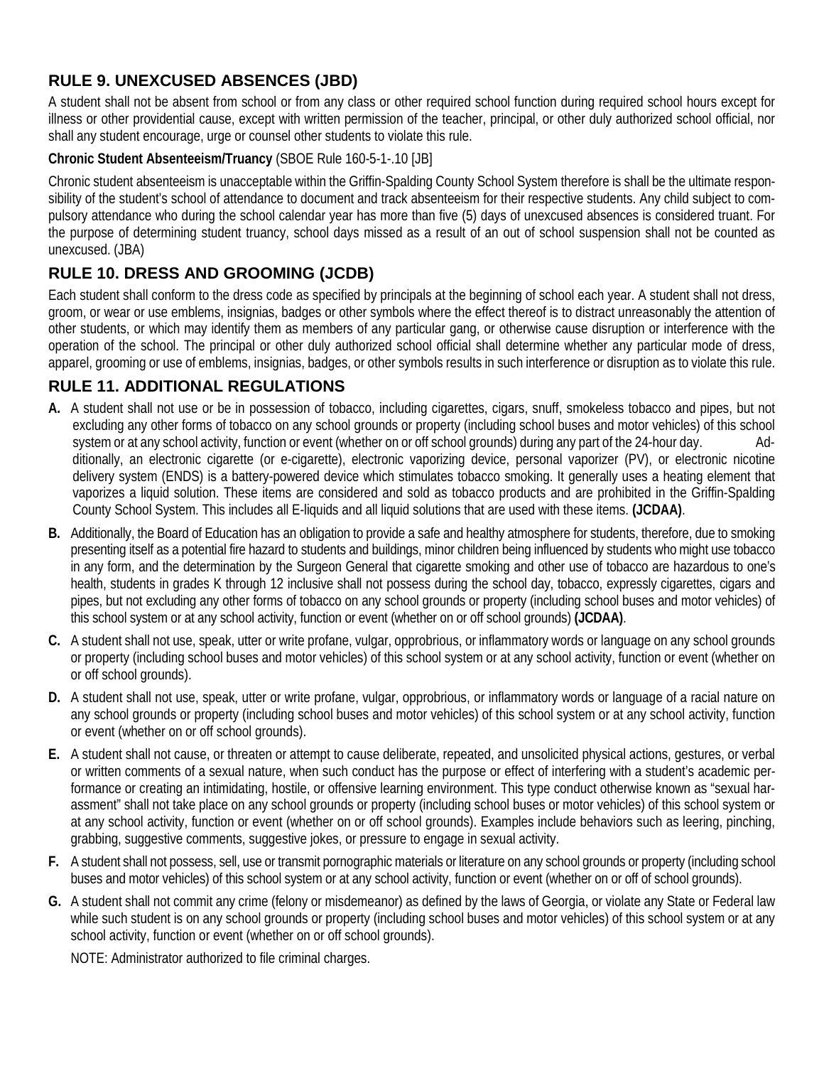## RULE 9. UNEXCUSED ABSENCES (JBD)

A student shall not be absent from school or from any class or other required school function during required school hours except for illness or other providential cause, except with written permission of the teacher, principal, or other duly authorized school official, nor shall any student encourage, urge or counsel other students to violate this rule.

**Chronic Student Absenteeism/Truancy** (SBOE Rule 160-5-1-.10 [JB]

Chronic student absenteeism is unacceptable within the Griffin-Spalding County School System therefore is shall be the ultimate responsibility of the student's school of attendance to document and track absenteeism for their respective students. Any child subject to compulsory attendance who during the school calendar year has more than five (5) days of unexcused absences is considered truant. For the purpose of determining student truancy, school days missed as a result of an out of school suspension shall not be counted as unexcused. (JBA)

## RULE 10. DRESS AND GROOMING (JCDB)

Each student shall conform to the dress code as specified by principals at the beginning of school each year. A student shall not dress, groom, or wear or use emblems, insignias, badges or other symbols where the effect thereof is to distract unreasonably the attention of other students, or which may identify them as members of any particular gang, or otherwise cause disruption or interference with the operation of the school. The principal or other duly authorized school official shall determine whether any particular mode of dress, apparel, grooming or use of emblems, insignias, badges, or other symbols results in such interference or disruption as to violate this rule.

## RULE 11. ADDITIONAL REGULATIONS

**A.** A student shall not use or be in possession of tobacco, including cigarettes, cigars, snuff, smokeless tobacco and pipes, but not excluding any other forms of tobacco on any school grounds or property (including school buses and motor vehicles) of this school system or at any school activity, function or event (whether on or off school grounds) during any part of the 24-hour day. Additionally, an electronic cigarette (or e-cigarette), electronic vaporizing device, personal vaporizer (PV), or electronic nicotine delivery system (ENDS) is a battery-powered device which stimulates tobacco smoking. It generally uses a heating element that vaporizes a liquid solution. These items are considered and sold as tobacco products and are prohibited in the Griffin-Spalding County School System. This includes all E-liquids and all liquid solutions that are used with these items. **(JCDAA)**.

**B.** Additionally, the Board of Education has an obligation to provide a safe and healthy atmosphere for students, therefore, due to smoking presenting itself as a potential fire hazard to students and buildings, minor children being influenced by students who might use tobacco in any form, and the determination by the Surgeon General that cigarette smoking and other use of tobacco are hazardous to one's health, students in grades K through 12 inclusive shall not possess during the school day, tobacco, expressly cigarettes, cigars and pipes, but not excluding any other forms of tobacco on any school grounds or property (including school buses and motor vehicles) of this school system or at any school activity, function or event (whether on or off school grounds) **(JCDAA)**.

**C.** A student shall not use, speak, utter or write profane, vulgar, opprobrious, or inflammatory words or language on any school grounds or property (including school buses and motor vehicles) of this school system or at any school activity, function or event (whether on or off school grounds).

**D.** A student shall not use, speak, utter or write profane, vulgar, opprobrious, or inflammatory words or language of a racial nature on any school grounds or property (including school buses and motor vehicles) of this school system or at any school activity, function or event (whether on or off school grounds).

**E.** A student shall not cause, or threaten or attempt to cause deliberate, repeated, and unsolicited physical actions, gestures, or verbal or written comments of a sexual nature, when such conduct has the purpose or effect of interfering with a student's academic performance or creating an intimidating, hostile, or offensive learning environment. This type conduct otherwise known as "sexual harassment" shall not take place on any school grounds or property (including school buses or motor vehicles) of this school system or at any school activity, function or event (whether on or off school grounds). Examples include behaviors such as leering, pinching, grabbing, suggestive comments, suggestive jokes, or pressure to engage in sexual activity.

**F.** A student shall not possess, sell, use or transmit pornographic materials or literature on any school grounds or property (including school buses and motor vehicles) of this school system or at any school activity, function or event (whether on or off of school grounds).

**G.** A student shall not commit any crime (felony or misdemeanor) as defined by the laws of Georgia, or violate any State or Federal law while such student is on any school grounds or property (including school buses and motor vehicles) of this school system or at any school activity, function or event (whether on or off school grounds).

NOTE: Administrator authorized to file criminal charges.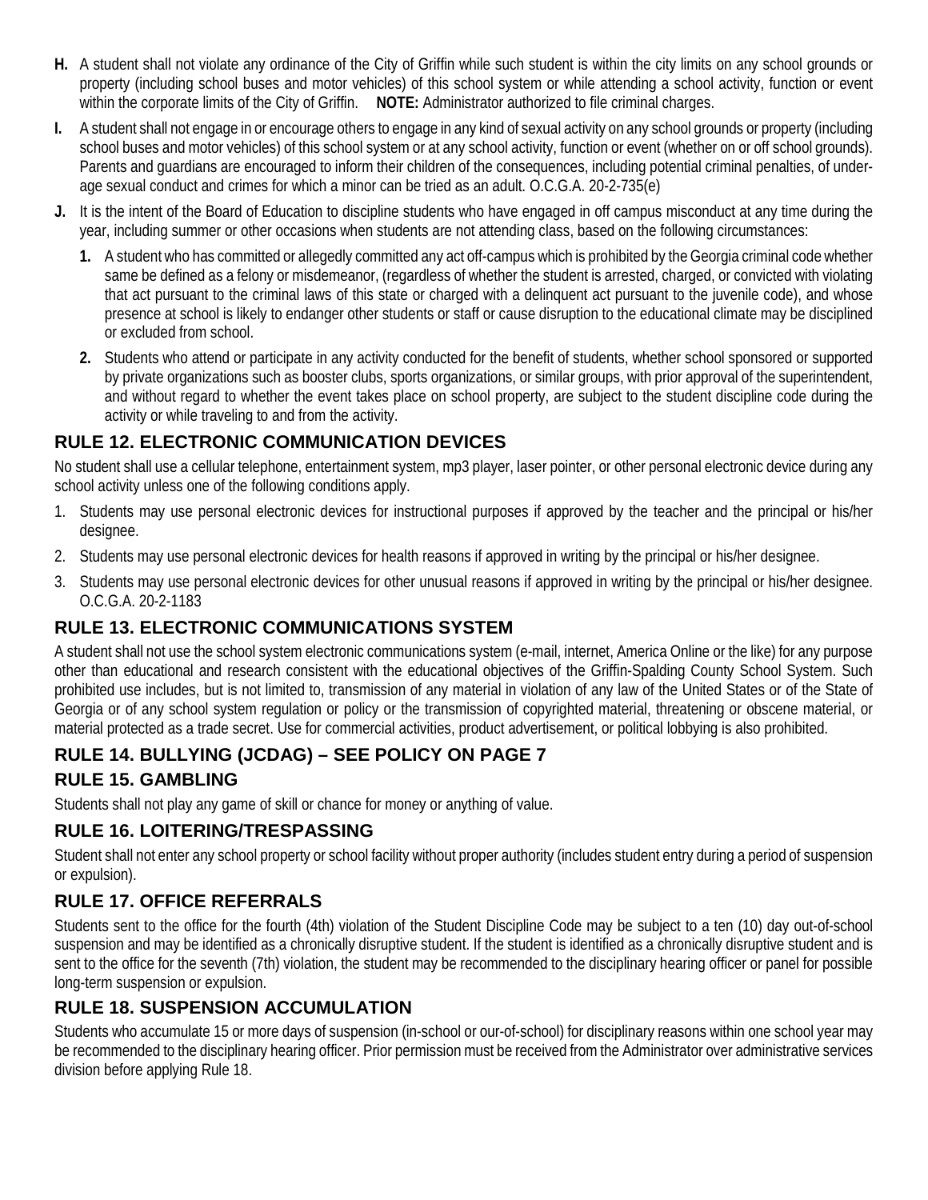**H.** A student shall not violate any ordinance of the City of Griffin while such student is within the city limits on any school grounds or property (including school buses and motor vehicles) of this school system or while attending a school activity, function or event within the corporate limits of the City of Griffin. **NOTE:** Administrator authorized to file criminal charges.

**I.** A student shall not engage in or encourage others to engage in any kind of sexual activity on any school grounds or property (including school buses and motor vehicles) of this school system or at any school activity, function or event (whether on or off school grounds). Parents and guardians are encouraged to inform their children of the consequences, including potential criminal penalties, of underage sexual conduct and crimes for which a minor can be tried as an adult. O.C.G.A. 20-2-735(e)

**J.** It is the intent of the Board of Education to discipline students who have engaged in off campus misconduct at any time during the year, including summer or other occasions when students are not attending class, based on the following circumstances:

1. A student who has committed or allegedly committed any act off-campus which is prohibited by the Georgia criminal code whether same be defined as a felony or misdemeanor, (regardless of whether the student is arrested, charged, or convicted with violating that act pursuant to the criminal laws of this state or charged with a delinquent act pursuant to the juvenile code), and whose presence at school is likely to endanger other students or staff or cause disruption to the educational climate may be disciplined or excluded from school.
2. Students who attend or participate in any activity conducted for the benefit of students, whether school sponsored or supported by private organizations such as booster clubs, sports organizations, or similar groups, with prior approval of the superintendent, and without regard to whether the event takes place on school property, are subject to the student discipline code during the activity or while traveling to and from the activity.

## RULE 12. ELECTRONIC COMMUNICATION DEVICES

No student shall use a cellular telephone, entertainment system, mp3 player, laser pointer, or other personal electronic device during any school activity unless one of the following conditions apply.

1. Students may use personal electronic devices for instructional purposes if approved by the teacher and the principal or his/her designee.
2. Students may use personal electronic devices for health reasons if approved in writing by the principal or his/her designee.
3. Students may use personal electronic devices for other unusual reasons if approved in writing by the principal or his/her designee. O.C.G.A. 20-2-1183

## RULE 13. ELECTRONIC COMMUNICATIONS SYSTEM

A student shall not use the school system electronic communications system (e-mail, internet, America Online or the like) for any purpose other than educational and research consistent with the educational objectives of the Griffin-Spalding County School System. Such prohibited use includes, but is not limited to, transmission of any material in violation of any law of the United States or of the State of Georgia or of any school system regulation or policy or the transmission of copyrighted material, threatening or obscene material, or material protected as a trade secret. Use for commercial activities, product advertisement, or political lobbying is also prohibited.

## RULE 14. BULLYING (JCDAG) – SEE POLICY ON PAGE 7

## RULE 15. GAMBLING

Students shall not play any game of skill or chance for money or anything of value.

## RULE 16. LOITERING/TRESPASSING

Student shall not enter any school property or school facility without proper authority (includes student entry during a period of suspension or expulsion).

## RULE 17. OFFICE REFERRALS

Students sent to the office for the fourth (4th) violation of the Student Discipline Code may be subject to a ten (10) day out-of-school suspension and may be identified as a chronically disruptive student. If the student is identified as a chronically disruptive student and is sent to the office for the seventh (7th) violation, the student may be recommended to the disciplinary hearing officer or panel for possible long-term suspension or expulsion.

## RULE 18. SUSPENSION ACCUMULATION

Students who accumulate 15 or more days of suspension (in-school or our-of-school) for disciplinary reasons within one school year may be recommended to the disciplinary hearing officer. Prior permission must be received from the Administrator over administrative services division before applying Rule 18.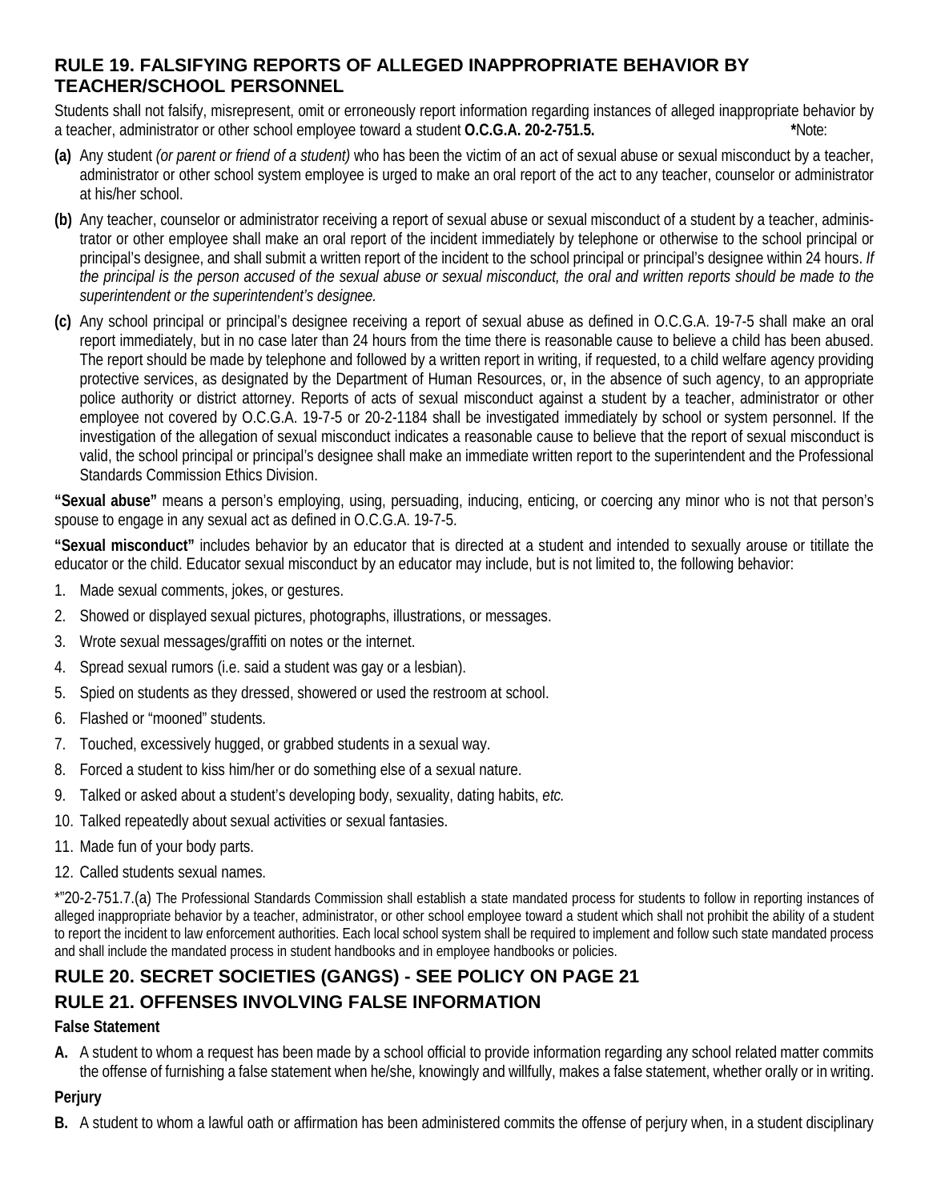## RULE 19. FALSIFYING REPORTS OF ALLEGED INAPPROPRIATE BEHAVIOR BY TEACHER/SCHOOL PERSONNEL

Students shall not falsify, misrepresent, omit or erroneously report information regarding instances of alleged inappropriate behavior by a teacher, administrator or other school employee toward a student **O.C.G.A. 20-2-751.5.** ***Note**:

**(a)** Any student *(or parent or friend of a student)* who has been the victim of an act of sexual abuse or sexual misconduct by a teacher, administrator or other school system employee is urged to make an oral report of the act to any teacher, counselor or administrator at his/her school.

**(b)** Any teacher, counselor or administrator receiving a report of sexual abuse or sexual misconduct of a student by a teacher, administrator or other employee shall make an oral report of the incident immediately by telephone or otherwise to the school principal or principal's designee, and shall submit a written report of the incident to the school principal or principal's designee within 24 hours. *If the principal is the person accused of the sexual abuse or sexual misconduct, the oral and written reports should be made to the superintendent or the superintendent's designee.*

**(c)** Any school principal or principal's designee receiving a report of sexual abuse as defined in O.C.G.A. 19-7-5 shall make an oral report immediately, but in no case later than 24 hours from the time there is reasonable cause to believe a child has been abused. The report should be made by telephone and followed by a written report in writing, if requested, to a child welfare agency providing protective services, as designated by the Department of Human Resources, or, in the absence of such agency, to an appropriate police authority or district attorney. Reports of acts of sexual misconduct against a student by a teacher, administrator or other employee not covered by O.C.G.A. 19-7-5 or 20-2-1184 shall be investigated immediately by school or system personnel. If the investigation of the allegation of sexual misconduct indicates a reasonable cause to believe that the report of sexual misconduct is valid, the school principal or principal's designee shall make an immediate written report to the superintendent and the Professional Standards Commission Ethics Division.

**"Sexual abuse"** means a person's employing, using, persuading, inducing, enticing, or coercing any minor who is not that person's spouse to engage in any sexual act as defined in O.C.G.A. 19-7-5.

**"Sexual misconduct"** includes behavior by an educator that is directed at a student and intended to sexually arouse or titillate the educator or the child. Educator sexual misconduct by an educator may include, but is not limited to, the following behavior:

1. Made sexual comments, jokes, or gestures.
2. Showed or displayed sexual pictures, photographs, illustrations, or messages.
3. Wrote sexual messages/graffiti on notes or the internet.
4. Spread sexual rumors (i.e. said a student was gay or a lesbian).
5. Spied on students as they dressed, showered or used the restroom at school.
6. Flashed or "mooned" students.
7. Touched, excessively hugged, or grabbed students in a sexual way.
8. Forced a student to kiss him/her or do something else of a sexual nature.
9. Talked or asked about a student's developing body, sexuality, dating habits, *etc.*
10. Talked repeatedly about sexual activities or sexual fantasies.
11. Made fun of your body parts.
12. Called students sexual names.

*"20-2-751.7.(a) The Professional Standards Commission shall establish a state mandated process for students to follow in reporting instances of alleged inappropriate behavior by a teacher, administrator, or other school employee toward a student which shall not prohibit the ability of a student to report the incident to law enforcement authorities. Each local school system shall be required to implement and follow such state mandated process and shall include the mandated process in student handbooks and in employee handbooks or policies.

## RULE 20. SECRET SOCIETIES (GANGS) - SEE POLICY ON PAGE 21

## RULE 21. OFFENSES INVOLVING FALSE INFORMATION

**False Statement**

**A.** A student to whom a request has been made by a school official to provide information regarding any school related matter commits the offense of furnishing a false statement when he/she, knowingly and willfully, makes a false statement, whether orally or in writing.

**Perjury**

**B.** A student to whom a lawful oath or affirmation has been administered commits the offense of perjury when, in a student disciplinary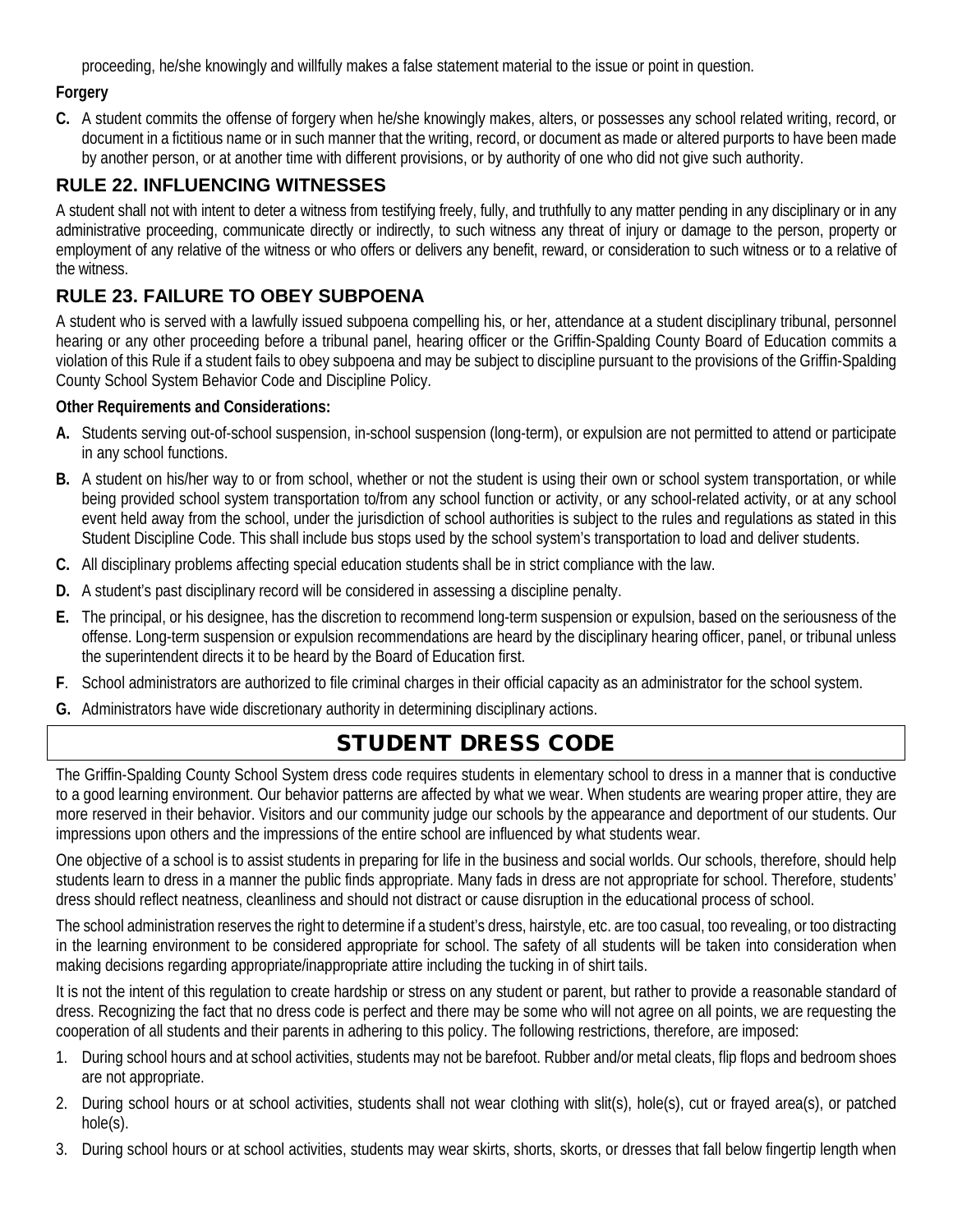proceeding, he/she knowingly and willfully makes a false statement material to the issue or point in question.

**Forgery**

**C.** A student commits the offense of forgery when he/she knowingly makes, alters, or possesses any school related writing, record, or document in a fictitious name or in such manner that the writing, record, or document as made or altered purports to have been made by another person, or at another time with different provisions, or by authority of one who did not give such authority.

## RULE 22. INFLUENCING WITNESSES

A student shall not with intent to deter a witness from testifying freely, fully, and truthfully to any matter pending in any disciplinary or in any administrative proceeding, communicate directly or indirectly, to such witness any threat of injury or damage to the person, property or employment of any relative of the witness or who offers or delivers any benefit, reward, or consideration to such witness or to a relative of the witness.

## RULE 23. FAILURE TO OBEY SUBPOENA

A student who is served with a lawfully issued subpoena compelling his, or her, attendance at a student disciplinary tribunal, personnel hearing or any other proceeding before a tribunal panel, hearing officer or the Griffin-Spalding County Board of Education commits a violation of this Rule if a student fails to obey subpoena and may be subject to discipline pursuant to the provisions of the Griffin-Spalding County School System Behavior Code and Discipline Policy.

**Other Requirements and Considerations:**

**A.** Students serving out-of-school suspension, in-school suspension (long-term), or expulsion are not permitted to attend or participate in any school functions.

**B.** A student on his/her way to or from school, whether or not the student is using their own or school system transportation, or while being provided school system transportation to/from any school function or activity, or any school-related activity, or at any school event held away from the school, under the jurisdiction of school authorities is subject to the rules and regulations as stated in this Student Discipline Code. This shall include bus stops used by the school system's transportation to load and deliver students.

**C.** All disciplinary problems affecting special education students shall be in strict compliance with the law.

**D.** A student's past disciplinary record will be considered in assessing a discipline penalty.

**E.** The principal, or his designee, has the discretion to recommend long-term suspension or expulsion, based on the seriousness of the offense. Long-term suspension or expulsion recommendations are heard by the disciplinary hearing officer, panel, or tribunal unless the superintendent directs it to be heard by the Board of Education first.

**F**. School administrators are authorized to file criminal charges in their official capacity as an administrator for the school system.

**G.** Administrators have wide discretionary authority in determining disciplinary actions.

# STUDENT DRESS CODE

The Griffin-Spalding County School System dress code requires students in elementary school to dress in a manner that is conductive to a good learning environment. Our behavior patterns are affected by what we wear. When students are wearing proper attire, they are more reserved in their behavior. Visitors and our community judge our schools by the appearance and deportment of our students. Our impressions upon others and the impressions of the entire school are influenced by what students wear.

One objective of a school is to assist students in preparing for life in the business and social worlds. Our schools, therefore, should help students learn to dress in a manner the public finds appropriate. Many fads in dress are not appropriate for school. Therefore, students' dress should reflect neatness, cleanliness and should not distract or cause disruption in the educational process of school.

The school administration reserves the right to determine if a student's dress, hairstyle, etc. are too casual, too revealing, or too distracting in the learning environment to be considered appropriate for school. The safety of all students will be taken into consideration when making decisions regarding appropriate/inappropriate attire including the tucking in of shirt tails.

It is not the intent of this regulation to create hardship or stress on any student or parent, but rather to provide a reasonable standard of dress. Recognizing the fact that no dress code is perfect and there may be some who will not agree on all points, we are requesting the cooperation of all students and their parents in adhering to this policy. The following restrictions, therefore, are imposed:

1. During school hours and at school activities, students may not be barefoot. Rubber and/or metal cleats, flip flops and bedroom shoes are not appropriate.
2. During school hours or at school activities, students shall not wear clothing with slit(s), hole(s), cut or frayed area(s), or patched hole(s).
3. During school hours or at school activities, students may wear skirts, shorts, skorts, or dresses that fall below fingertip length when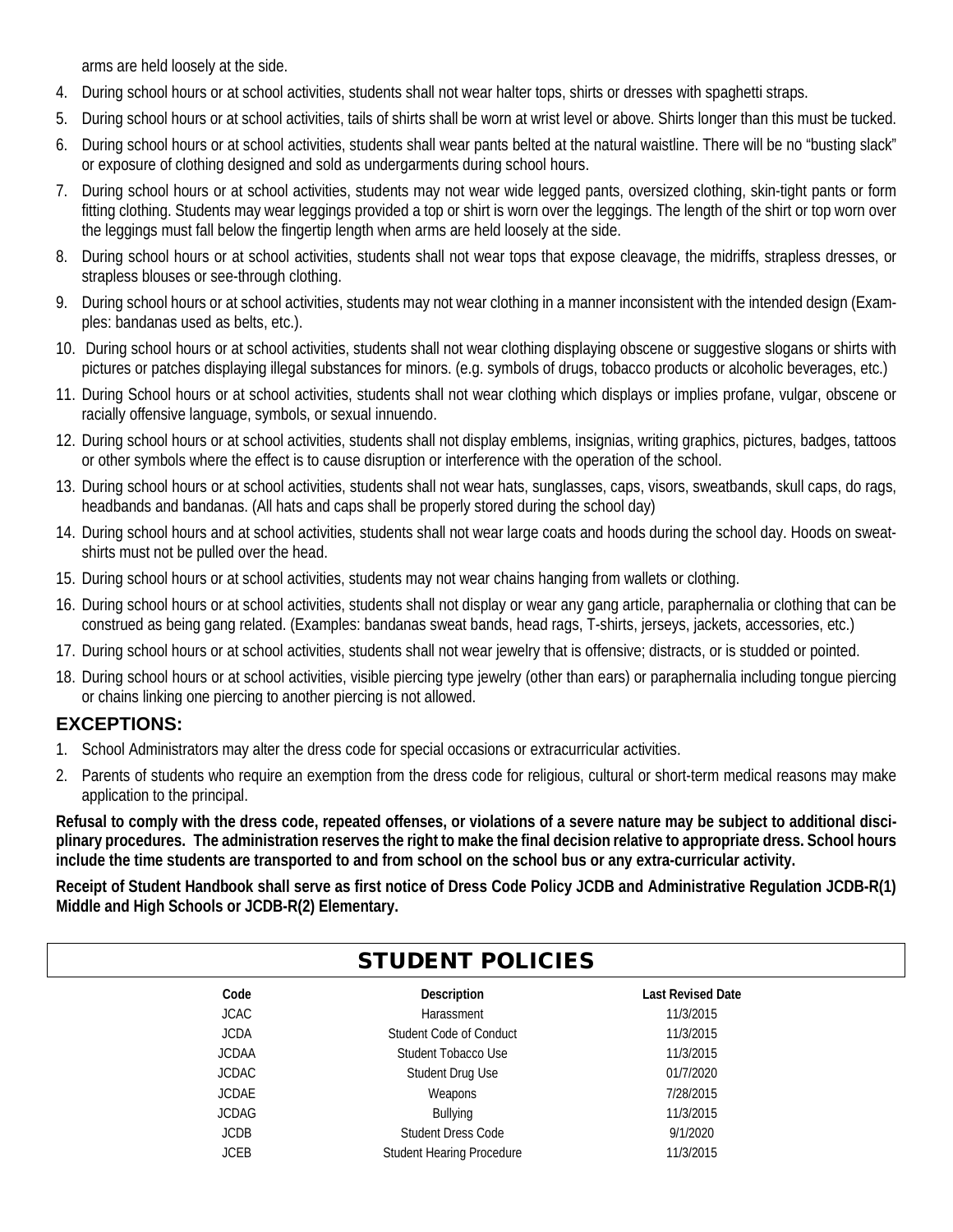arms are held loosely at the side.

4. During school hours or at school activities, students shall not wear halter tops, shirts or dresses with spaghetti straps.
5. During school hours or at school activities, tails of shirts shall be worn at wrist level or above. Shirts longer than this must be tucked.
6. During school hours or at school activities, students shall wear pants belted at the natural waistline. There will be no "busting slack" or exposure of clothing designed and sold as undergarments during school hours.
7. During school hours or at school activities, students may not wear wide legged pants, oversized clothing, skin-tight pants or form fitting clothing. Students may wear leggings provided a top or shirt is worn over the leggings. The length of the shirt or top worn over the leggings must fall below the fingertip length when arms are held loosely at the side.
8. During school hours or at school activities, students shall not wear tops that expose cleavage, the midriffs, strapless dresses, or strapless blouses or see-through clothing.
9. During school hours or at school activities, students may not wear clothing in a manner inconsistent with the intended design (Examples: bandanas used as belts, etc.).
10. During school hours or at school activities, students shall not wear clothing displaying obscene or suggestive slogans or shirts with pictures or patches displaying illegal substances for minors. (e.g. symbols of drugs, tobacco products or alcoholic beverages, etc.)
11. During School hours or at school activities, students shall not wear clothing which displays or implies profane, vulgar, obscene or racially offensive language, symbols, or sexual innuendo.
12. During school hours or at school activities, students shall not display emblems, insignias, writing graphics, pictures, badges, tattoos or other symbols where the effect is to cause disruption or interference with the operation of the school.
13. During school hours or at school activities, students shall not wear hats, sunglasses, caps, visors, sweatbands, skull caps, do rags, headbands and bandanas. (All hats and caps shall be properly stored during the school day)
14. During school hours and at school activities, students shall not wear large coats and hoods during the school day. Hoods on sweatshirts must not be pulled over the head.
15. During school hours or at school activities, students may not wear chains hanging from wallets or clothing.
16. During school hours or at school activities, students shall not display or wear any gang article, paraphernalia or clothing that can be construed as being gang related. (Examples: bandanas sweat bands, head rags, T-shirts, jerseys, jackets, accessories, etc.)
17. During school hours or at school activities, students shall not wear jewelry that is offensive; distracts, or is studded or pointed.
18. During school hours or at school activities, visible piercing type jewelry (other than ears) or paraphernalia including tongue piercing or chains linking one piercing to another piercing is not allowed.

## EXCEPTIONS:

1. School Administrators may alter the dress code for special occasions or extracurricular activities.
2. Parents of students who require an exemption from the dress code for religious, cultural or short-term medical reasons may make application to the principal.

**Refusal to comply with the dress code, repeated offenses, or violations of a severe nature may be subject to additional disciplinary procedures. The administration reserves the right to make the final decision relative to appropriate dress. School hours include the time students are transported to and from school on the school bus or any extra-curricular activity.**

**Receipt of Student Handbook shall serve as first notice of Dress Code Policy JCDB and Administrative Regulation JCDB-R(1) Middle and High Schools or JCDB-R(2) Elementary.**

## STUDENT POLICIES

| Code | Description | Last Revised Date |
|---|---|---|
| JCAC | Harassment | 11/3/2015 |
| JCDA | Student Code of Conduct | 11/3/2015 |
| JCDAA | Student Tobacco Use | 11/3/2015 |
| JCDAC | Student Drug Use | 01/7/2020 |
| JCDAE | Weapons | 7/28/2015 |
| JCDAG | Bullying | 11/3/2015 |
| JCDB | Student Dress Code | 9/1/2020 |
| JCEB | Student Hearing Procedure | 11/3/2015 |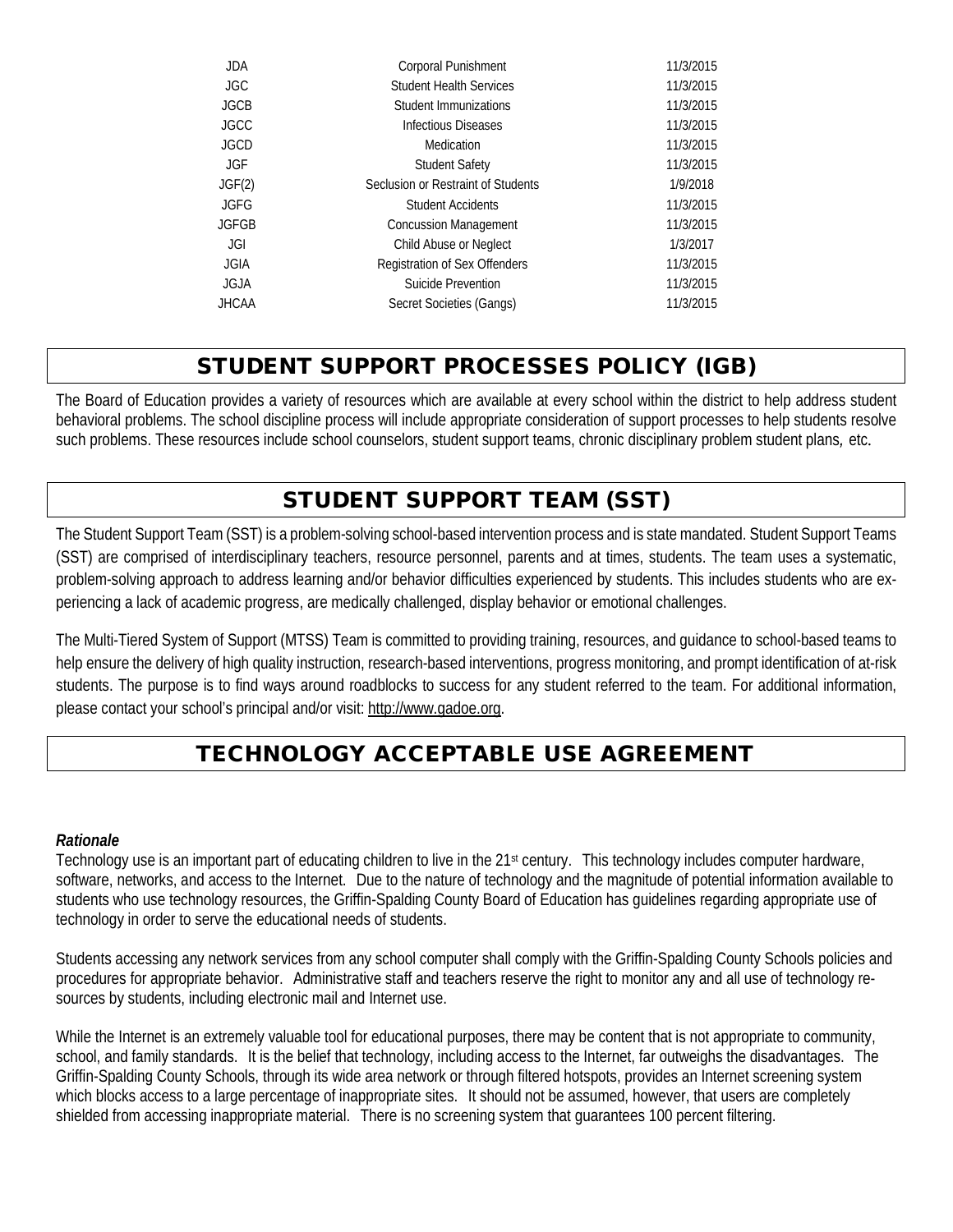| | | |
|---|---|---|
| JDA | Corporal Punishment | 11/3/2015 |
| JGC | Student Health Services | 11/3/2015 |
| JGCB | Student Immunizations | 11/3/2015 |
| JGCC | Infectious Diseases | 11/3/2015 |
| JGCD | Medication | 11/3/2015 |
| JGF | Student Safety | 11/3/2015 |
| JGF(2) | Seclusion or Restraint of Students | 1/9/2018 |
| JGFG | Student Accidents | 11/3/2015 |
| JGFGB | Concussion Management | 11/3/2015 |
| JGI | Child Abuse or Neglect | 1/3/2017 |
| JGIA | Registration of Sex Offenders | 11/3/2015 |
| JGJA | Suicide Prevention | 11/3/2015 |
| JHCAA | Secret Societies (Gangs) | 11/3/2015 |

# STUDENT SUPPORT PROCESSES POLICY (IGB)

The Board of Education provides a variety of resources which are available at every school within the district to help address student behavioral problems. The school discipline process will include appropriate consideration of support processes to help students resolve such problems. These resources include school counselors, student support teams, chronic disciplinary problem student plans, etc.

# STUDENT SUPPORT TEAM (SST)

The Student Support Team (SST) is a problem-solving school-based intervention process and is state mandated. Student Support Teams (SST) are comprised of interdisciplinary teachers, resource personnel, parents and at times, students. The team uses a systematic, problem-solving approach to address learning and/or behavior difficulties experienced by students. This includes students who are experiencing a lack of academic progress, are medically challenged, display behavior or emotional challenges.

The Multi-Tiered System of Support (MTSS) Team is committed to providing training, resources, and guidance to school-based teams to help ensure the delivery of high quality instruction, research-based interventions, progress monitoring, and prompt identification of at-risk students. The purpose is to find ways around roadblocks to success for any student referred to the team. For additional information, please contact your school's principal and/or visit: http://www.gadoe.org.

# TECHNOLOGY ACCEPTABLE USE AGREEMENT

***Rationale***

Technology use is an important part of educating children to live in the 21st century. This technology includes computer hardware, software, networks, and access to the Internet. Due to the nature of technology and the magnitude of potential information available to students who use technology resources, the Griffin-Spalding County Board of Education has guidelines regarding appropriate use of technology in order to serve the educational needs of students.

Students accessing any network services from any school computer shall comply with the Griffin-Spalding County Schools policies and procedures for appropriate behavior. Administrative staff and teachers reserve the right to monitor any and all use of technology resources by students, including electronic mail and Internet use.

While the Internet is an extremely valuable tool for educational purposes, there may be content that is not appropriate to community, school, and family standards. It is the belief that technology, including access to the Internet, far outweighs the disadvantages. The Griffin-Spalding County Schools, through its wide area network or through filtered hotspots, provides an Internet screening system which blocks access to a large percentage of inappropriate sites. It should not be assumed, however, that users are completely shielded from accessing inappropriate material. There is no screening system that guarantees 100 percent filtering.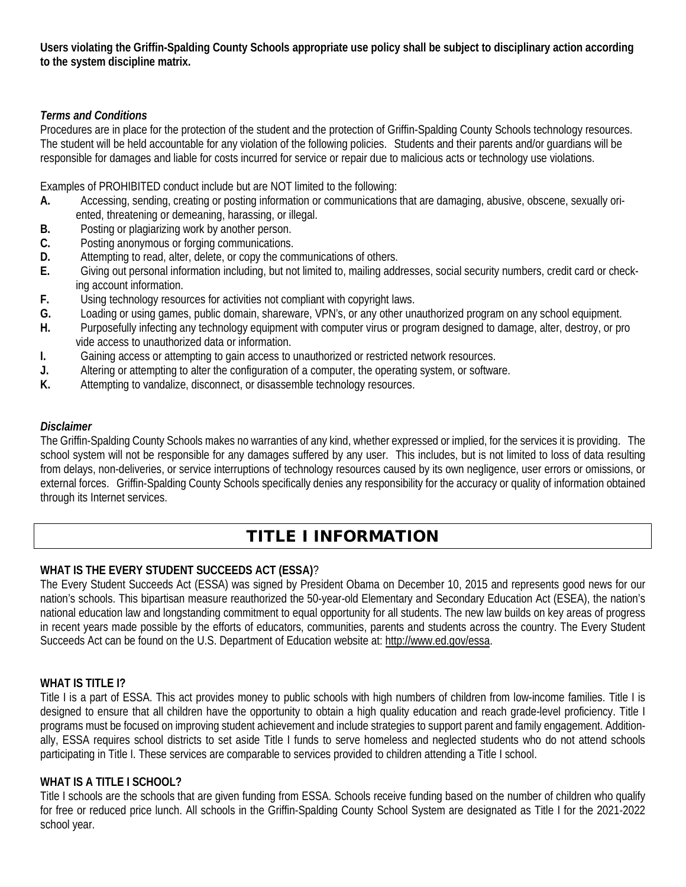**Users violating the Griffin-Spalding County Schools appropriate use policy shall be subject to disciplinary action according to the system discipline matrix.**

***Terms and Conditions***

Procedures are in place for the protection of the student and the protection of Griffin-Spalding County Schools technology resources. The student will be held accountable for any violation of the following policies. Students and their parents and/or guardians will be responsible for damages and liable for costs incurred for service or repair due to malicious acts or technology use violations.

Examples of PROHIBITED conduct include but are NOT limited to the following:

**A.** Accessing, sending, creating or posting information or communications that are damaging, abusive, obscene, sexually oriented, threatening or demeaning, harassing, or illegal.
**B.** Posting or plagiarizing work by another person.
**C.** Posting anonymous or forging communications.
**D.** Attempting to read, alter, delete, or copy the communications of others.
**E.** Giving out personal information including, but not limited to, mailing addresses, social security numbers, credit card or checking account information.
**F.** Using technology resources for activities not compliant with copyright laws.
**G.** Loading or using games, public domain, shareware, VPN's, or any other unauthorized program on any school equipment.
**H.** Purposefully infecting any technology equipment with computer virus or program designed to damage, alter, destroy, or provide access to unauthorized data or information.
**I.** Gaining access or attempting to gain access to unauthorized or restricted network resources.
**J.** Altering or attempting to alter the configuration of a computer, the operating system, or software.
**K.** Attempting to vandalize, disconnect, or disassemble technology resources.

***Disclaimer***

The Griffin-Spalding County Schools makes no warranties of any kind, whether expressed or implied, for the services it is providing. The school system will not be responsible for any damages suffered by any user. This includes, but is not limited to loss of data resulting from delays, non-deliveries, or service interruptions of technology resources caused by its own negligence, user errors or omissions, or external forces. Griffin-Spalding County Schools specifically denies any responsibility for the accuracy or quality of information obtained through its Internet services.

# TITLE I INFORMATION

**WHAT IS THE EVERY STUDENT SUCCEEDS ACT (ESSA)**?

The Every Student Succeeds Act (ESSA) was signed by President Obama on December 10, 2015 and represents good news for our nation's schools. This bipartisan measure reauthorized the 50-year-old Elementary and Secondary Education Act (ESEA), the nation's national education law and longstanding commitment to equal opportunity for all students. The new law builds on key areas of progress in recent years made possible by the efforts of educators, communities, parents and students across the country. The Every Student Succeeds Act can be found on the U.S. Department of Education website at: http://www.ed.gov/essa.

**WHAT IS TITLE I?**

Title I is a part of ESSA. This act provides money to public schools with high numbers of children from low-income families. Title I is designed to ensure that all children have the opportunity to obtain a high quality education and reach grade-level proficiency. Title I programs must be focused on improving student achievement and include strategies to support parent and family engagement. Additionally, ESSA requires school districts to set aside Title I funds to serve homeless and neglected students who do not attend schools participating in Title I. These services are comparable to services provided to children attending a Title I school.

**WHAT IS A TITLE I SCHOOL?**

Title I schools are the schools that are given funding from ESSA. Schools receive funding based on the number of children who qualify for free or reduced price lunch. All schools in the Griffin-Spalding County School System are designated as Title I for the 2021-2022 school year.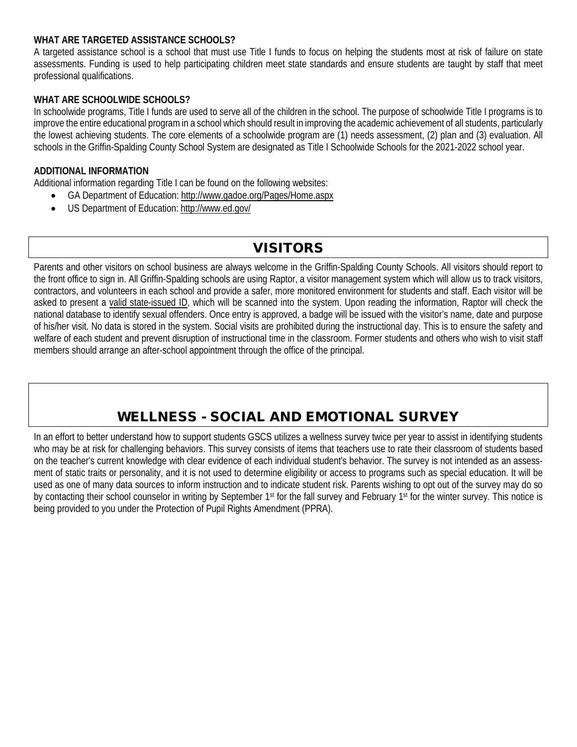**WHAT ARE TARGETED ASSISTANCE SCHOOLS?**

A targeted assistance school is a school that must use Title I funds to focus on helping the students most at risk of failure on state assessments. Funding is used to help participating children meet state standards and ensure students are taught by staff that meet professional qualifications.

**WHAT ARE SCHOOLWIDE SCHOOLS?**

In schoolwide programs, Title I funds are used to serve all of the children in the school. The purpose of schoolwide Title I programs is to improve the entire educational program in a school which should result in improving the academic achievement of all students, particularly the lowest achieving students. The core elements of a schoolwide program are (1) needs assessment, (2) plan and (3) evaluation. All schools in the Griffin-Spalding County School System are designated as Title I Schoolwide Schools for the 2021-2022 school year.

**ADDITIONAL INFORMATION**

Additional information regarding Title I can be found on the following websites:

- GA Department of Education: http://www.gadoe.org/Pages/Home.aspx
- US Department of Education: http://www.ed.gov/

## VISITORS

Parents and other visitors on school business are always welcome in the Griffin-Spalding County Schools. All visitors should report to the front office to sign in. All Griffin-Spalding schools are using Raptor, a visitor management system which will allow us to track visitors, contractors, and volunteers in each school and provide a safer, more monitored environment for students and staff. Each visitor will be asked to present a valid state-issued ID, which will be scanned into the system. Upon reading the information, Raptor will check the national database to identify sexual offenders. Once entry is approved, a badge will be issued with the visitor's name, date and purpose of his/her visit. No data is stored in the system. Social visits are prohibited during the instructional day. This is to ensure the safety and welfare of each student and prevent disruption of instructional time in the classroom. Former students and others who wish to visit staff members should arrange an after-school appointment through the office of the principal.

## WELLNESS - SOCIAL AND EMOTIONAL SURVEY

In an effort to better understand how to support students GSCS utilizes a wellness survey twice per year to assist in identifying students who may be at risk for challenging behaviors. This survey consists of items that teachers use to rate their classroom of students based on the teacher's current knowledge with clear evidence of each individual student's behavior. The survey is not intended as an assessment of static traits or personality, and it is not used to determine eligibility or access to programs such as special education. It will be used as one of many data sources to inform instruction and to indicate student risk. Parents wishing to opt out of the survey may do so by contacting their school counselor in writing by September 1st for the fall survey and February 1st for the winter survey. This notice is being provided to you under the Protection of Pupil Rights Amendment (PPRA).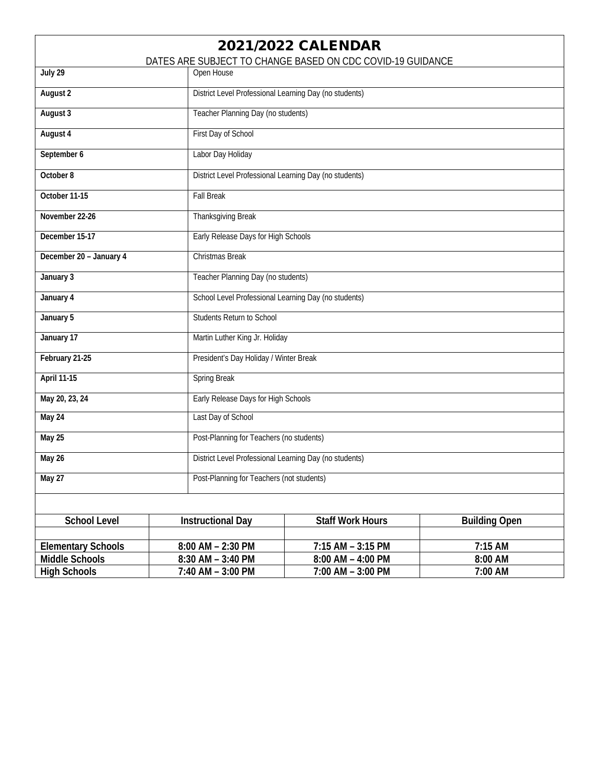# 2021/2022 CALENDAR

DATES ARE SUBJECT TO CHANGE BASED ON CDC COVID-19 GUIDANCE

| Date | Event |
|---|---|
| **July 29** | Open House |
| **August 2** | District Level Professional Learning Day (no students) |
| **August 3** | Teacher Planning Day (no students) |
| **August 4** | First Day of School |
| **September 6** | Labor Day Holiday |
| **October 8** | District Level Professional Learning Day (no students) |
| **October 11-15** | Fall Break |
| **November 22-26** | Thanksgiving Break |
| **December 15-17** | Early Release Days for High Schools |
| **December 20 – January 4** | Christmas Break |
| **January 3** | Teacher Planning Day (no students) |
| **January 4** | School Level Professional Learning Day (no students) |
| **January 5** | Students Return to School |
| **January 17** | Martin Luther King Jr. Holiday |
| **February 21-25** | President's Day Holiday / Winter Break |
| **April 11-15** | Spring Break |
| **May 20, 23, 24** | Early Release Days for High Schools |
| **May 24** | Last Day of School |
| **May 25** | Post-Planning for Teachers (no students) |
| **May 26** | District Level Professional Learning Day (no students) |
| **May 27** | Post-Planning for Teachers (not students) |

| School Level | Instructional Day | Staff Work Hours | Building Open |
|---|---|---|---|
| **Elementary Schools** | **8:00 AM – 2:30 PM** | **7:15 AM – 3:15 PM** | **7:15 AM** |
| **Middle Schools** | **8:30 AM – 3:40 PM** | **8:00 AM – 4:00 PM** | **8:00 AM** |
| **High Schools** | **7:40 AM – 3:00 PM** | **7:00 AM – 3:00 PM** | **7:00 AM** |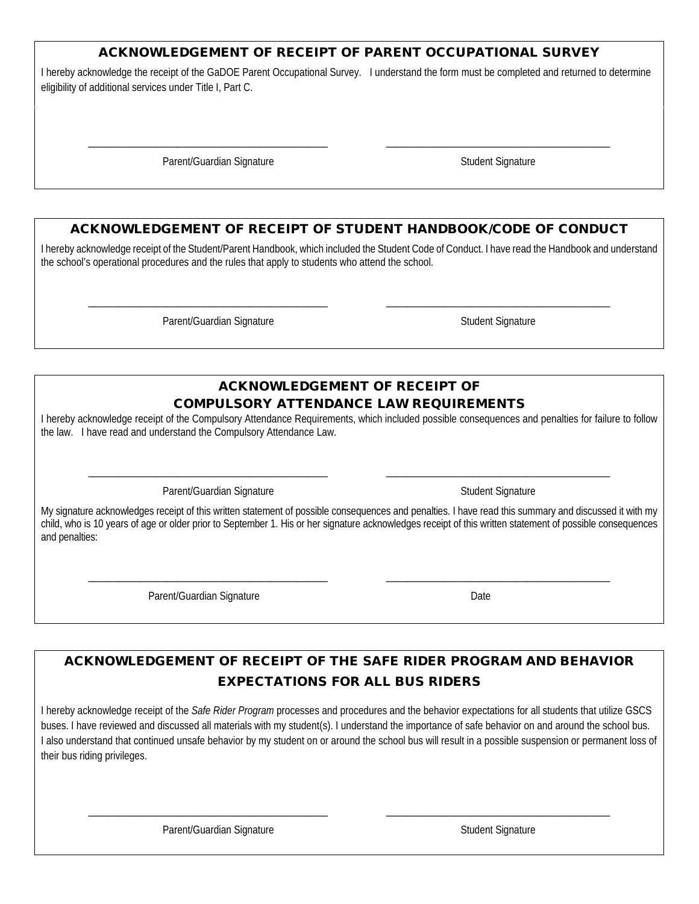## ACKNOWLEDGEMENT OF RECEIPT OF PARENT OCCUPATIONAL SURVEY

I hereby acknowledge the receipt of the GaDOE Parent Occupational Survey. I understand the form must be completed and returned to determine eligibility of additional services under Title I, Part C.

______________________________ ______________________________

Parent/Guardian Signature Student Signature

## ACKNOWLEDGEMENT OF RECEIPT OF STUDENT HANDBOOK/CODE OF CONDUCT

I hereby acknowledge receipt of the Student/Parent Handbook, which included the Student Code of Conduct. I have read the Handbook and understand the school's operational procedures and the rules that apply to students who attend the school.

______________________________ ______________________________

Parent/Guardian Signature Student Signature

## ACKNOWLEDGEMENT OF RECEIPT OF COMPULSORY ATTENDANCE LAW REQUIREMENTS

I hereby acknowledge receipt of the Compulsory Attendance Requirements, which included possible consequences and penalties for failure to follow the law. I have read and understand the Compulsory Attendance Law.

______________________________ ______________________________

Parent/Guardian Signature Student Signature

My signature acknowledges receipt of this written statement of possible consequences and penalties. I have read this summary and discussed it with my child, who is 10 years of age or older prior to September 1. His or her signature acknowledges receipt of this written statement of possible consequences and penalties:

______________________________ ______________________________

Parent/Guardian Signature Date

## ACKNOWLEDGEMENT OF RECEIPT OF THE SAFE RIDER PROGRAM AND BEHAVIOR EXPECTATIONS FOR ALL BUS RIDERS

I hereby acknowledge receipt of the *Safe Rider Program* processes and procedures and the behavior expectations for all students that utilize GSCS buses. I have reviewed and discussed all materials with my student(s). I understand the importance of safe behavior on and around the school bus. I also understand that continued unsafe behavior by my student on or around the school bus will result in a possible suspension or permanent loss of their bus riding privileges.

______________________________ ______________________________

Parent/Guardian Signature Student Signature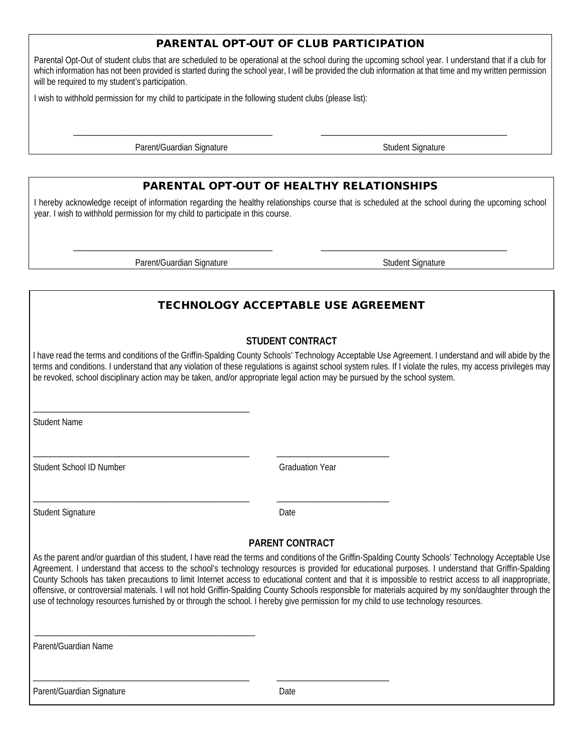## PARENTAL OPT-OUT OF CLUB PARTICIPATION

Parental Opt-Out of student clubs that are scheduled to be operational at the school during the upcoming school year. I understand that if a club for which information has not been provided is started during the school year, I will be provided the club information at that time and my written permission will be required to my student's participation.

I wish to withhold permission for my child to participate in the following student clubs (please list):

_______________________________________________ _______________________________________________

Parent/Guardian Signature Student Signature

## PARENTAL OPT-OUT OF HEALTHY RELATIONSHIPS

I hereby acknowledge receipt of information regarding the healthy relationships course that is scheduled at the school during the upcoming school year. I wish to withhold permission for my child to participate in this course.

_______________________________________________ _______________________________________________

Parent/Guardian Signature Student Signature

## TECHNOLOGY ACCEPTABLE USE AGREEMENT

### STUDENT CONTRACT

I have read the terms and conditions of the Griffin-Spalding County Schools' Technology Acceptable Use Agreement. I understand and will abide by the terms and conditions. I understand that any violation of these regulations is against school system rules. If I violate the rules, my access privileges may be revoked, school disciplinary action may be taken, and/or appropriate legal action may be pursued by the school system.

_______________________________________________

Student Name

_______________________________________________ __________________________

Student School ID Number Graduation Year

_______________________________________________ __________________________

Student Signature Date

### PARENT CONTRACT

As the parent and/or guardian of this student, I have read the terms and conditions of the Griffin-Spalding County Schools' Technology Acceptable Use Agreement. I understand that access to the school's technology resources is provided for educational purposes. I understand that Griffin-Spalding County Schools has taken precautions to limit Internet access to educational content and that it is impossible to restrict access to all inappropriate, offensive, or controversial materials. I will not hold Griffin-Spalding County Schools responsible for materials acquired by my son/daughter through the use of technology resources furnished by or through the school. I hereby give permission for my child to use technology resources.

_______________________________________________

Parent/Guardian Name

_______________________________________________ __________________________

Parent/Guardian Signature Date